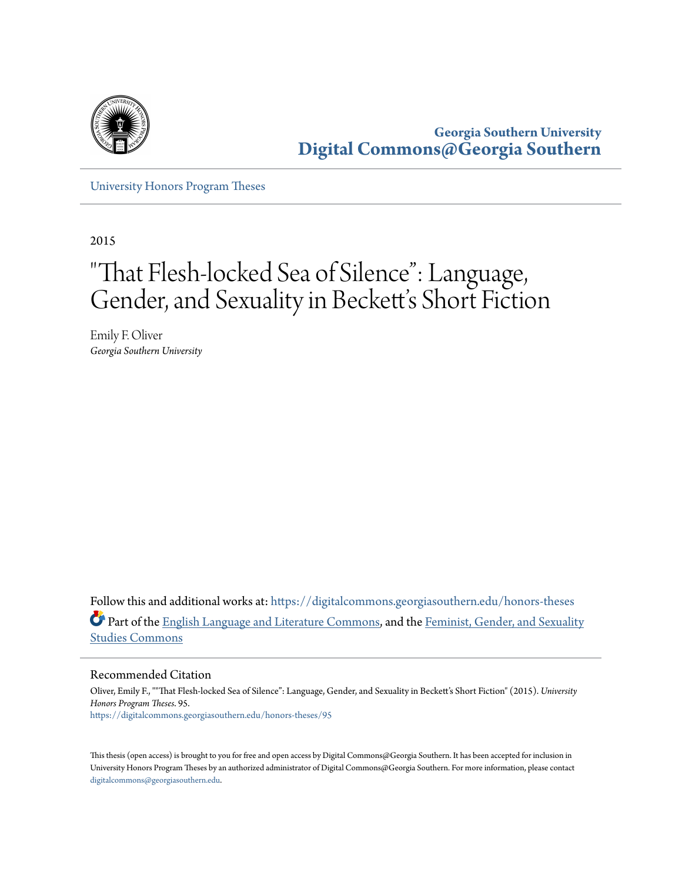Georgia Southern University
**Digital Commons@Georgia Southern**

University Honors Program Theses

2015

# "That Flesh-locked Sea of Silence": Language, Gender, and Sexuality in Beckett's Short Fiction

Emily F. Oliver
*Georgia Southern University*

Follow this and additional works at: https://digitalcommons.georgiasouthern.edu/honors-theses

Part of the English Language and Literature Commons, and the Feminist, Gender, and Sexuality Studies Commons

## Recommended Citation

Oliver, Emily F., ""That Flesh-locked Sea of Silence": Language, Gender, and Sexuality in Beckett's Short Fiction" (2015). *University Honors Program Theses*. 95.
https://digitalcommons.georgiasouthern.edu/honors-theses/95

This thesis (open access) is brought to you for free and open access by Digital Commons@Georgia Southern. It has been accepted for inclusion in University Honors Program Theses by an authorized administrator of Digital Commons@Georgia Southern. For more information, please contact digitalcommons@georgiasouthern.edu.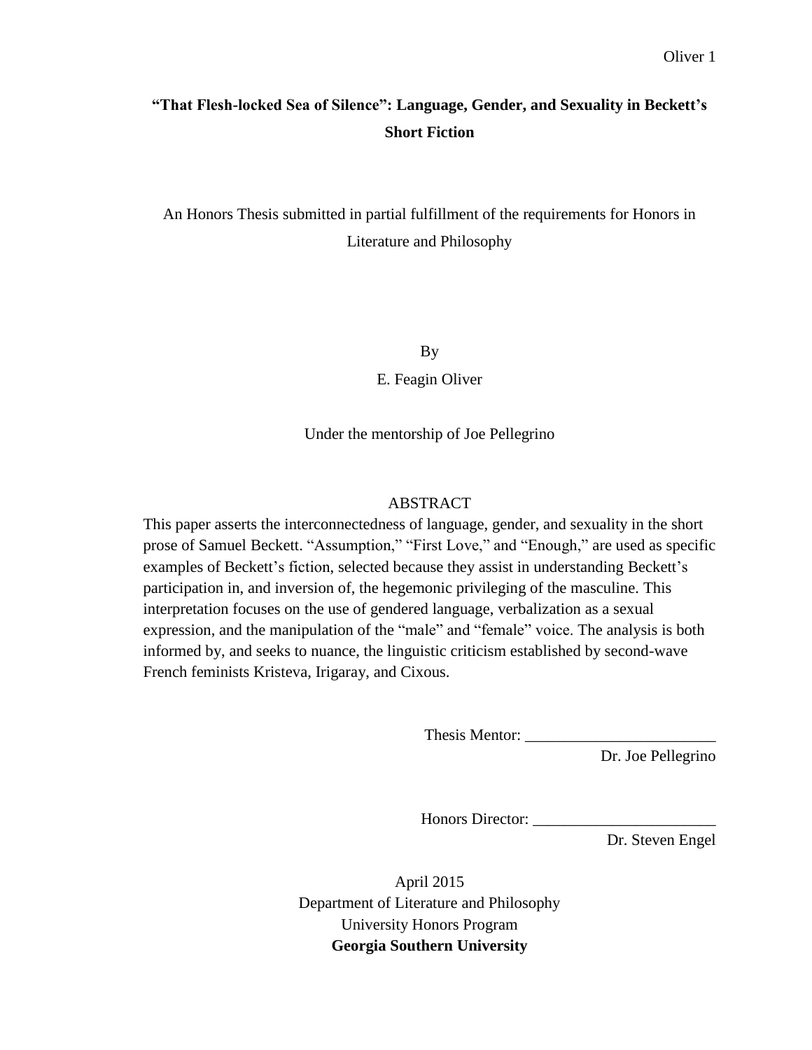# "That Flesh-locked Sea of Silence": Language, Gender, and Sexuality in Beckett's Short Fiction

An Honors Thesis submitted in partial fulfillment of the requirements for Honors in Literature and Philosophy

By

E. Feagin Oliver

Under the mentorship of Joe Pellegrino

## ABSTRACT

This paper asserts the interconnectedness of language, gender, and sexuality in the short prose of Samuel Beckett. "Assumption," "First Love," and "Enough," are used as specific examples of Beckett's fiction, selected because they assist in understanding Beckett's participation in, and inversion of, the hegemonic privileging of the masculine. This interpretation focuses on the use of gendered language, verbalization as a sexual expression, and the manipulation of the "male" and "female" voice. The analysis is both informed by, and seeks to nuance, the linguistic criticism established by second-wave French feminists Kristeva, Irigaray, and Cixous.

Thesis Mentor: ________________________
Dr. Joe Pellegrino

Honors Director: _______________________
Dr. Steven Engel

April 2015
Department of Literature and Philosophy
University Honors Program
**Georgia Southern University**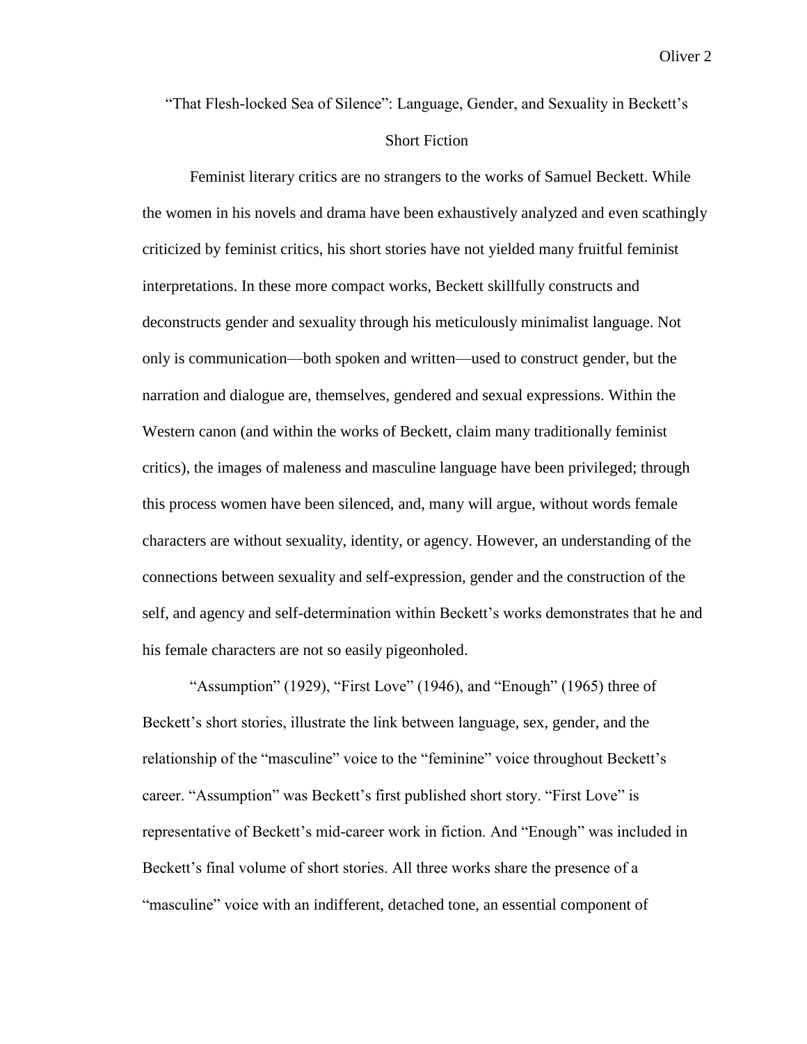# "That Flesh-locked Sea of Silence": Language, Gender, and Sexuality in Beckett's Short Fiction

Feminist literary critics are no strangers to the works of Samuel Beckett. While the women in his novels and drama have been exhaustively analyzed and even scathingly criticized by feminist critics, his short stories have not yielded many fruitful feminist interpretations. In these more compact works, Beckett skillfully constructs and deconstructs gender and sexuality through his meticulously minimalist language. Not only is communication—both spoken and written—used to construct gender, but the narration and dialogue are, themselves, gendered and sexual expressions. Within the Western canon (and within the works of Beckett, claim many traditionally feminist critics), the images of maleness and masculine language have been privileged; through this process women have been silenced, and, many will argue, without words female characters are without sexuality, identity, or agency. However, an understanding of the connections between sexuality and self-expression, gender and the construction of the self, and agency and self-determination within Beckett's works demonstrates that he and his female characters are not so easily pigeonholed.

"Assumption" (1929), "First Love" (1946), and "Enough" (1965) three of Beckett's short stories, illustrate the link between language, sex, gender, and the relationship of the "masculine" voice to the "feminine" voice throughout Beckett's career. "Assumption" was Beckett's first published short story. "First Love" is representative of Beckett's mid-career work in fiction. And "Enough" was included in Beckett's final volume of short stories. All three works share the presence of a "masculine" voice with an indifferent, detached tone, an essential component of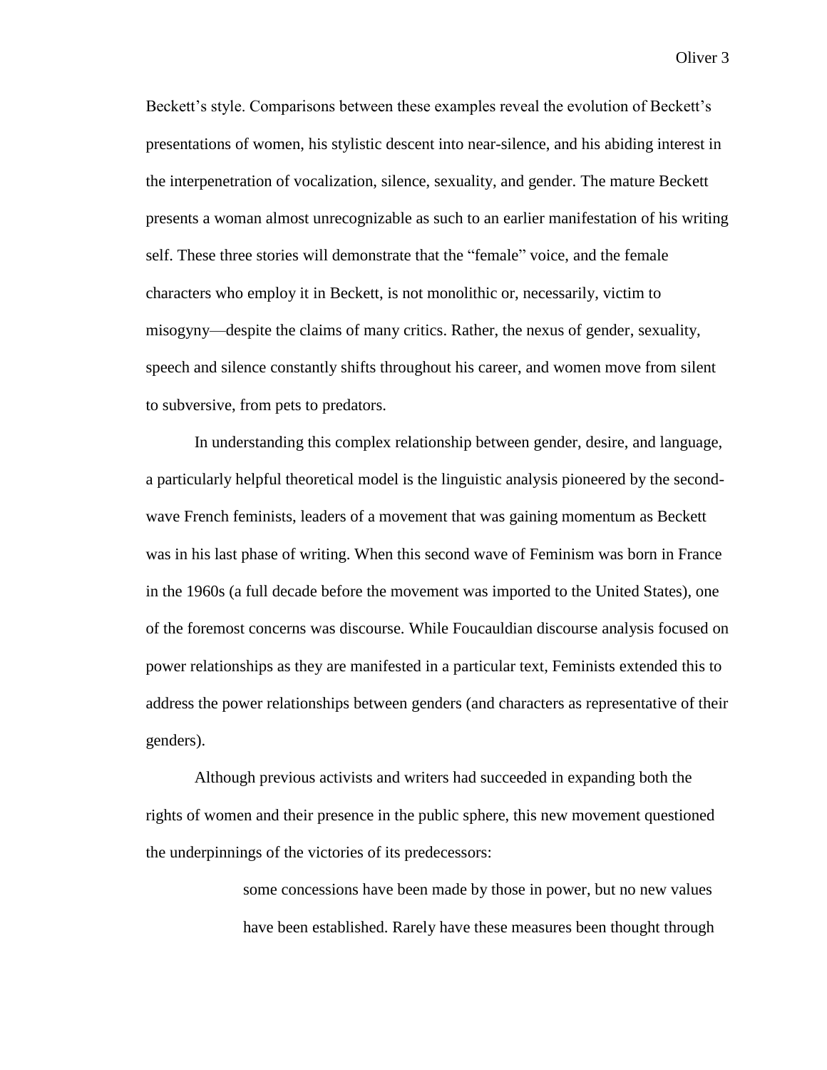Beckett's style. Comparisons between these examples reveal the evolution of Beckett's presentations of women, his stylistic descent into near-silence, and his abiding interest in the interpenetration of vocalization, silence, sexuality, and gender. The mature Beckett presents a woman almost unrecognizable as such to an earlier manifestation of his writing self. These three stories will demonstrate that the "female" voice, and the female characters who employ it in Beckett, is not monolithic or, necessarily, victim to misogyny—despite the claims of many critics. Rather, the nexus of gender, sexuality, speech and silence constantly shifts throughout his career, and women move from silent to subversive, from pets to predators.

In understanding this complex relationship between gender, desire, and language, a particularly helpful theoretical model is the linguistic analysis pioneered by the second-wave French feminists, leaders of a movement that was gaining momentum as Beckett was in his last phase of writing. When this second wave of Feminism was born in France in the 1960s (a full decade before the movement was imported to the United States), one of the foremost concerns was discourse. While Foucauldian discourse analysis focused on power relationships as they are manifested in a particular text, Feminists extended this to address the power relationships between genders (and characters as representative of their genders).

Although previous activists and writers had succeeded in expanding both the rights of women and their presence in the public sphere, this new movement questioned the underpinnings of the victories of its predecessors:

> some concessions have been made by those in power, but no new values have been established. Rarely have these measures been thought through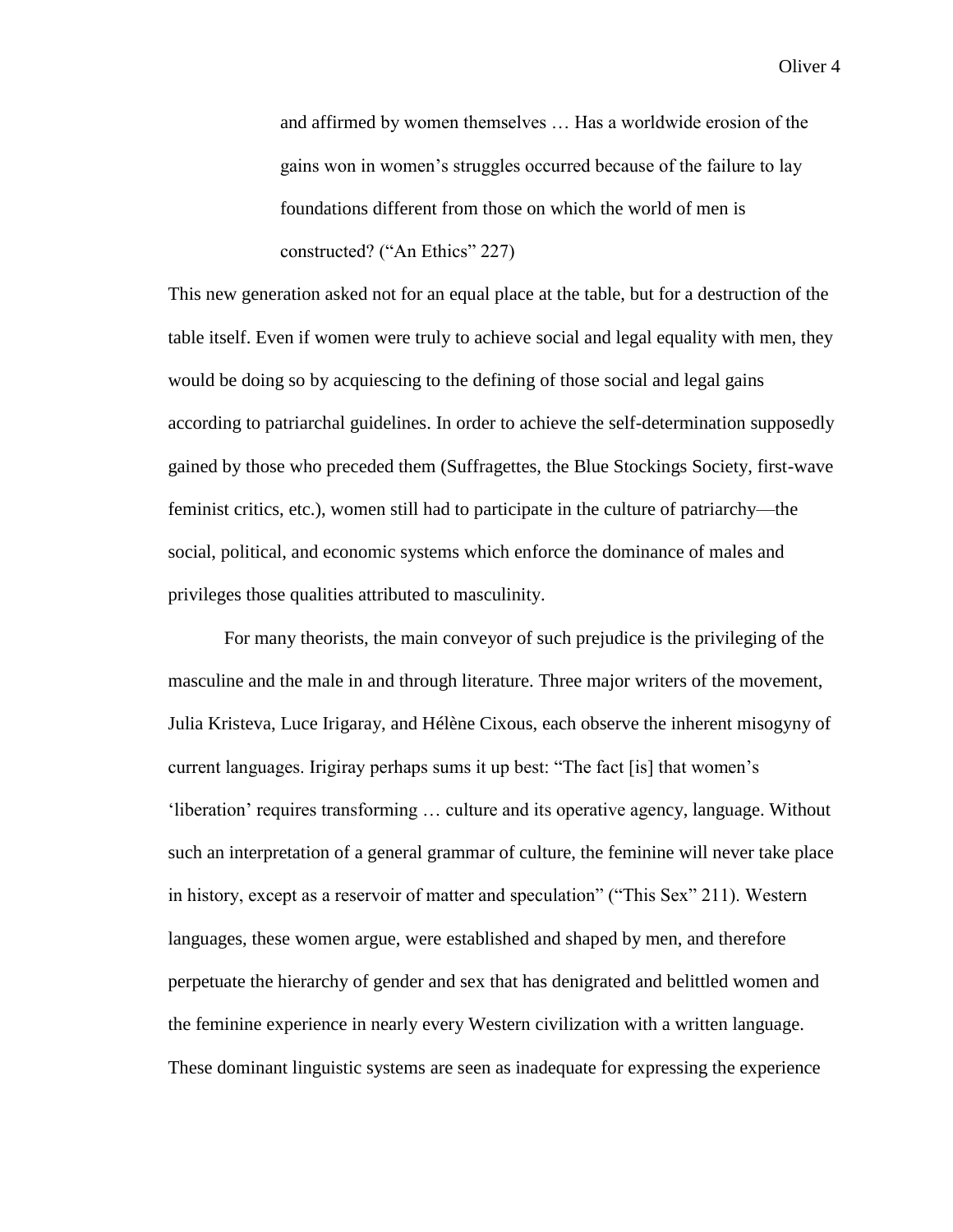> and affirmed by women themselves … Has a worldwide erosion of the gains won in women's struggles occurred because of the failure to lay foundations different from those on which the world of men is constructed? ("An Ethics" 227)

This new generation asked not for an equal place at the table, but for a destruction of the table itself. Even if women were truly to achieve social and legal equality with men, they would be doing so by acquiescing to the defining of those social and legal gains according to patriarchal guidelines. In order to achieve the self-determination supposedly gained by those who preceded them (Suffragettes, the Blue Stockings Society, first-wave feminist critics, etc.), women still had to participate in the culture of patriarchy—the social, political, and economic systems which enforce the dominance of males and privileges those qualities attributed to masculinity.

For many theorists, the main conveyor of such prejudice is the privileging of the masculine and the male in and through literature. Three major writers of the movement, Julia Kristeva, Luce Irigaray, and Hélène Cixous, each observe the inherent misogyny of current languages. Irigiray perhaps sums it up best: "The fact [is] that women's 'liberation' requires transforming … culture and its operative agency, language. Without such an interpretation of a general grammar of culture, the feminine will never take place in history, except as a reservoir of matter and speculation" ("This Sex" 211). Western languages, these women argue, were established and shaped by men, and therefore perpetuate the hierarchy of gender and sex that has denigrated and belittled women and the feminine experience in nearly every Western civilization with a written language. These dominant linguistic systems are seen as inadequate for expressing the experience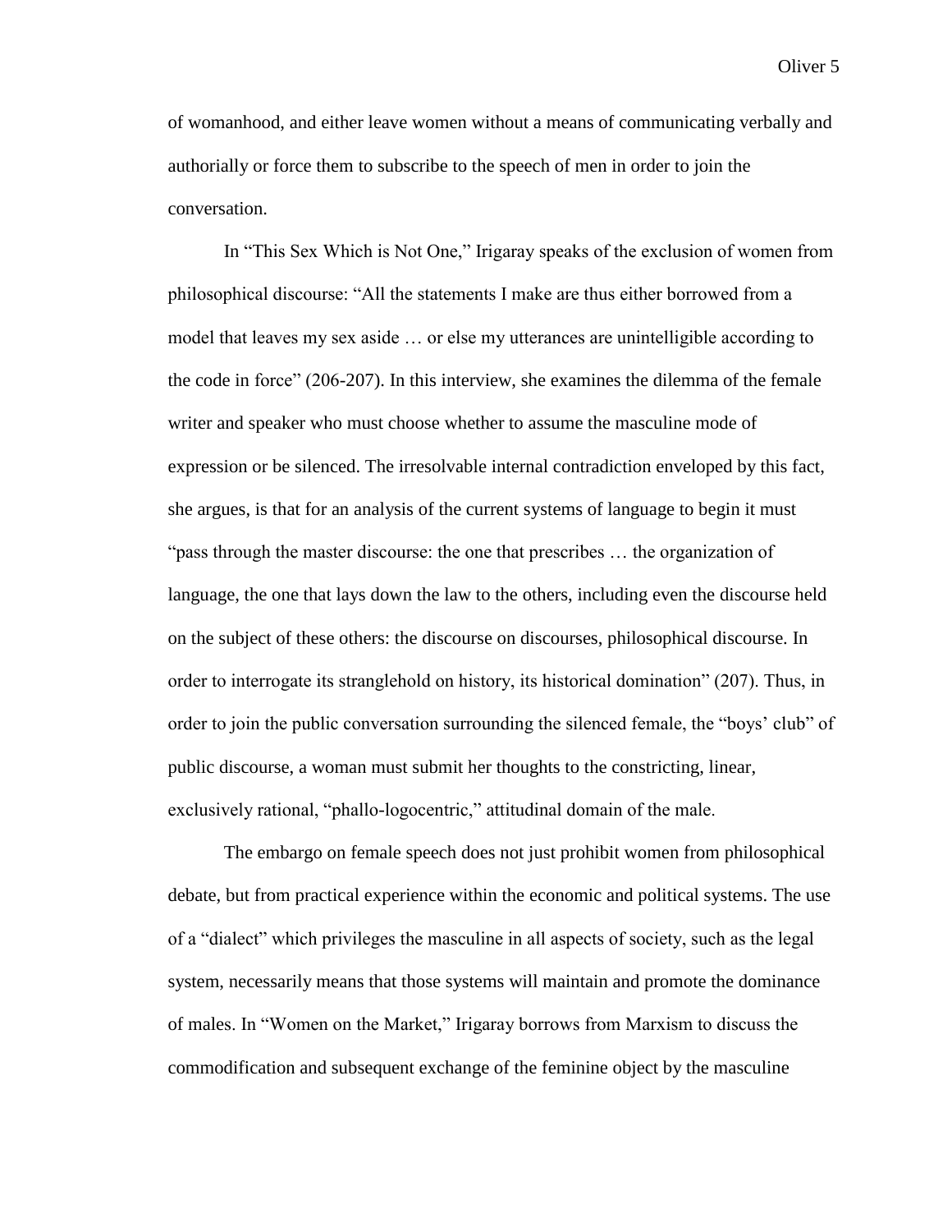of womanhood, and either leave women without a means of communicating verbally and authorially or force them to subscribe to the speech of men in order to join the conversation.

In "This Sex Which is Not One," Irigaray speaks of the exclusion of women from philosophical discourse: "All the statements I make are thus either borrowed from a model that leaves my sex aside … or else my utterances are unintelligible according to the code in force" (206-207). In this interview, she examines the dilemma of the female writer and speaker who must choose whether to assume the masculine mode of expression or be silenced. The irresolvable internal contradiction enveloped by this fact, she argues, is that for an analysis of the current systems of language to begin it must "pass through the master discourse: the one that prescribes … the organization of language, the one that lays down the law to the others, including even the discourse held on the subject of these others: the discourse on discourses, philosophical discourse. In order to interrogate its stranglehold on history, its historical domination" (207). Thus, in order to join the public conversation surrounding the silenced female, the "boys' club" of public discourse, a woman must submit her thoughts to the constricting, linear, exclusively rational, "phallo-logocentric," attitudinal domain of the male.

The embargo on female speech does not just prohibit women from philosophical debate, but from practical experience within the economic and political systems. The use of a "dialect" which privileges the masculine in all aspects of society, such as the legal system, necessarily means that those systems will maintain and promote the dominance of males. In "Women on the Market," Irigaray borrows from Marxism to discuss the commodification and subsequent exchange of the feminine object by the masculine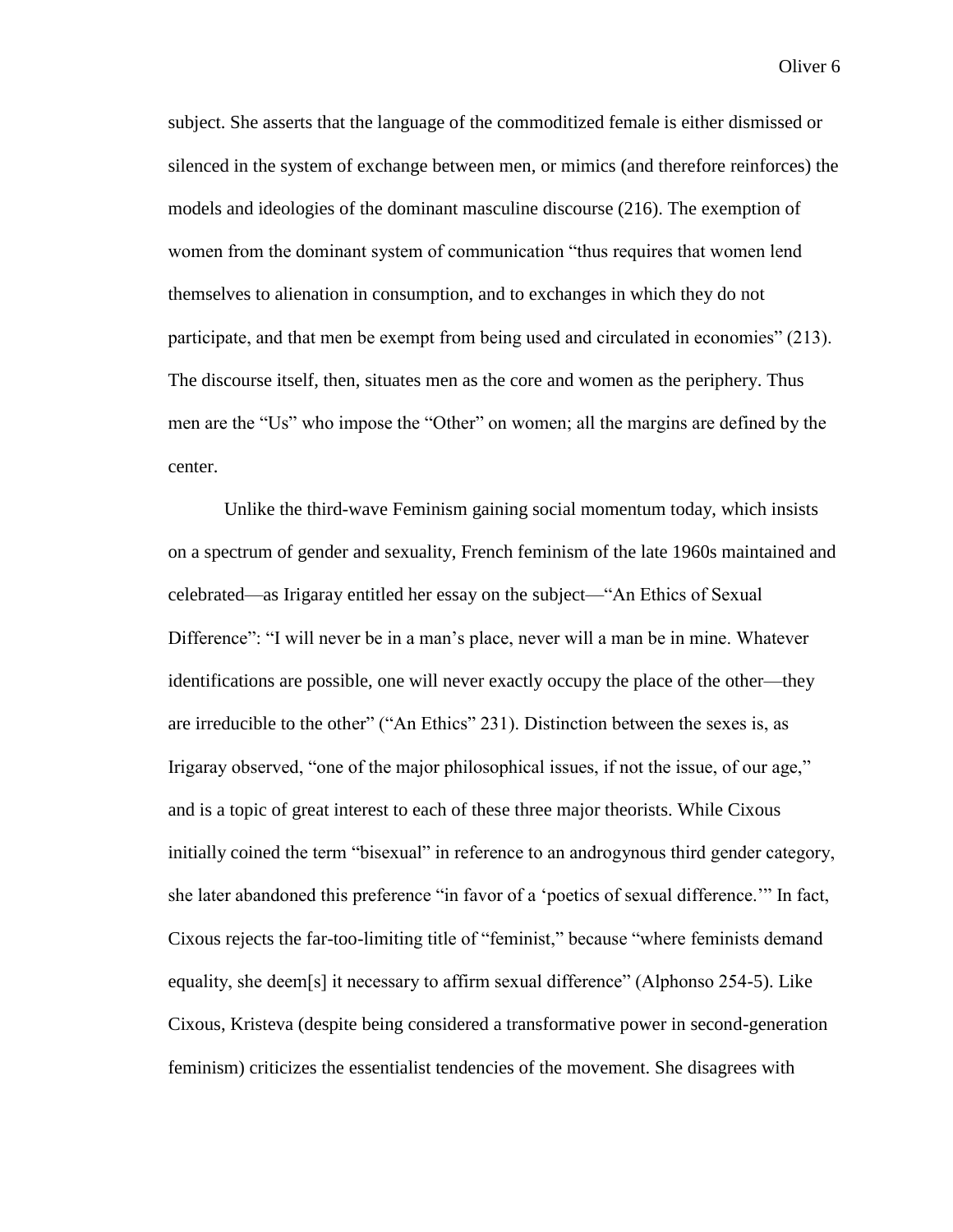subject. She asserts that the language of the commoditized female is either dismissed or silenced in the system of exchange between men, or mimics (and therefore reinforces) the models and ideologies of the dominant masculine discourse (216). The exemption of women from the dominant system of communication "thus requires that women lend themselves to alienation in consumption, and to exchanges in which they do not participate, and that men be exempt from being used and circulated in economies" (213). The discourse itself, then, situates men as the core and women as the periphery. Thus men are the "Us" who impose the "Other" on women; all the margins are defined by the center.

Unlike the third-wave Feminism gaining social momentum today, which insists on a spectrum of gender and sexuality, French feminism of the late 1960s maintained and celebrated—as Irigaray entitled her essay on the subject—"An Ethics of Sexual Difference": "I will never be in a man's place, never will a man be in mine. Whatever identifications are possible, one will never exactly occupy the place of the other—they are irreducible to the other" ("An Ethics" 231). Distinction between the sexes is, as Irigaray observed, "one of the major philosophical issues, if not the issue, of our age," and is a topic of great interest to each of these three major theorists. While Cixous initially coined the term "bisexual" in reference to an androgynous third gender category, she later abandoned this preference "in favor of a 'poetics of sexual difference.'" In fact, Cixous rejects the far-too-limiting title of "feminist," because "where feminists demand equality, she deem[s] it necessary to affirm sexual difference" (Alphonso 254-5). Like Cixous, Kristeva (despite being considered a transformative power in second-generation feminism) criticizes the essentialist tendencies of the movement. She disagrees with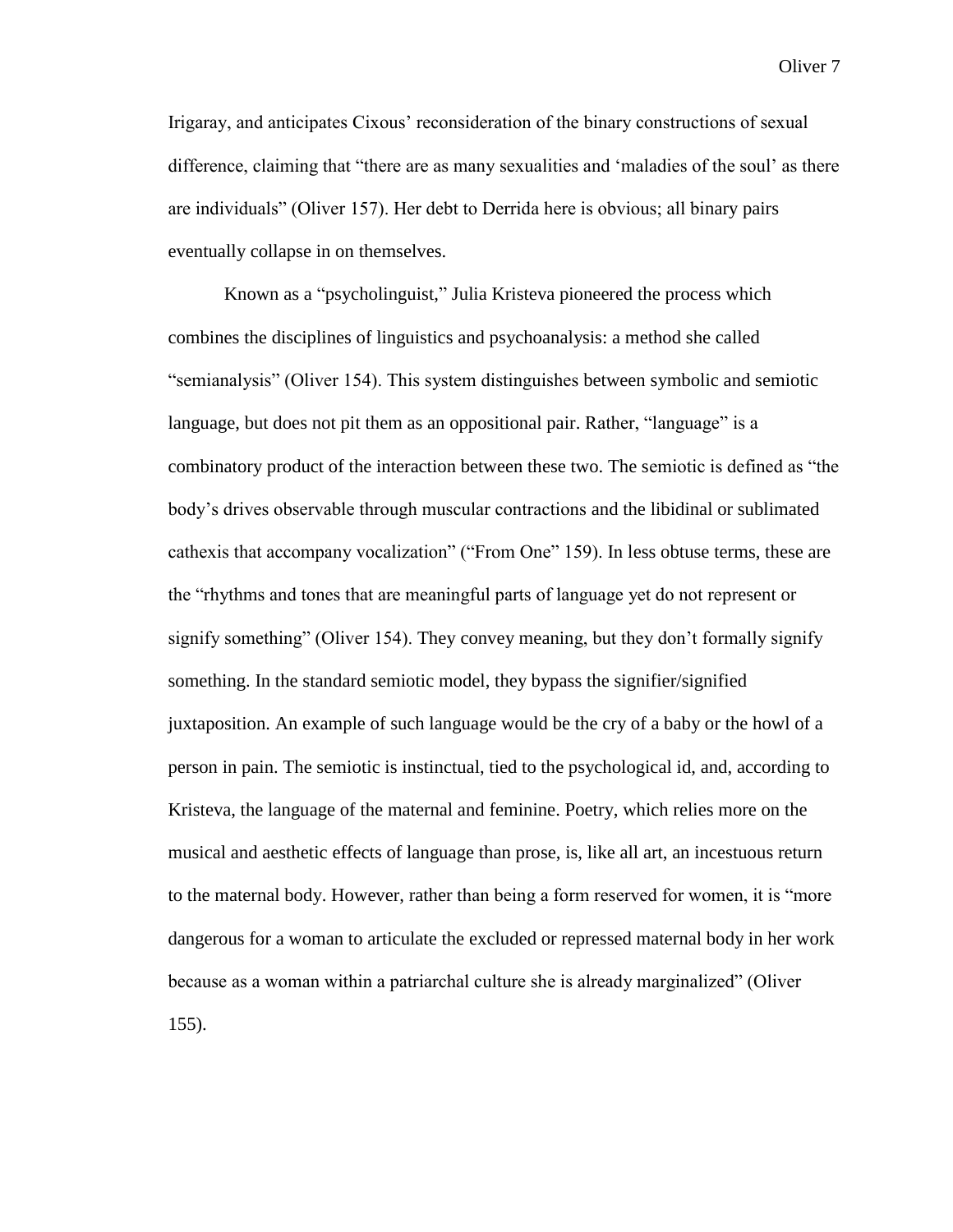Irigaray, and anticipates Cixous' reconsideration of the binary constructions of sexual difference, claiming that "there are as many sexualities and 'maladies of the soul' as there are individuals" (Oliver 157). Her debt to Derrida here is obvious; all binary pairs eventually collapse in on themselves.

Known as a "psycholinguist," Julia Kristeva pioneered the process which combines the disciplines of linguistics and psychoanalysis: a method she called "semianalysis" (Oliver 154). This system distinguishes between symbolic and semiotic language, but does not pit them as an oppositional pair. Rather, "language" is a combinatory product of the interaction between these two. The semiotic is defined as "the body's drives observable through muscular contractions and the libidinal or sublimated cathexis that accompany vocalization" ("From One" 159). In less obtuse terms, these are the "rhythms and tones that are meaningful parts of language yet do not represent or signify something" (Oliver 154). They convey meaning, but they don't formally signify something. In the standard semiotic model, they bypass the signifier/signified juxtaposition. An example of such language would be the cry of a baby or the howl of a person in pain. The semiotic is instinctual, tied to the psychological id, and, according to Kristeva, the language of the maternal and feminine. Poetry, which relies more on the musical and aesthetic effects of language than prose, is, like all art, an incestuous return to the maternal body. However, rather than being a form reserved for women, it is "more dangerous for a woman to articulate the excluded or repressed maternal body in her work because as a woman within a patriarchal culture she is already marginalized" (Oliver 155).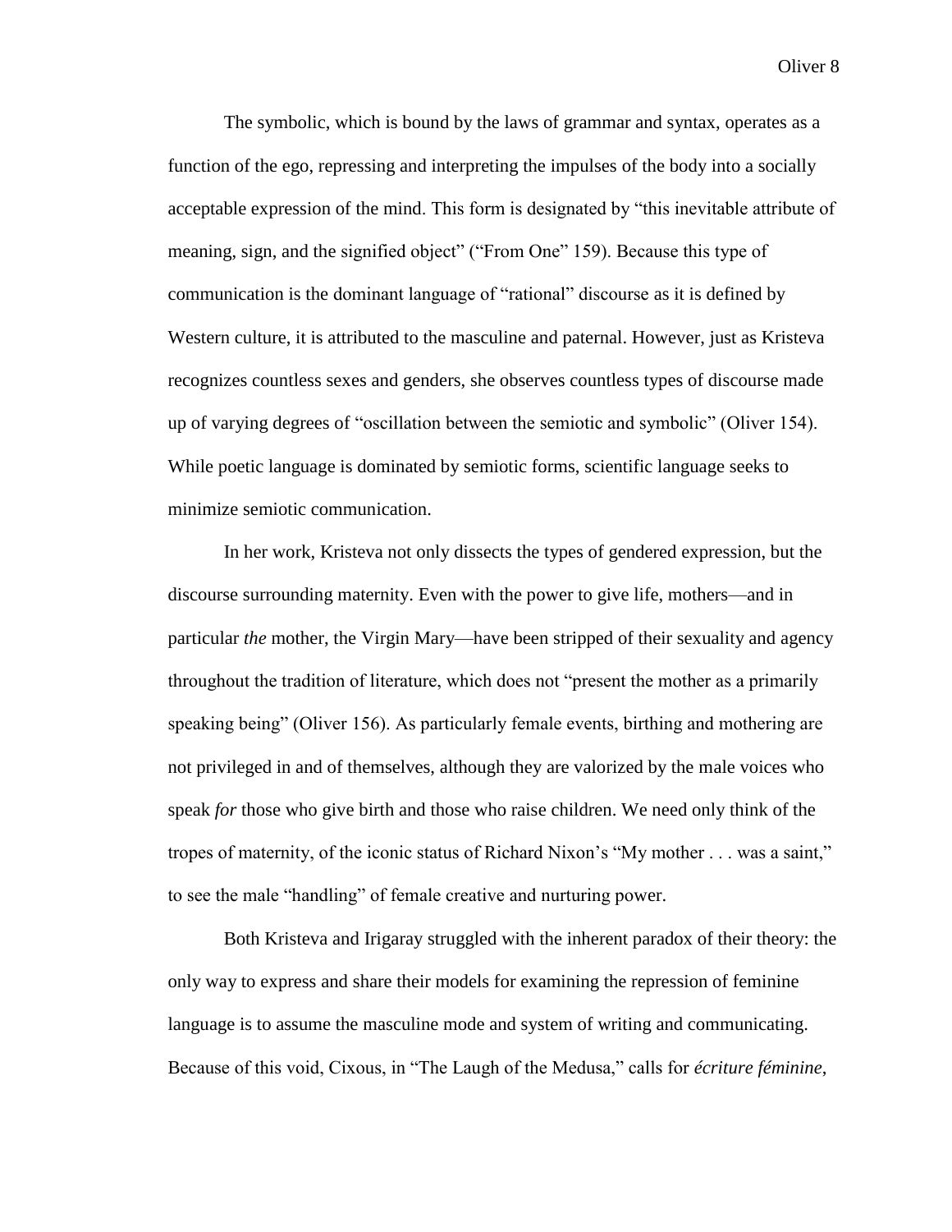The symbolic, which is bound by the laws of grammar and syntax, operates as a function of the ego, repressing and interpreting the impulses of the body into a socially acceptable expression of the mind. This form is designated by "this inevitable attribute of meaning, sign, and the signified object" ("From One" 159). Because this type of communication is the dominant language of "rational" discourse as it is defined by Western culture, it is attributed to the masculine and paternal. However, just as Kristeva recognizes countless sexes and genders, she observes countless types of discourse made up of varying degrees of "oscillation between the semiotic and symbolic" (Oliver 154). While poetic language is dominated by semiotic forms, scientific language seeks to minimize semiotic communication.

In her work, Kristeva not only dissects the types of gendered expression, but the discourse surrounding maternity. Even with the power to give life, mothers—and in particular *the* mother, the Virgin Mary—have been stripped of their sexuality and agency throughout the tradition of literature, which does not "present the mother as a primarily speaking being" (Oliver 156). As particularly female events, birthing and mothering are not privileged in and of themselves, although they are valorized by the male voices who speak *for* those who give birth and those who raise children. We need only think of the tropes of maternity, of the iconic status of Richard Nixon's "My mother . . . was a saint," to see the male "handling" of female creative and nurturing power.

Both Kristeva and Irigaray struggled with the inherent paradox of their theory: the only way to express and share their models for examining the repression of feminine language is to assume the masculine mode and system of writing and communicating. Because of this void, Cixous, in "The Laugh of the Medusa," calls for *écriture féminine*,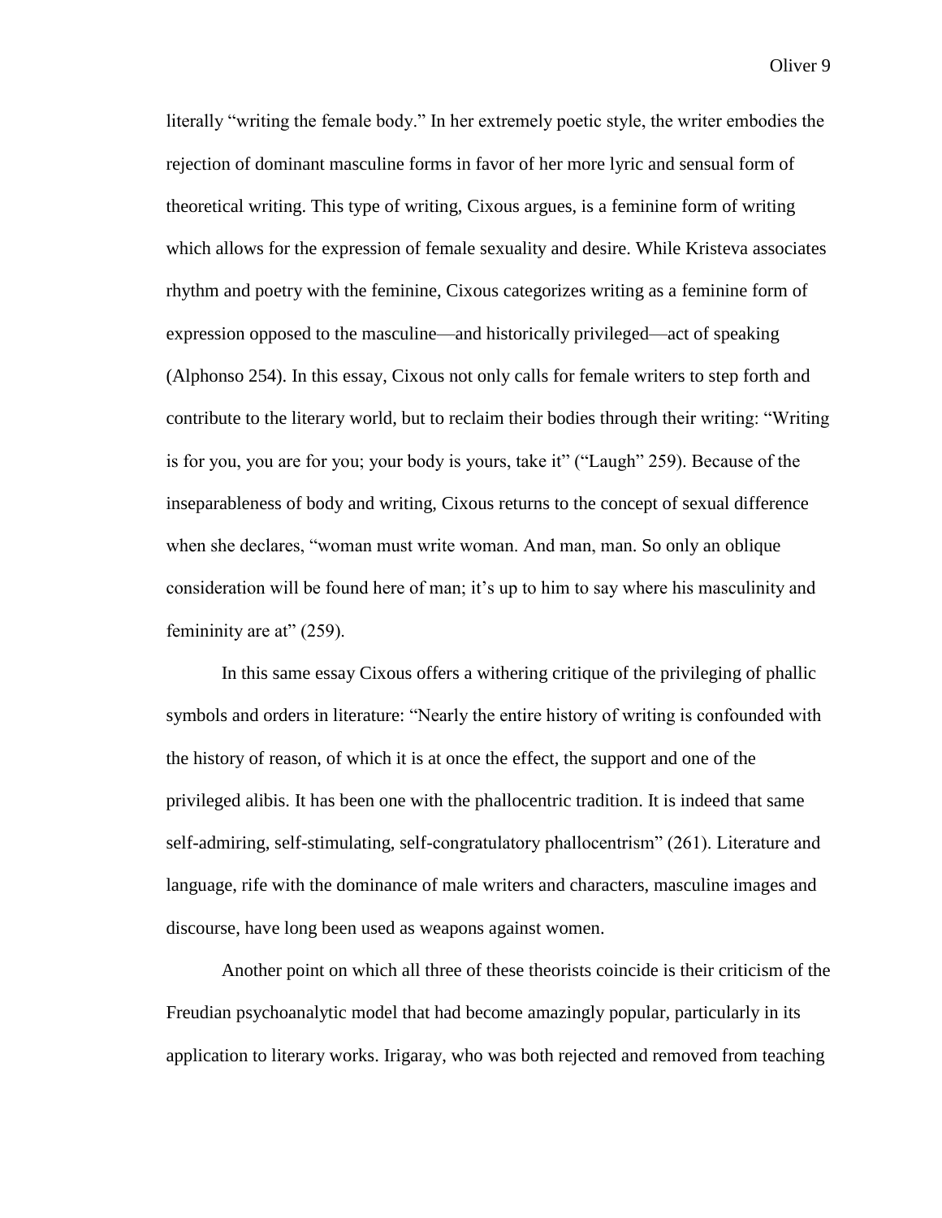literally "writing the female body." In her extremely poetic style, the writer embodies the rejection of dominant masculine forms in favor of her more lyric and sensual form of theoretical writing. This type of writing, Cixous argues, is a feminine form of writing which allows for the expression of female sexuality and desire. While Kristeva associates rhythm and poetry with the feminine, Cixous categorizes writing as a feminine form of expression opposed to the masculine—and historically privileged—act of speaking (Alphonso 254). In this essay, Cixous not only calls for female writers to step forth and contribute to the literary world, but to reclaim their bodies through their writing: "Writing is for you, you are for you; your body is yours, take it" ("Laugh" 259). Because of the inseparableness of body and writing, Cixous returns to the concept of sexual difference when she declares, "woman must write woman. And man, man. So only an oblique consideration will be found here of man; it's up to him to say where his masculinity and femininity are at" (259).

In this same essay Cixous offers a withering critique of the privileging of phallic symbols and orders in literature: "Nearly the entire history of writing is confounded with the history of reason, of which it is at once the effect, the support and one of the privileged alibis. It has been one with the phallocentric tradition. It is indeed that same self-admiring, self-stimulating, self-congratulatory phallocentrism" (261). Literature and language, rife with the dominance of male writers and characters, masculine images and discourse, have long been used as weapons against women.

Another point on which all three of these theorists coincide is their criticism of the Freudian psychoanalytic model that had become amazingly popular, particularly in its application to literary works. Irigaray, who was both rejected and removed from teaching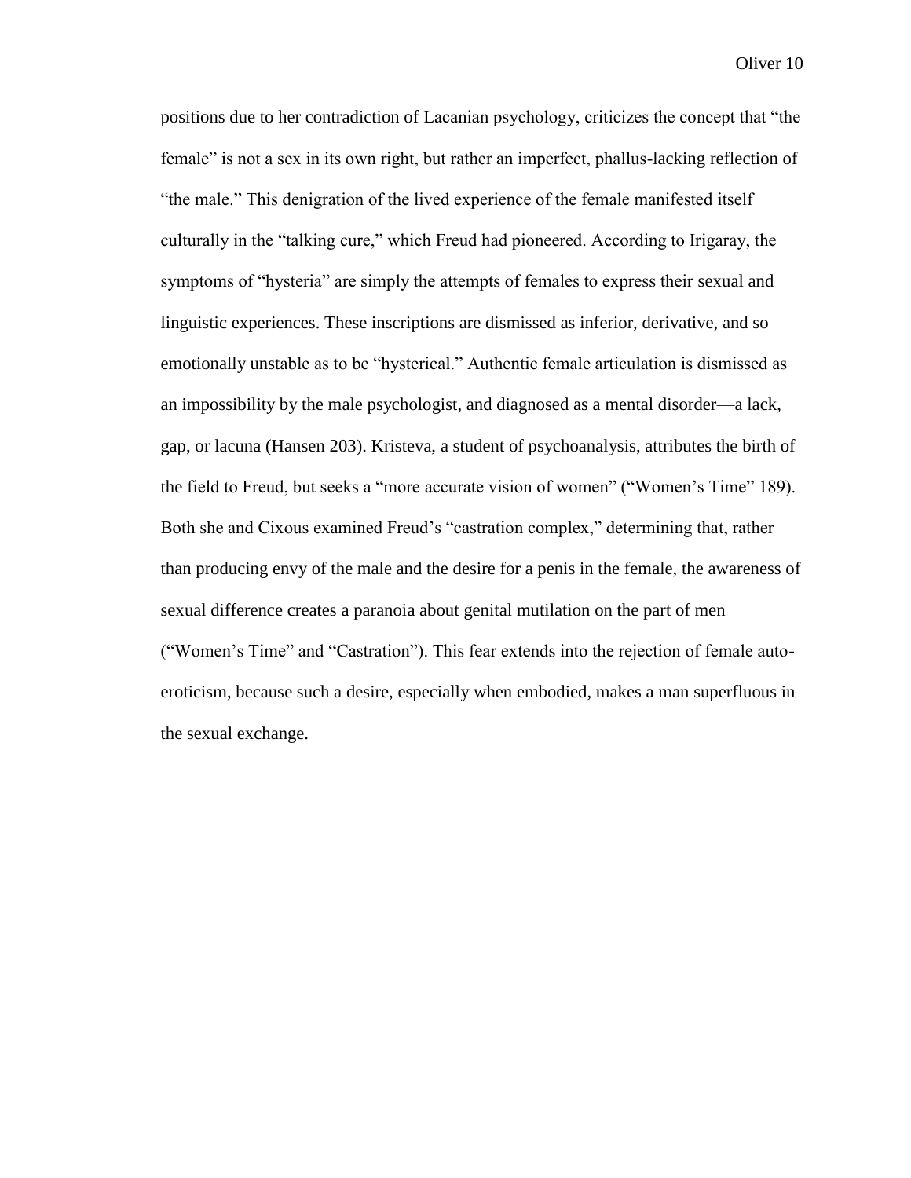positions due to her contradiction of Lacanian psychology, criticizes the concept that "the female" is not a sex in its own right, but rather an imperfect, phallus-lacking reflection of "the male." This denigration of the lived experience of the female manifested itself culturally in the "talking cure," which Freud had pioneered. According to Irigaray, the symptoms of "hysteria" are simply the attempts of females to express their sexual and linguistic experiences. These inscriptions are dismissed as inferior, derivative, and so emotionally unstable as to be "hysterical." Authentic female articulation is dismissed as an impossibility by the male psychologist, and diagnosed as a mental disorder—a lack, gap, or lacuna (Hansen 203). Kristeva, a student of psychoanalysis, attributes the birth of the field to Freud, but seeks a "more accurate vision of women" ("Women's Time" 189). Both she and Cixous examined Freud's "castration complex," determining that, rather than producing envy of the male and the desire for a penis in the female, the awareness of sexual difference creates a paranoia about genital mutilation on the part of men ("Women's Time" and "Castration"). This fear extends into the rejection of female auto-eroticism, because such a desire, especially when embodied, makes a man superfluous in the sexual exchange.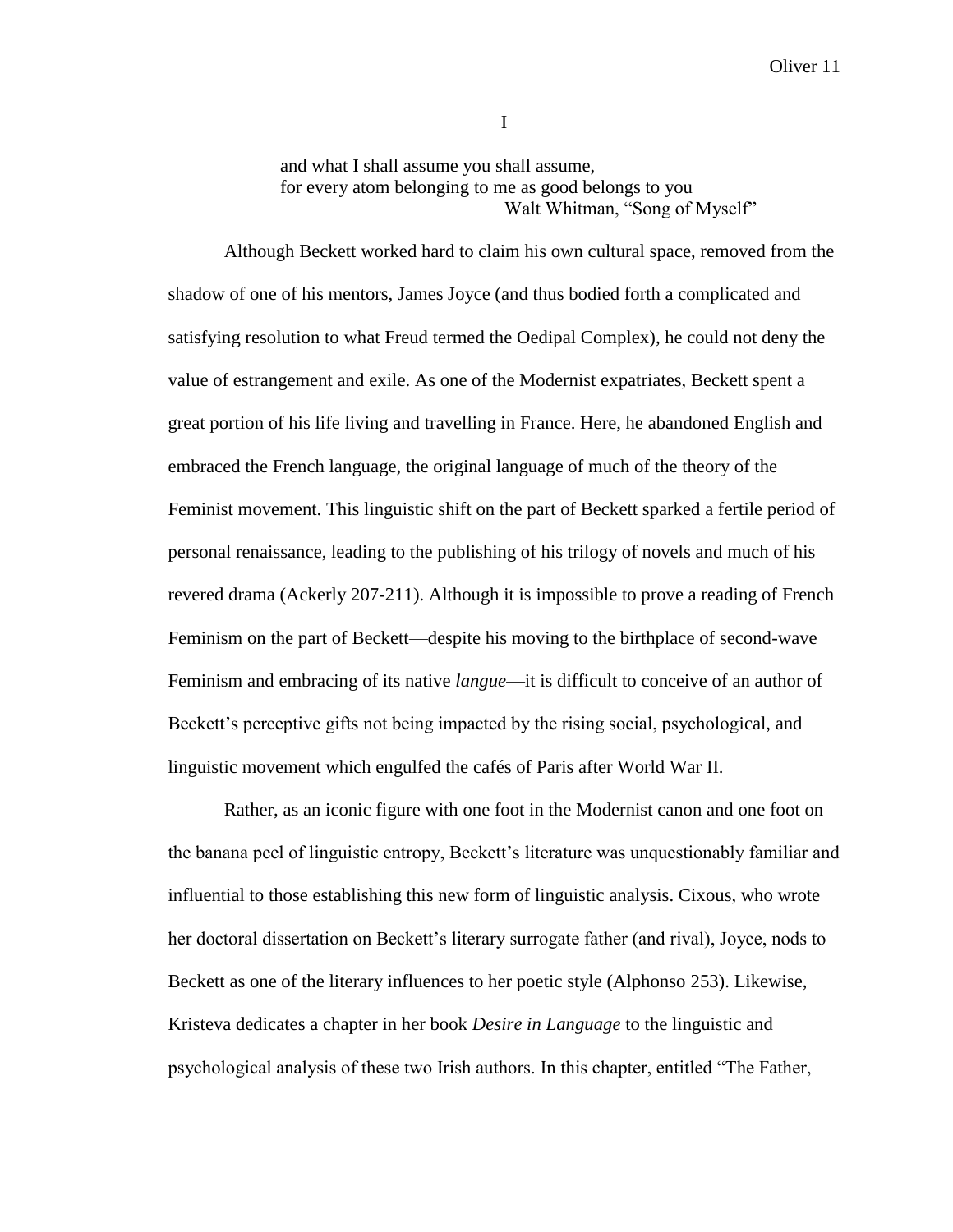# I

> and what I shall assume you shall assume,
> for every atom belonging to me as good belongs to you
> Walt Whitman, "Song of Myself"

Although Beckett worked hard to claim his own cultural space, removed from the shadow of one of his mentors, James Joyce (and thus bodied forth a complicated and satisfying resolution to what Freud termed the Oedipal Complex), he could not deny the value of estrangement and exile. As one of the Modernist expatriates, Beckett spent a great portion of his life living and travelling in France. Here, he abandoned English and embraced the French language, the original language of much of the theory of the Feminist movement. This linguistic shift on the part of Beckett sparked a fertile period of personal renaissance, leading to the publishing of his trilogy of novels and much of his revered drama (Ackerly 207-211). Although it is impossible to prove a reading of French Feminism on the part of Beckett—despite his moving to the birthplace of second-wave Feminism and embracing of its native *langue*—it is difficult to conceive of an author of Beckett's perceptive gifts not being impacted by the rising social, psychological, and linguistic movement which engulfed the cafés of Paris after World War II.

Rather, as an iconic figure with one foot in the Modernist canon and one foot on the banana peel of linguistic entropy, Beckett's literature was unquestionably familiar and influential to those establishing this new form of linguistic analysis. Cixous, who wrote her doctoral dissertation on Beckett's literary surrogate father (and rival), Joyce, nods to Beckett as one of the literary influences to her poetic style (Alphonso 253). Likewise, Kristeva dedicates a chapter in her book *Desire in Language* to the linguistic and psychological analysis of these two Irish authors. In this chapter, entitled "The Father,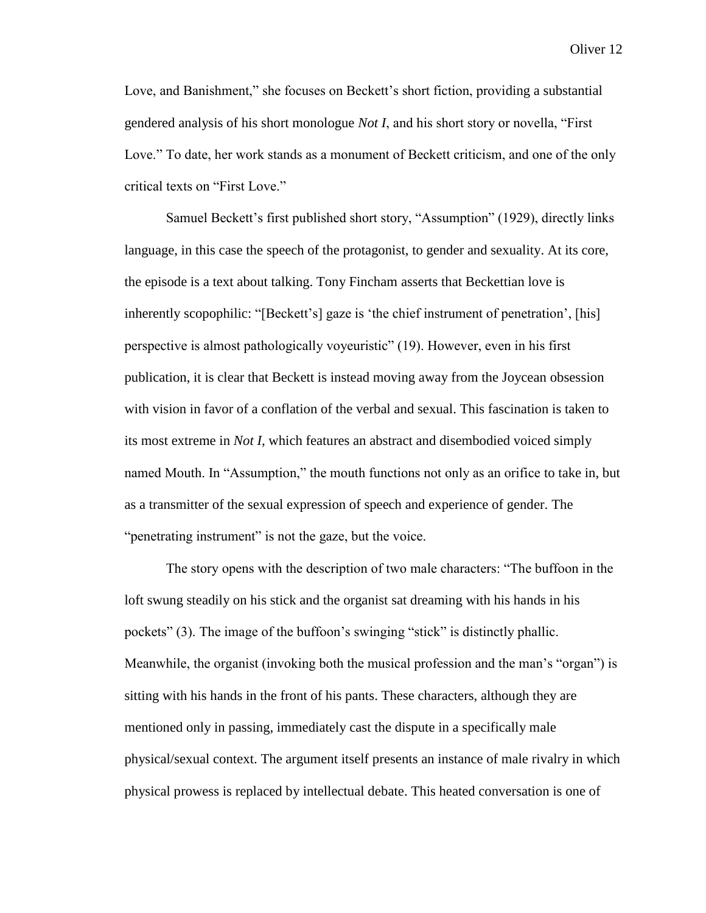Love, and Banishment," she focuses on Beckett's short fiction, providing a substantial gendered analysis of his short monologue *Not I*, and his short story or novella, "First Love." To date, her work stands as a monument of Beckett criticism, and one of the only critical texts on "First Love."

Samuel Beckett's first published short story, "Assumption" (1929), directly links language, in this case the speech of the protagonist, to gender and sexuality. At its core, the episode is a text about talking. Tony Fincham asserts that Beckettian love is inherently scopophilic: "[Beckett's] gaze is 'the chief instrument of penetration', [his] perspective is almost pathologically voyeuristic" (19). However, even in his first publication, it is clear that Beckett is instead moving away from the Joycean obsession with vision in favor of a conflation of the verbal and sexual. This fascination is taken to its most extreme in *Not I*, which features an abstract and disembodied voiced simply named Mouth. In "Assumption," the mouth functions not only as an orifice to take in, but as a transmitter of the sexual expression of speech and experience of gender. The "penetrating instrument" is not the gaze, but the voice.

The story opens with the description of two male characters: "The buffoon in the loft swung steadily on his stick and the organist sat dreaming with his hands in his pockets" (3). The image of the buffoon's swinging "stick" is distinctly phallic. Meanwhile, the organist (invoking both the musical profession and the man's "organ") is sitting with his hands in the front of his pants. These characters, although they are mentioned only in passing, immediately cast the dispute in a specifically male physical/sexual context. The argument itself presents an instance of male rivalry in which physical prowess is replaced by intellectual debate. This heated conversation is one of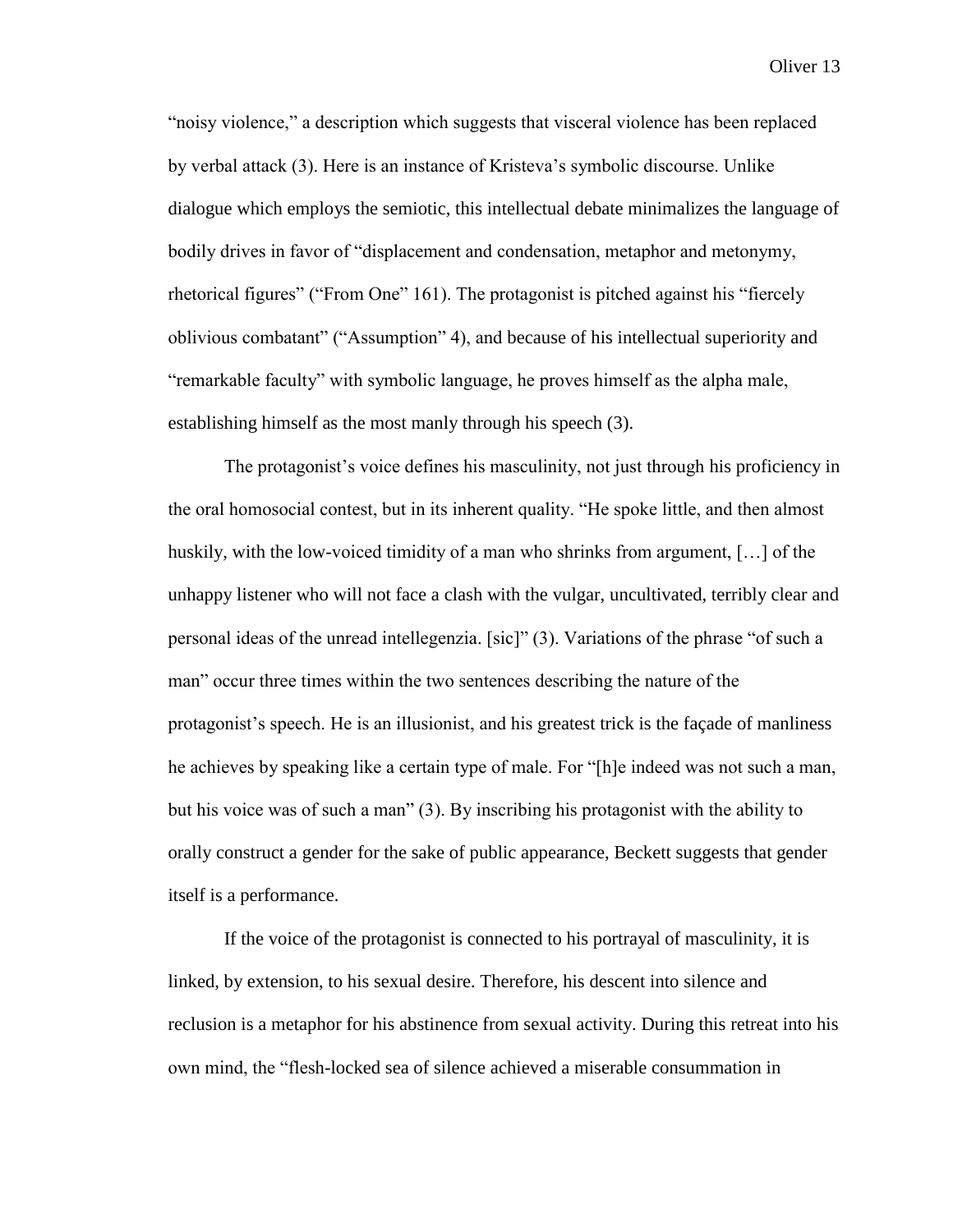"noisy violence," a description which suggests that visceral violence has been replaced by verbal attack (3). Here is an instance of Kristeva's symbolic discourse. Unlike dialogue which employs the semiotic, this intellectual debate minimalizes the language of bodily drives in favor of "displacement and condensation, metaphor and metonymy, rhetorical figures" ("From One" 161). The protagonist is pitched against his "fiercely oblivious combatant" ("Assumption" 4), and because of his intellectual superiority and "remarkable faculty" with symbolic language, he proves himself as the alpha male, establishing himself as the most manly through his speech (3).

The protagonist's voice defines his masculinity, not just through his proficiency in the oral homosocial contest, but in its inherent quality. "He spoke little, and then almost huskily, with the low-voiced timidity of a man who shrinks from argument, […] of the unhappy listener who will not face a clash with the vulgar, uncultivated, terribly clear and personal ideas of the unread intellegenzia. [sic]" (3). Variations of the phrase "of such a man" occur three times within the two sentences describing the nature of the protagonist's speech. He is an illusionist, and his greatest trick is the façade of manliness he achieves by speaking like a certain type of male. For "[h]e indeed was not such a man, but his voice was of such a man" (3). By inscribing his protagonist with the ability to orally construct a gender for the sake of public appearance, Beckett suggests that gender itself is a performance.

If the voice of the protagonist is connected to his portrayal of masculinity, it is linked, by extension, to his sexual desire. Therefore, his descent into silence and reclusion is a metaphor for his abstinence from sexual activity. During this retreat into his own mind, the "flesh-locked sea of silence achieved a miserable consummation in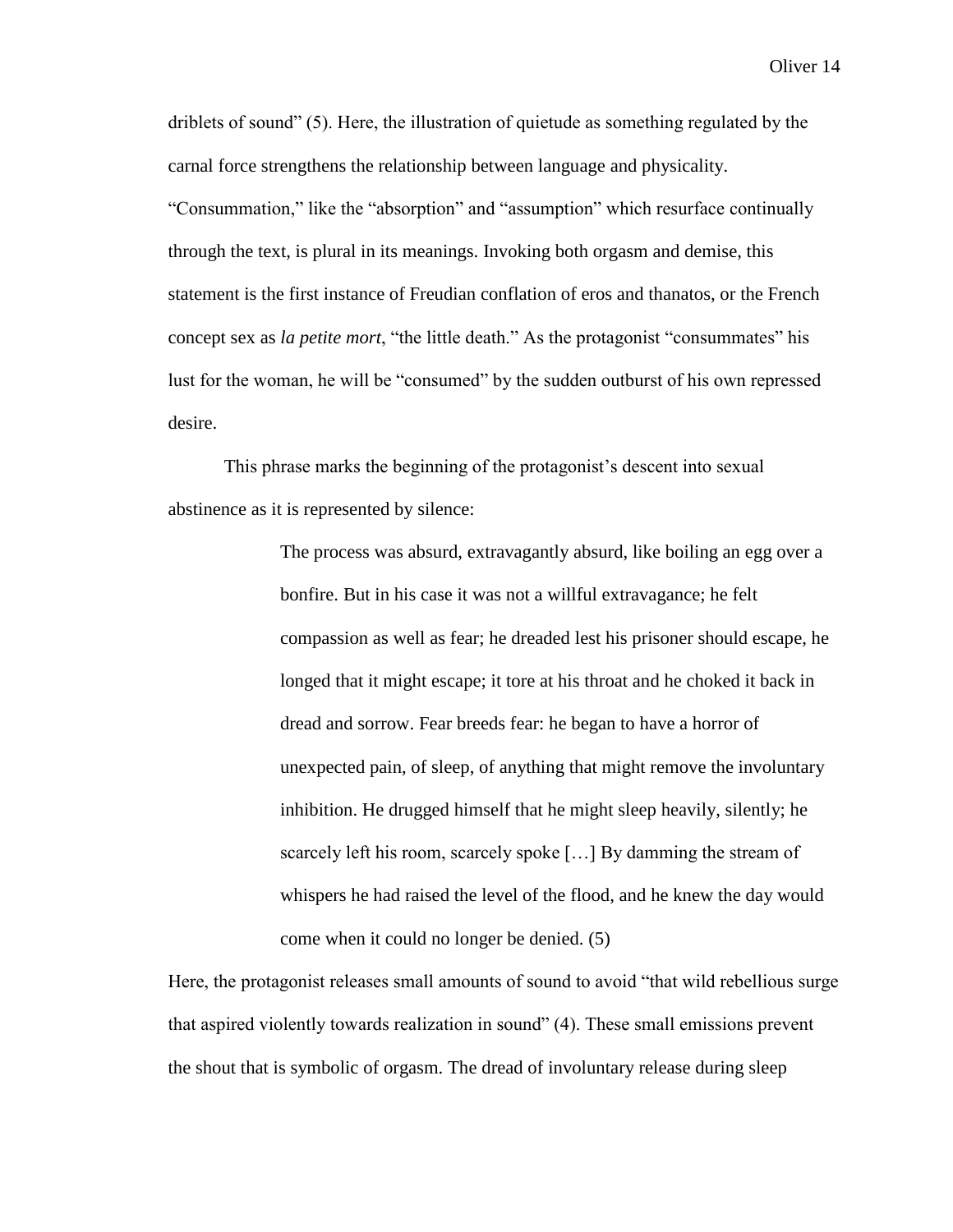driblets of sound" (5). Here, the illustration of quietude as something regulated by the carnal force strengthens the relationship between language and physicality. "Consummation," like the "absorption" and "assumption" which resurface continually through the text, is plural in its meanings. Invoking both orgasm and demise, this statement is the first instance of Freudian conflation of eros and thanatos, or the French concept sex as *la petite mort*, "the little death." As the protagonist "consummates" his lust for the woman, he will be "consumed" by the sudden outburst of his own repressed desire.

This phrase marks the beginning of the protagonist's descent into sexual abstinence as it is represented by silence:

> The process was absurd, extravagantly absurd, like boiling an egg over a bonfire. But in his case it was not a willful extravagance; he felt compassion as well as fear; he dreaded lest his prisoner should escape, he longed that it might escape; it tore at his throat and he choked it back in dread and sorrow. Fear breeds fear: he began to have a horror of unexpected pain, of sleep, of anything that might remove the involuntary inhibition. He drugged himself that he might sleep heavily, silently; he scarcely left his room, scarcely spoke […] By damming the stream of whispers he had raised the level of the flood, and he knew the day would come when it could no longer be denied. (5)

Here, the protagonist releases small amounts of sound to avoid "that wild rebellious surge that aspired violently towards realization in sound" (4). These small emissions prevent the shout that is symbolic of orgasm. The dread of involuntary release during sleep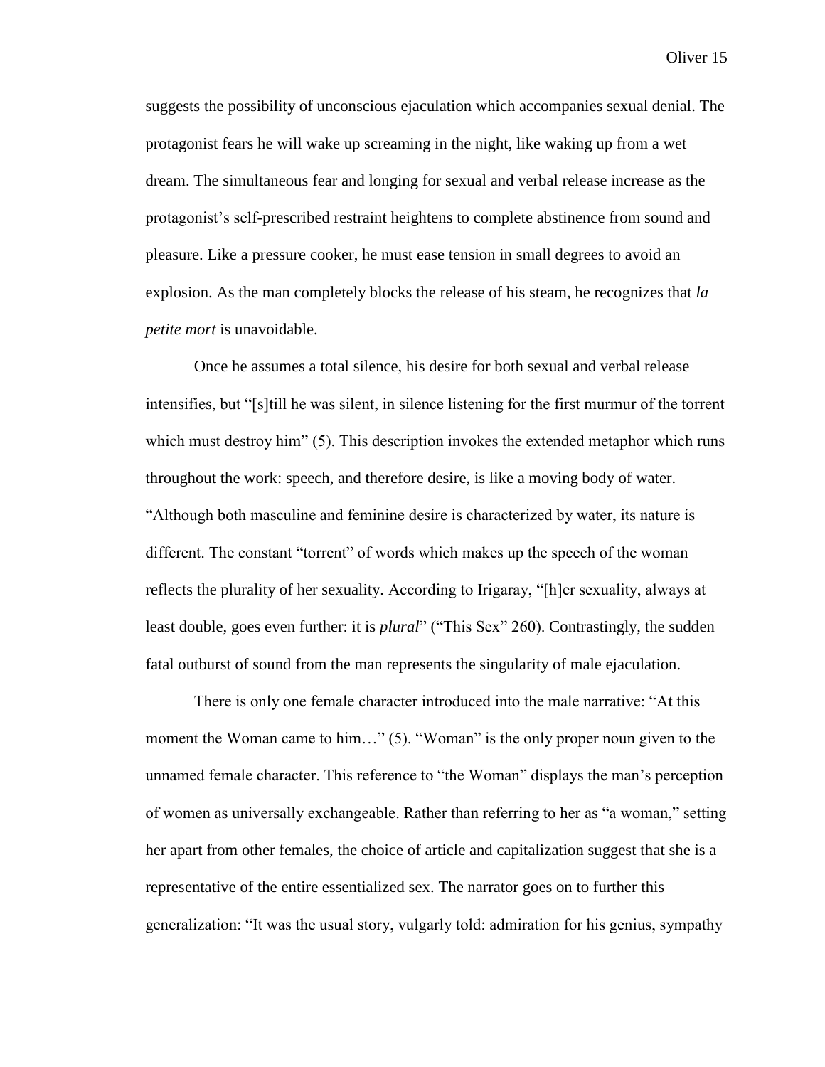suggests the possibility of unconscious ejaculation which accompanies sexual denial. The protagonist fears he will wake up screaming in the night, like waking up from a wet dream. The simultaneous fear and longing for sexual and verbal release increase as the protagonist's self-prescribed restraint heightens to complete abstinence from sound and pleasure. Like a pressure cooker, he must ease tension in small degrees to avoid an explosion. As the man completely blocks the release of his steam, he recognizes that *la petite mort* is unavoidable.

Once he assumes a total silence, his desire for both sexual and verbal release intensifies, but "[s]till he was silent, in silence listening for the first murmur of the torrent which must destroy him" (5). This description invokes the extended metaphor which runs throughout the work: speech, and therefore desire, is like a moving body of water. "Although both masculine and feminine desire is characterized by water, its nature is different. The constant "torrent" of words which makes up the speech of the woman reflects the plurality of her sexuality. According to Irigaray, "[h]er sexuality, always at least double, goes even further: it is *plural*" ("This Sex" 260). Contrastingly, the sudden fatal outburst of sound from the man represents the singularity of male ejaculation.

There is only one female character introduced into the male narrative: "At this moment the Woman came to him…" (5). "Woman" is the only proper noun given to the unnamed female character. This reference to "the Woman" displays the man's perception of women as universally exchangeable. Rather than referring to her as "a woman," setting her apart from other females, the choice of article and capitalization suggest that she is a representative of the entire essentialized sex. The narrator goes on to further this generalization: "It was the usual story, vulgarly told: admiration for his genius, sympathy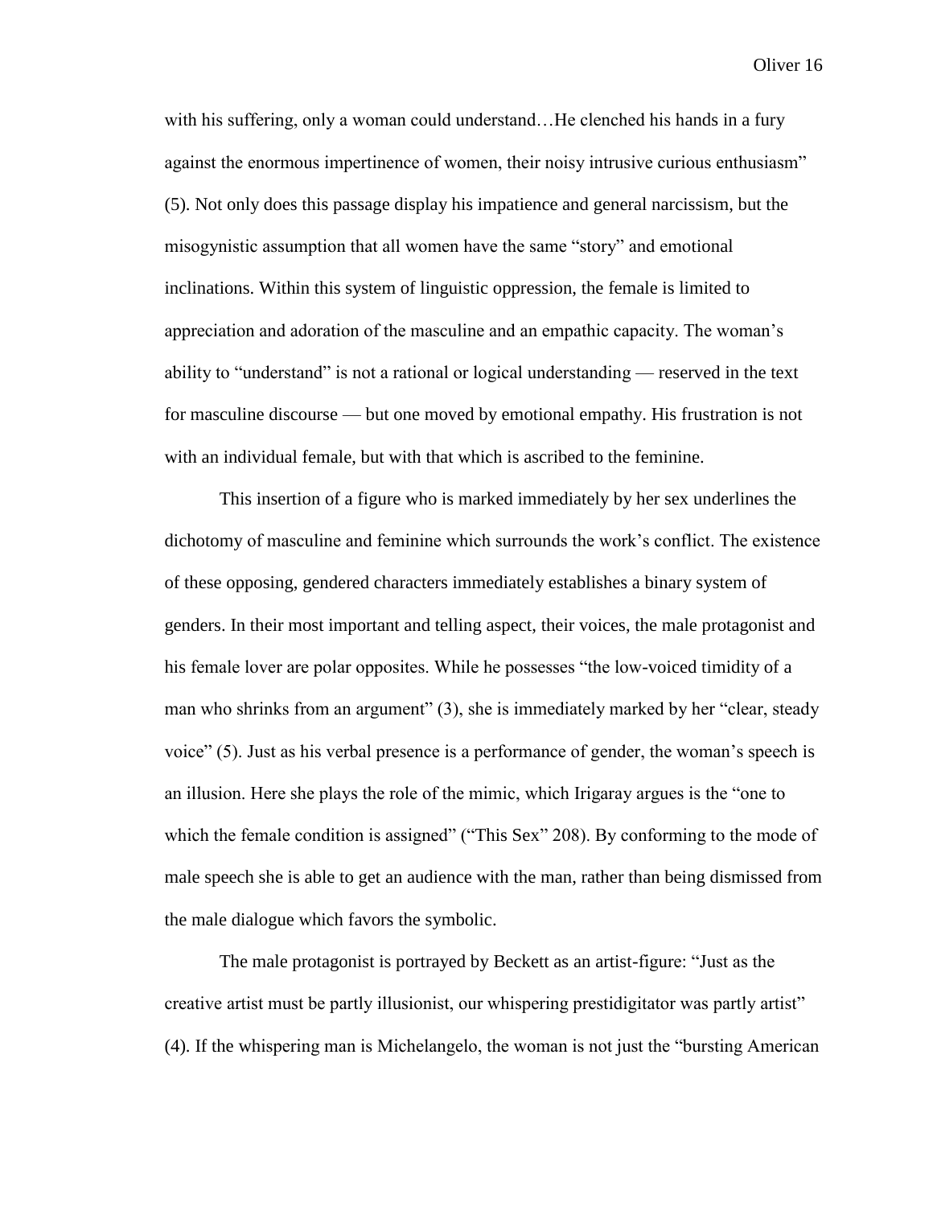with his suffering, only a woman could understand…He clenched his hands in a fury against the enormous impertinence of women, their noisy intrusive curious enthusiasm" (5). Not only does this passage display his impatience and general narcissism, but the misogynistic assumption that all women have the same "story" and emotional inclinations. Within this system of linguistic oppression, the female is limited to appreciation and adoration of the masculine and an empathic capacity. The woman's ability to "understand" is not a rational or logical understanding — reserved in the text for masculine discourse — but one moved by emotional empathy. His frustration is not with an individual female, but with that which is ascribed to the feminine.

This insertion of a figure who is marked immediately by her sex underlines the dichotomy of masculine and feminine which surrounds the work's conflict. The existence of these opposing, gendered characters immediately establishes a binary system of genders. In their most important and telling aspect, their voices, the male protagonist and his female lover are polar opposites. While he possesses "the low-voiced timidity of a man who shrinks from an argument" (3), she is immediately marked by her "clear, steady voice" (5). Just as his verbal presence is a performance of gender, the woman's speech is an illusion. Here she plays the role of the mimic, which Irigaray argues is the "one to which the female condition is assigned" ("This Sex" 208). By conforming to the mode of male speech she is able to get an audience with the man, rather than being dismissed from the male dialogue which favors the symbolic.

The male protagonist is portrayed by Beckett as an artist-figure: "Just as the creative artist must be partly illusionist, our whispering prestidigitator was partly artist" (4). If the whispering man is Michelangelo, the woman is not just the "bursting American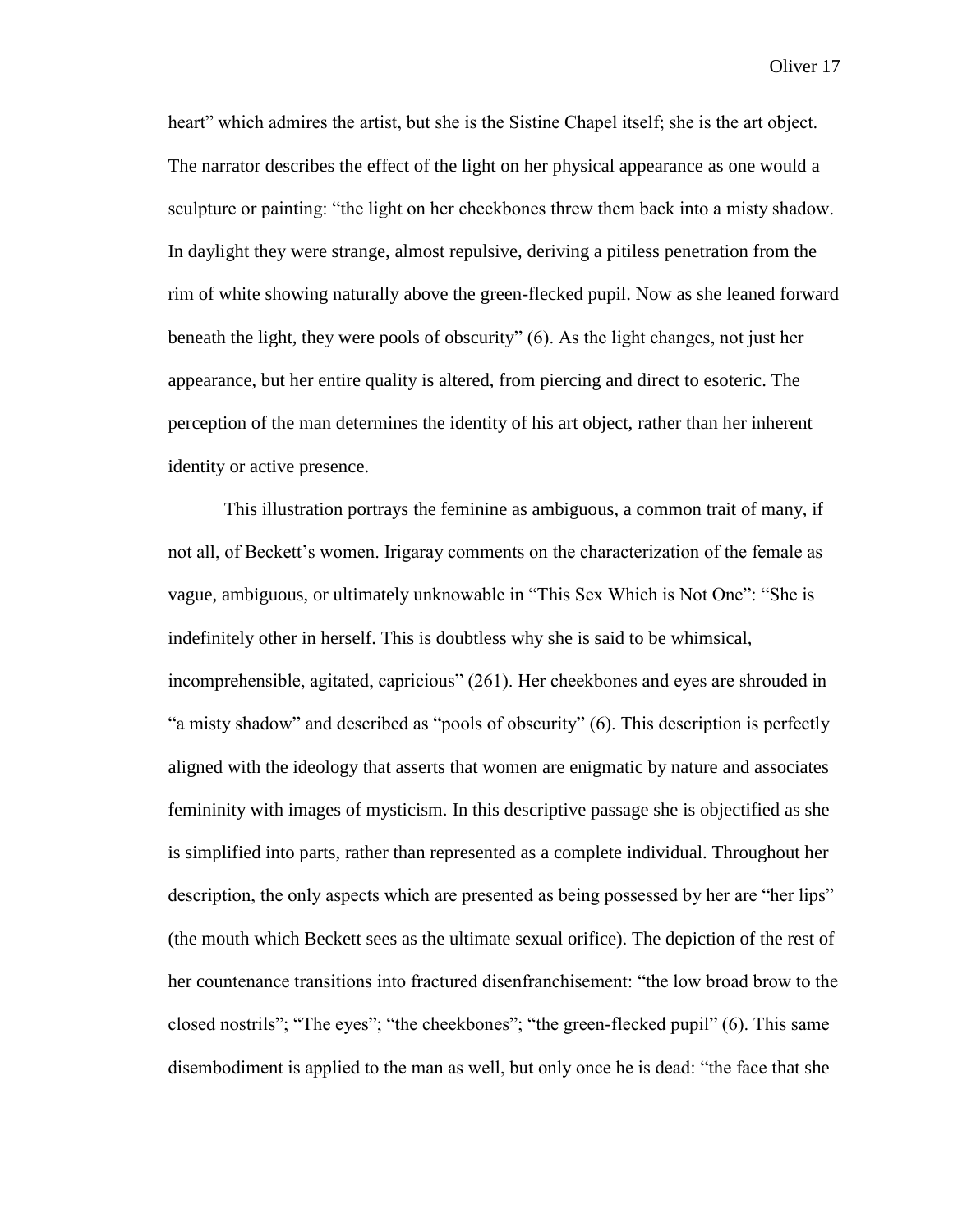heart" which admires the artist, but she is the Sistine Chapel itself; she is the art object. The narrator describes the effect of the light on her physical appearance as one would a sculpture or painting: "the light on her cheekbones threw them back into a misty shadow. In daylight they were strange, almost repulsive, deriving a pitiless penetration from the rim of white showing naturally above the green-flecked pupil. Now as she leaned forward beneath the light, they were pools of obscurity" (6). As the light changes, not just her appearance, but her entire quality is altered, from piercing and direct to esoteric. The perception of the man determines the identity of his art object, rather than her inherent identity or active presence.

This illustration portrays the feminine as ambiguous, a common trait of many, if not all, of Beckett's women. Irigaray comments on the characterization of the female as vague, ambiguous, or ultimately unknowable in "This Sex Which is Not One": "She is indefinitely other in herself. This is doubtless why she is said to be whimsical, incomprehensible, agitated, capricious" (261). Her cheekbones and eyes are shrouded in "a misty shadow" and described as "pools of obscurity" (6). This description is perfectly aligned with the ideology that asserts that women are enigmatic by nature and associates femininity with images of mysticism. In this descriptive passage she is objectified as she is simplified into parts, rather than represented as a complete individual. Throughout her description, the only aspects which are presented as being possessed by her are "her lips" (the mouth which Beckett sees as the ultimate sexual orifice). The depiction of the rest of her countenance transitions into fractured disenfranchisement: "the low broad brow to the closed nostrils"; "The eyes"; "the cheekbones"; "the green-flecked pupil" (6). This same disembodiment is applied to the man as well, but only once he is dead: "the face that she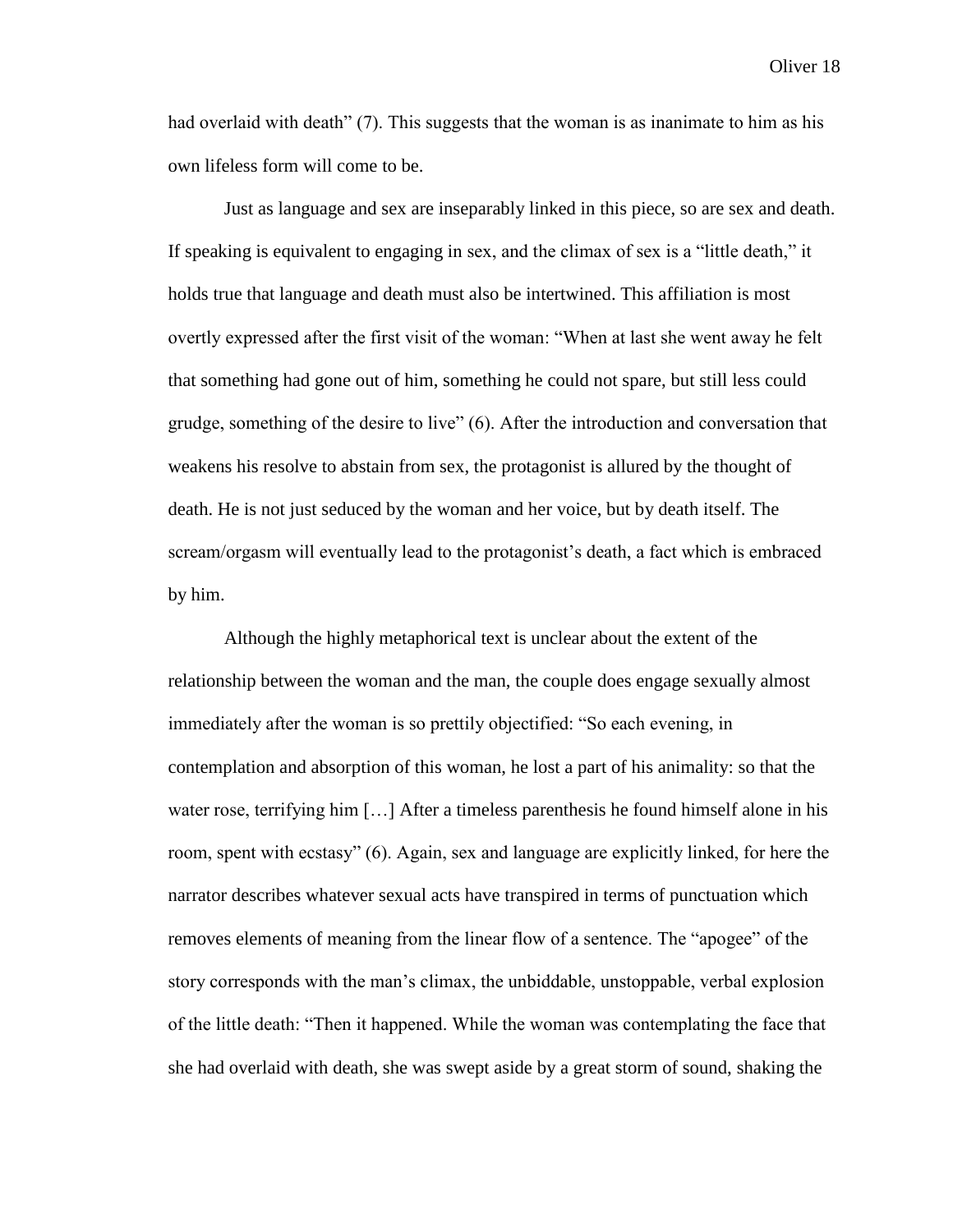had overlaid with death" (7). This suggests that the woman is as inanimate to him as his own lifeless form will come to be.

Just as language and sex are inseparably linked in this piece, so are sex and death. If speaking is equivalent to engaging in sex, and the climax of sex is a "little death," it holds true that language and death must also be intertwined. This affiliation is most overtly expressed after the first visit of the woman: "When at last she went away he felt that something had gone out of him, something he could not spare, but still less could grudge, something of the desire to live" (6). After the introduction and conversation that weakens his resolve to abstain from sex, the protagonist is allured by the thought of death. He is not just seduced by the woman and her voice, but by death itself. The scream/orgasm will eventually lead to the protagonist's death, a fact which is embraced by him.

Although the highly metaphorical text is unclear about the extent of the relationship between the woman and the man, the couple does engage sexually almost immediately after the woman is so prettily objectified: "So each evening, in contemplation and absorption of this woman, he lost a part of his animality: so that the water rose, terrifying him […] After a timeless parenthesis he found himself alone in his room, spent with ecstasy" (6). Again, sex and language are explicitly linked, for here the narrator describes whatever sexual acts have transpired in terms of punctuation which removes elements of meaning from the linear flow of a sentence. The "apogee" of the story corresponds with the man's climax, the unbiddable, unstoppable, verbal explosion of the little death: "Then it happened. While the woman was contemplating the face that she had overlaid with death, she was swept aside by a great storm of sound, shaking the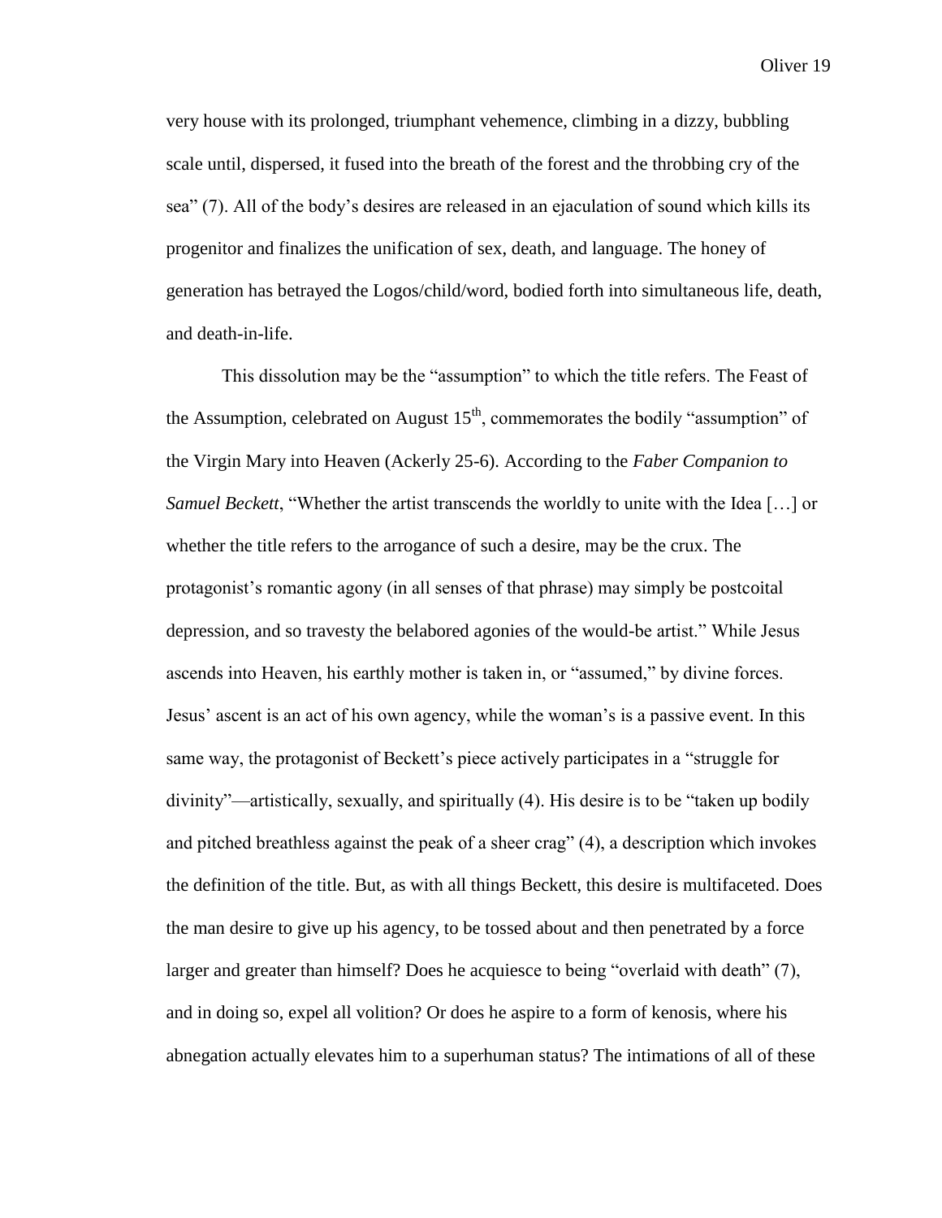very house with its prolonged, triumphant vehemence, climbing in a dizzy, bubbling scale until, dispersed, it fused into the breath of the forest and the throbbing cry of the sea" (7). All of the body's desires are released in an ejaculation of sound which kills its progenitor and finalizes the unification of sex, death, and language. The honey of generation has betrayed the Logos/child/word, bodied forth into simultaneous life, death, and death-in-life.

This dissolution may be the "assumption" to which the title refers. The Feast of the Assumption, celebrated on August 15th, commemorates the bodily "assumption" of the Virgin Mary into Heaven (Ackerly 25-6). According to the *Faber Companion to Samuel Beckett*, "Whether the artist transcends the worldly to unite with the Idea […] or whether the title refers to the arrogance of such a desire, may be the crux. The protagonist's romantic agony (in all senses of that phrase) may simply be postcoital depression, and so travesty the belabored agonies of the would-be artist." While Jesus ascends into Heaven, his earthly mother is taken in, or "assumed," by divine forces. Jesus' ascent is an act of his own agency, while the woman's is a passive event. In this same way, the protagonist of Beckett's piece actively participates in a "struggle for divinity"—artistically, sexually, and spiritually (4). His desire is to be "taken up bodily and pitched breathless against the peak of a sheer crag" (4), a description which invokes the definition of the title. But, as with all things Beckett, this desire is multifaceted. Does the man desire to give up his agency, to be tossed about and then penetrated by a force larger and greater than himself? Does he acquiesce to being "overlaid with death" (7), and in doing so, expel all volition? Or does he aspire to a form of kenosis, where his abnegation actually elevates him to a superhuman status? The intimations of all of these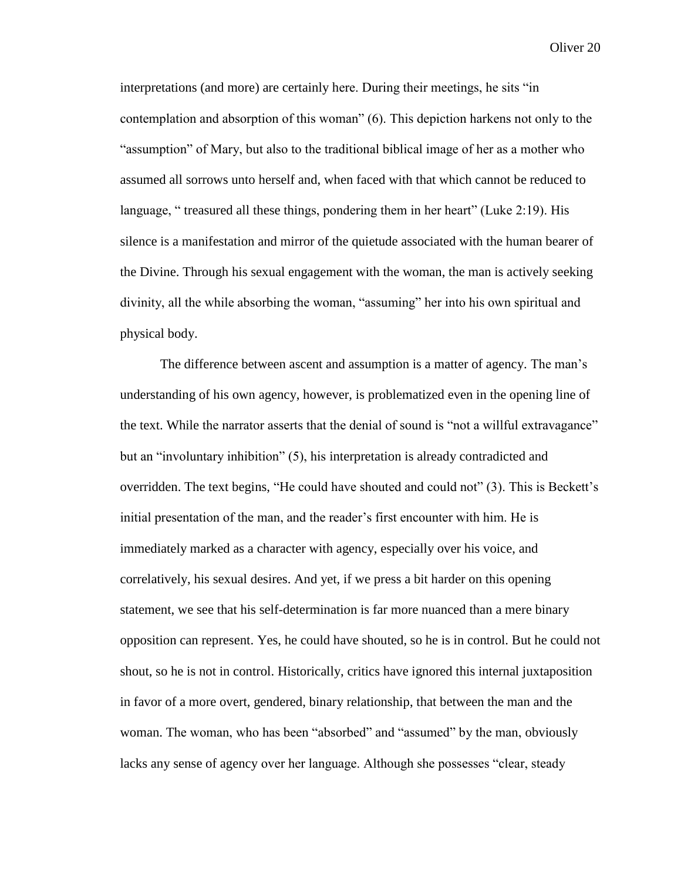interpretations (and more) are certainly here. During their meetings, he sits "in contemplation and absorption of this woman" (6). This depiction harkens not only to the "assumption" of Mary, but also to the traditional biblical image of her as a mother who assumed all sorrows unto herself and, when faced with that which cannot be reduced to language, " treasured all these things, pondering them in her heart" (Luke 2:19). His silence is a manifestation and mirror of the quietude associated with the human bearer of the Divine. Through his sexual engagement with the woman, the man is actively seeking divinity, all the while absorbing the woman, "assuming" her into his own spiritual and physical body.

The difference between ascent and assumption is a matter of agency. The man's understanding of his own agency, however, is problematized even in the opening line of the text. While the narrator asserts that the denial of sound is "not a willful extravagance" but an "involuntary inhibition" (5), his interpretation is already contradicted and overridden. The text begins, "He could have shouted and could not" (3). This is Beckett's initial presentation of the man, and the reader's first encounter with him. He is immediately marked as a character with agency, especially over his voice, and correlatively, his sexual desires. And yet, if we press a bit harder on this opening statement, we see that his self-determination is far more nuanced than a mere binary opposition can represent. Yes, he could have shouted, so he is in control. But he could not shout, so he is not in control. Historically, critics have ignored this internal juxtaposition in favor of a more overt, gendered, binary relationship, that between the man and the woman. The woman, who has been "absorbed" and "assumed" by the man, obviously lacks any sense of agency over her language. Although she possesses "clear, steady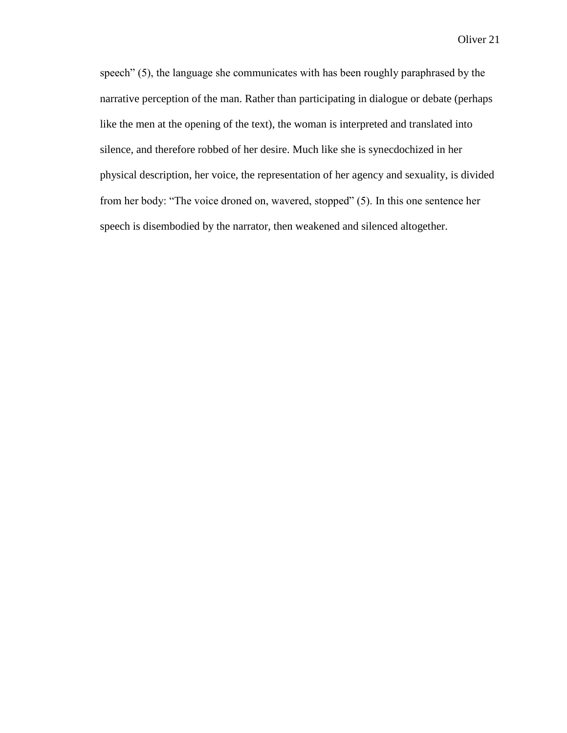speech" (5), the language she communicates with has been roughly paraphrased by the narrative perception of the man. Rather than participating in dialogue or debate (perhaps like the men at the opening of the text), the woman is interpreted and translated into silence, and therefore robbed of her desire. Much like she is synecdochized in her physical description, her voice, the representation of her agency and sexuality, is divided from her body: "The voice droned on, wavered, stopped" (5). In this one sentence her speech is disembodied by the narrator, then weakened and silenced altogether.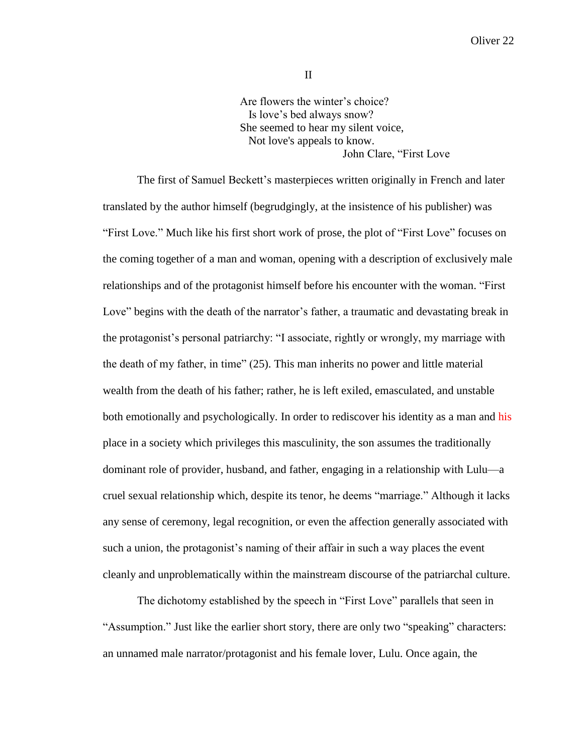II

> Are flowers the winter's choice?
> Is love's bed always snow?
> She seemed to hear my silent voice,
> Not love's appeals to know.
>
> John Clare, "First Love

The first of Samuel Beckett's masterpieces written originally in French and later translated by the author himself (begrudgingly, at the insistence of his publisher) was "First Love." Much like his first short work of prose, the plot of "First Love" focuses on the coming together of a man and woman, opening with a description of exclusively male relationships and of the protagonist himself before his encounter with the woman. "First Love" begins with the death of the narrator's father, a traumatic and devastating break in the protagonist's personal patriarchy: "I associate, rightly or wrongly, my marriage with the death of my father, in time" (25). This man inherits no power and little material wealth from the death of his father; rather, he is left exiled, emasculated, and unstable both emotionally and psychologically. In order to rediscover his identity as a man and his place in a society which privileges this masculinity, the son assumes the traditionally dominant role of provider, husband, and father, engaging in a relationship with Lulu—a cruel sexual relationship which, despite its tenor, he deems "marriage." Although it lacks any sense of ceremony, legal recognition, or even the affection generally associated with such a union, the protagonist's naming of their affair in such a way places the event cleanly and unproblematically within the mainstream discourse of the patriarchal culture.

The dichotomy established by the speech in "First Love" parallels that seen in "Assumption." Just like the earlier short story, there are only two "speaking" characters: an unnamed male narrator/protagonist and his female lover, Lulu. Once again, the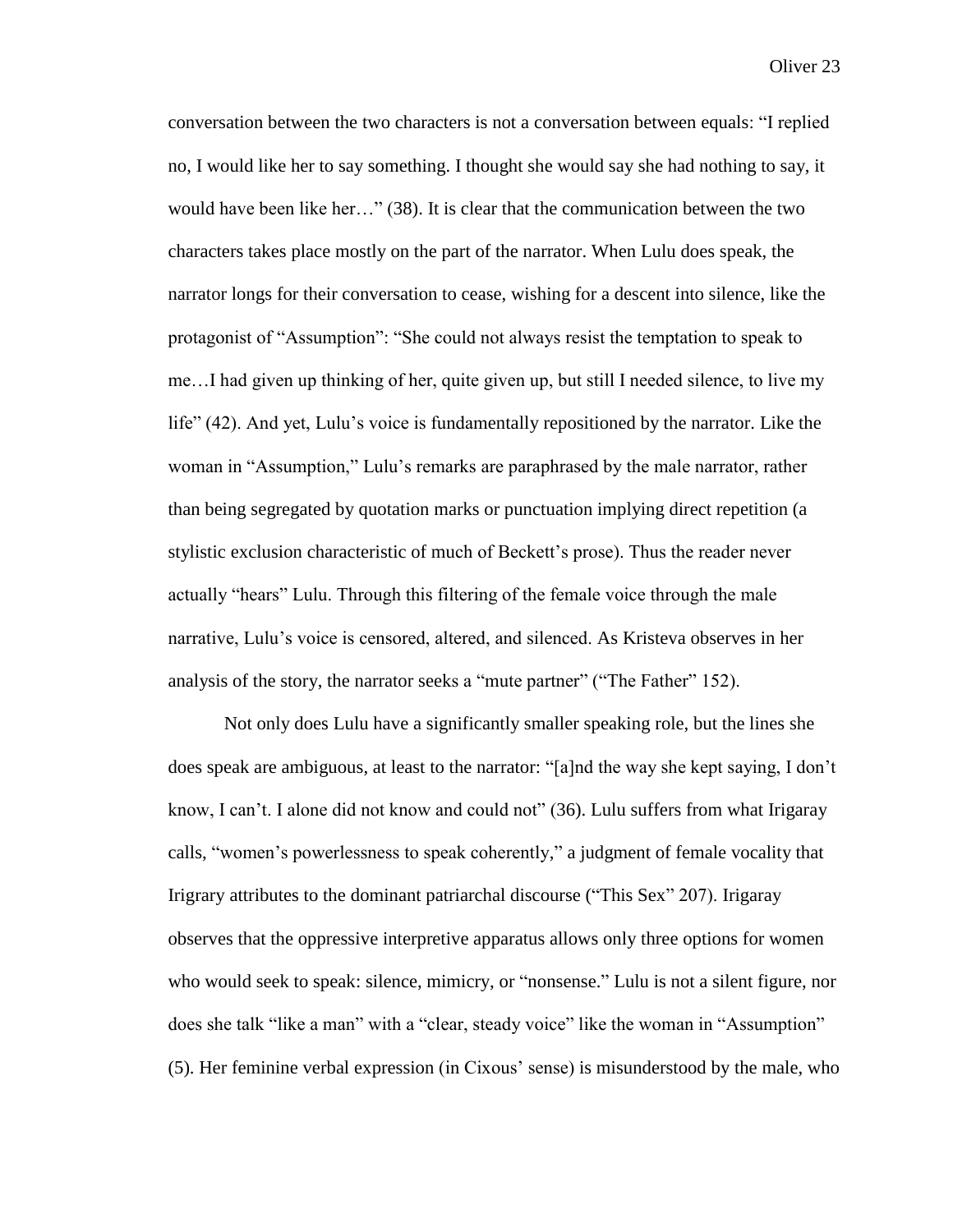conversation between the two characters is not a conversation between equals: “I replied no, I would like her to say something. I thought she would say she had nothing to say, it would have been like her…” (38). It is clear that the communication between the two characters takes place mostly on the part of the narrator. When Lulu does speak, the narrator longs for their conversation to cease, wishing for a descent into silence, like the protagonist of “Assumption”: “She could not always resist the temptation to speak to me…I had given up thinking of her, quite given up, but still I needed silence, to live my life” (42). And yet, Lulu’s voice is fundamentally repositioned by the narrator. Like the woman in “Assumption,” Lulu’s remarks are paraphrased by the male narrator, rather than being segregated by quotation marks or punctuation implying direct repetition (a stylistic exclusion characteristic of much of Beckett’s prose). Thus the reader never actually “hears” Lulu. Through this filtering of the female voice through the male narrative, Lulu’s voice is censored, altered, and silenced. As Kristeva observes in her analysis of the story, the narrator seeks a “mute partner” (“The Father” 152).

Not only does Lulu have a significantly smaller speaking role, but the lines she does speak are ambiguous, at least to the narrator: “[a]nd the way she kept saying, I don’t know, I can’t. I alone did not know and could not” (36). Lulu suffers from what Irigaray calls, “women’s powerlessness to speak coherently,” a judgment of female vocality that Irigrary attributes to the dominant patriarchal discourse (“This Sex” 207). Irigaray observes that the oppressive interpretive apparatus allows only three options for women who would seek to speak: silence, mimicry, or “nonsense.” Lulu is not a silent figure, nor does she talk “like a man” with a “clear, steady voice” like the woman in “Assumption” (5). Her feminine verbal expression (in Cixous’ sense) is misunderstood by the male, who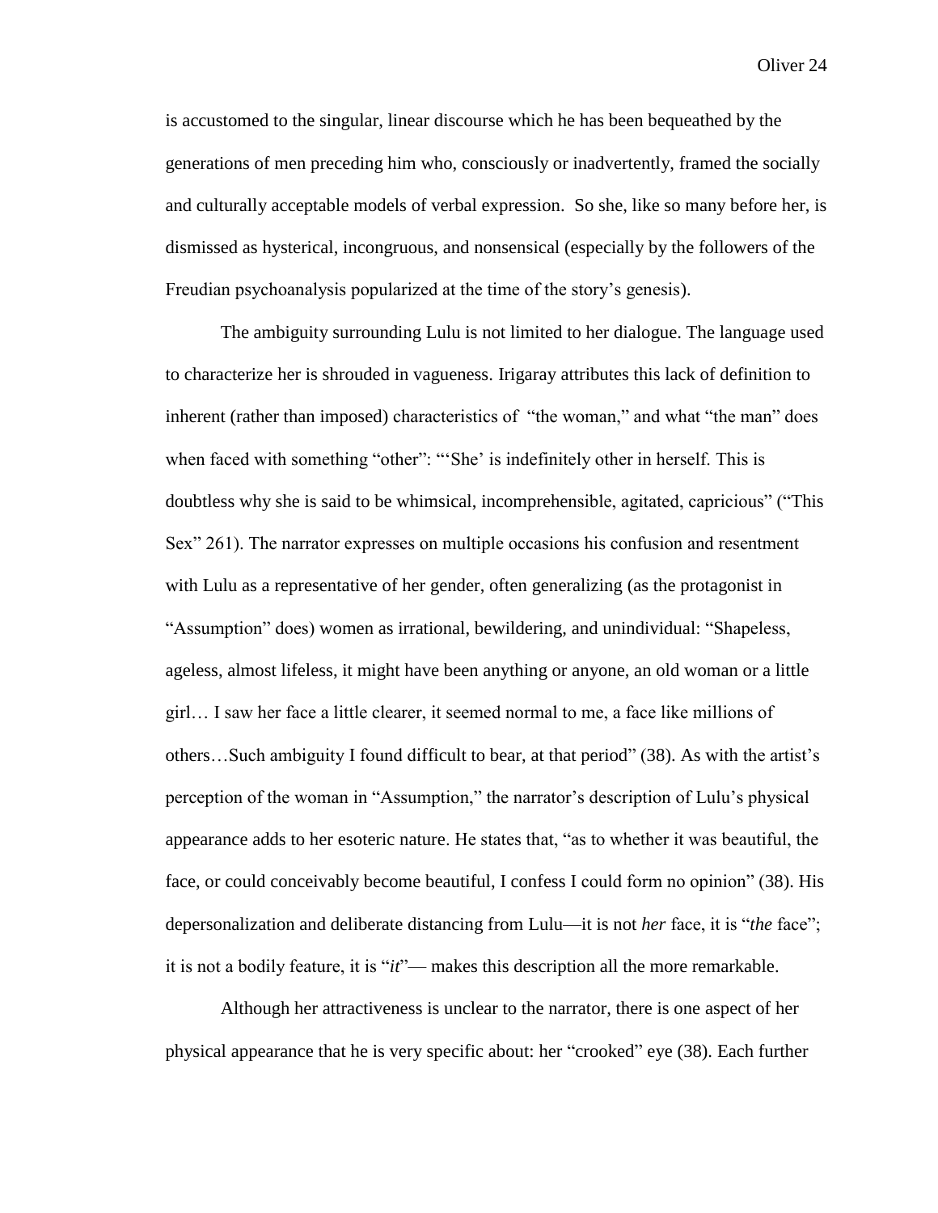is accustomed to the singular, linear discourse which he has been bequeathed by the generations of men preceding him who, consciously or inadvertently, framed the socially and culturally acceptable models of verbal expression. So she, like so many before her, is dismissed as hysterical, incongruous, and nonsensical (especially by the followers of the Freudian psychoanalysis popularized at the time of the story's genesis).

The ambiguity surrounding Lulu is not limited to her dialogue. The language used to characterize her is shrouded in vagueness. Irigaray attributes this lack of definition to inherent (rather than imposed) characteristics of "the woman," and what "the man" does when faced with something "other": "'She' is indefinitely other in herself. This is doubtless why she is said to be whimsical, incomprehensible, agitated, capricious" ("This Sex" 261). The narrator expresses on multiple occasions his confusion and resentment with Lulu as a representative of her gender, often generalizing (as the protagonist in "Assumption" does) women as irrational, bewildering, and unindividual: "Shapeless, ageless, almost lifeless, it might have been anything or anyone, an old woman or a little girl… I saw her face a little clearer, it seemed normal to me, a face like millions of others…Such ambiguity I found difficult to bear, at that period" (38). As with the artist's perception of the woman in "Assumption," the narrator's description of Lulu's physical appearance adds to her esoteric nature. He states that, "as to whether it was beautiful, the face, or could conceivably become beautiful, I confess I could form no opinion" (38). His depersonalization and deliberate distancing from Lulu—it is not *her* face, it is "*the* face"; it is not a bodily feature, it is "*it*"— makes this description all the more remarkable.

Although her attractiveness is unclear to the narrator, there is one aspect of her physical appearance that he is very specific about: her "crooked" eye (38). Each further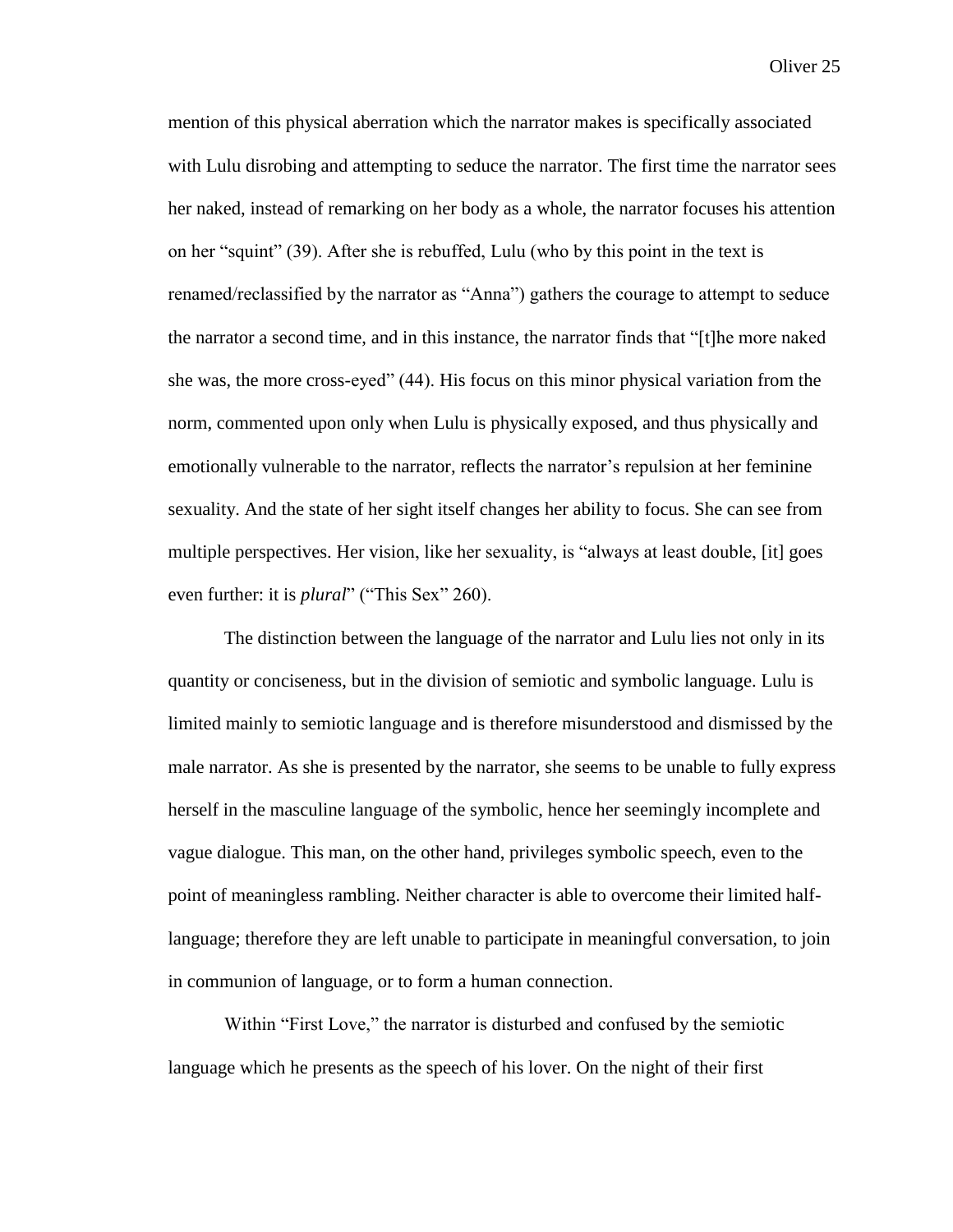mention of this physical aberration which the narrator makes is specifically associated with Lulu disrobing and attempting to seduce the narrator. The first time the narrator sees her naked, instead of remarking on her body as a whole, the narrator focuses his attention on her "squint" (39). After she is rebuffed, Lulu (who by this point in the text is renamed/reclassified by the narrator as "Anna") gathers the courage to attempt to seduce the narrator a second time, and in this instance, the narrator finds that "[t]he more naked she was, the more cross-eyed" (44). His focus on this minor physical variation from the norm, commented upon only when Lulu is physically exposed, and thus physically and emotionally vulnerable to the narrator, reflects the narrator's repulsion at her feminine sexuality. And the state of her sight itself changes her ability to focus. She can see from multiple perspectives. Her vision, like her sexuality, is "always at least double, [it] goes even further: it is *plural*" ("This Sex" 260).

The distinction between the language of the narrator and Lulu lies not only in its quantity or conciseness, but in the division of semiotic and symbolic language. Lulu is limited mainly to semiotic language and is therefore misunderstood and dismissed by the male narrator. As she is presented by the narrator, she seems to be unable to fully express herself in the masculine language of the symbolic, hence her seemingly incomplete and vague dialogue. This man, on the other hand, privileges symbolic speech, even to the point of meaningless rambling. Neither character is able to overcome their limited half-language; therefore they are left unable to participate in meaningful conversation, to join in communion of language, or to form a human connection.

Within "First Love," the narrator is disturbed and confused by the semiotic language which he presents as the speech of his lover. On the night of their first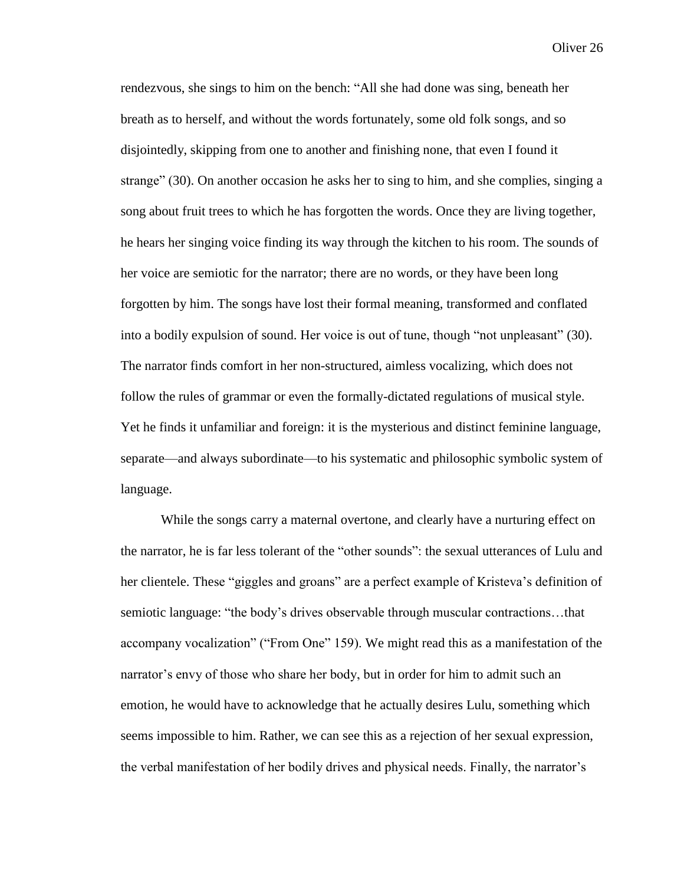rendezvous, she sings to him on the bench: "All she had done was sing, beneath her breath as to herself, and without the words fortunately, some old folk songs, and so disjointedly, skipping from one to another and finishing none, that even I found it strange" (30). On another occasion he asks her to sing to him, and she complies, singing a song about fruit trees to which he has forgotten the words. Once they are living together, he hears her singing voice finding its way through the kitchen to his room. The sounds of her voice are semiotic for the narrator; there are no words, or they have been long forgotten by him. The songs have lost their formal meaning, transformed and conflated into a bodily expulsion of sound. Her voice is out of tune, though "not unpleasant" (30). The narrator finds comfort in her non-structured, aimless vocalizing, which does not follow the rules of grammar or even the formally-dictated regulations of musical style. Yet he finds it unfamiliar and foreign: it is the mysterious and distinct feminine language, separate—and always subordinate—to his systematic and philosophic symbolic system of language.

While the songs carry a maternal overtone, and clearly have a nurturing effect on the narrator, he is far less tolerant of the "other sounds": the sexual utterances of Lulu and her clientele. These "giggles and groans" are a perfect example of Kristeva's definition of semiotic language: "the body's drives observable through muscular contractions…that accompany vocalization" ("From One" 159). We might read this as a manifestation of the narrator's envy of those who share her body, but in order for him to admit such an emotion, he would have to acknowledge that he actually desires Lulu, something which seems impossible to him. Rather, we can see this as a rejection of her sexual expression, the verbal manifestation of her bodily drives and physical needs. Finally, the narrator's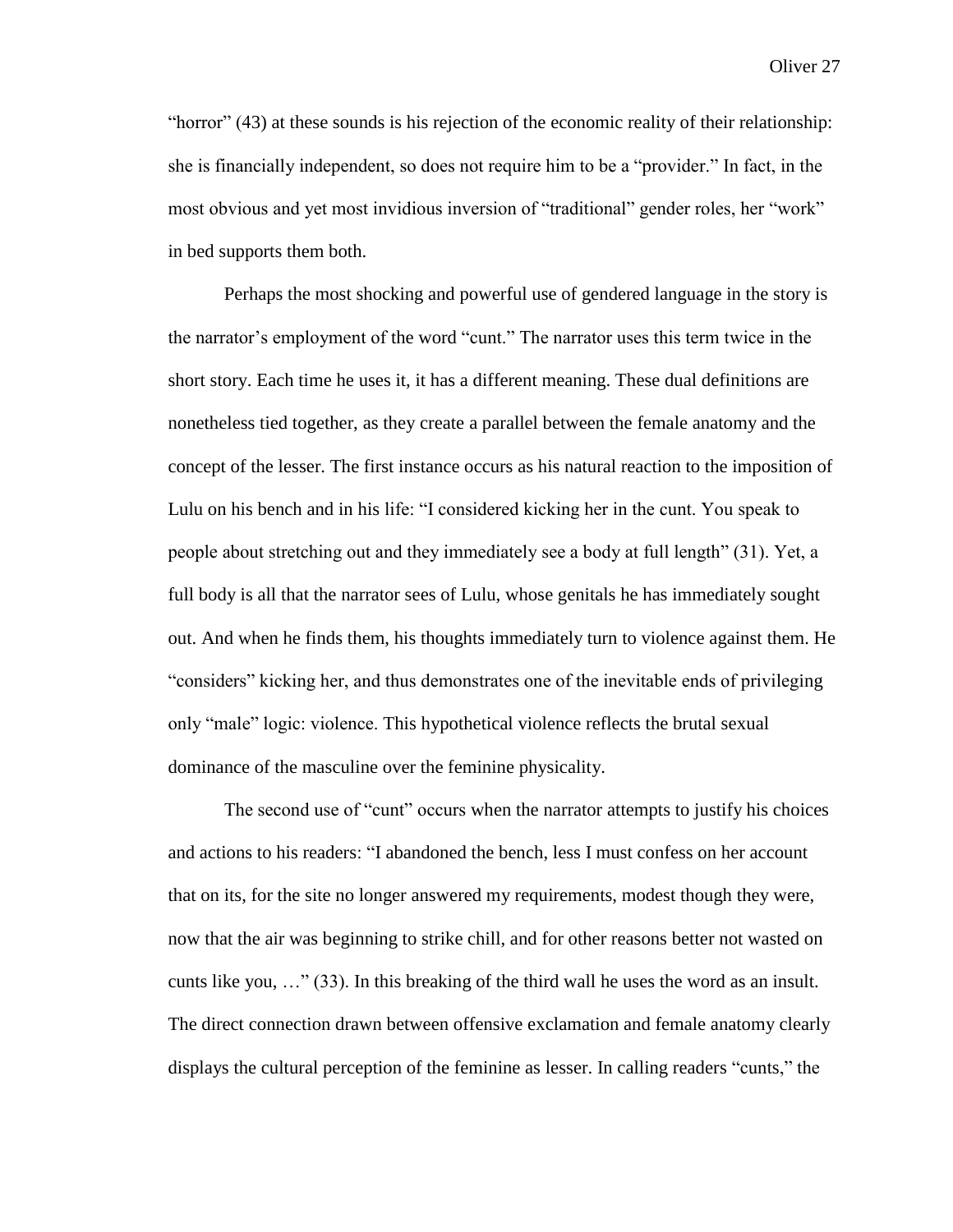"horror" (43) at these sounds is his rejection of the economic reality of their relationship: she is financially independent, so does not require him to be a "provider." In fact, in the most obvious and yet most invidious inversion of "traditional" gender roles, her "work" in bed supports them both.

Perhaps the most shocking and powerful use of gendered language in the story is the narrator's employment of the word "cunt." The narrator uses this term twice in the short story. Each time he uses it, it has a different meaning. These dual definitions are nonetheless tied together, as they create a parallel between the female anatomy and the concept of the lesser. The first instance occurs as his natural reaction to the imposition of Lulu on his bench and in his life: "I considered kicking her in the cunt. You speak to people about stretching out and they immediately see a body at full length" (31). Yet, a full body is all that the narrator sees of Lulu, whose genitals he has immediately sought out. And when he finds them, his thoughts immediately turn to violence against them. He "considers" kicking her, and thus demonstrates one of the inevitable ends of privileging only "male" logic: violence. This hypothetical violence reflects the brutal sexual dominance of the masculine over the feminine physicality.

The second use of "cunt" occurs when the narrator attempts to justify his choices and actions to his readers: "I abandoned the bench, less I must confess on her account that on its, for the site no longer answered my requirements, modest though they were, now that the air was beginning to strike chill, and for other reasons better not wasted on cunts like you, …" (33). In this breaking of the third wall he uses the word as an insult. The direct connection drawn between offensive exclamation and female anatomy clearly displays the cultural perception of the feminine as lesser. In calling readers "cunts," the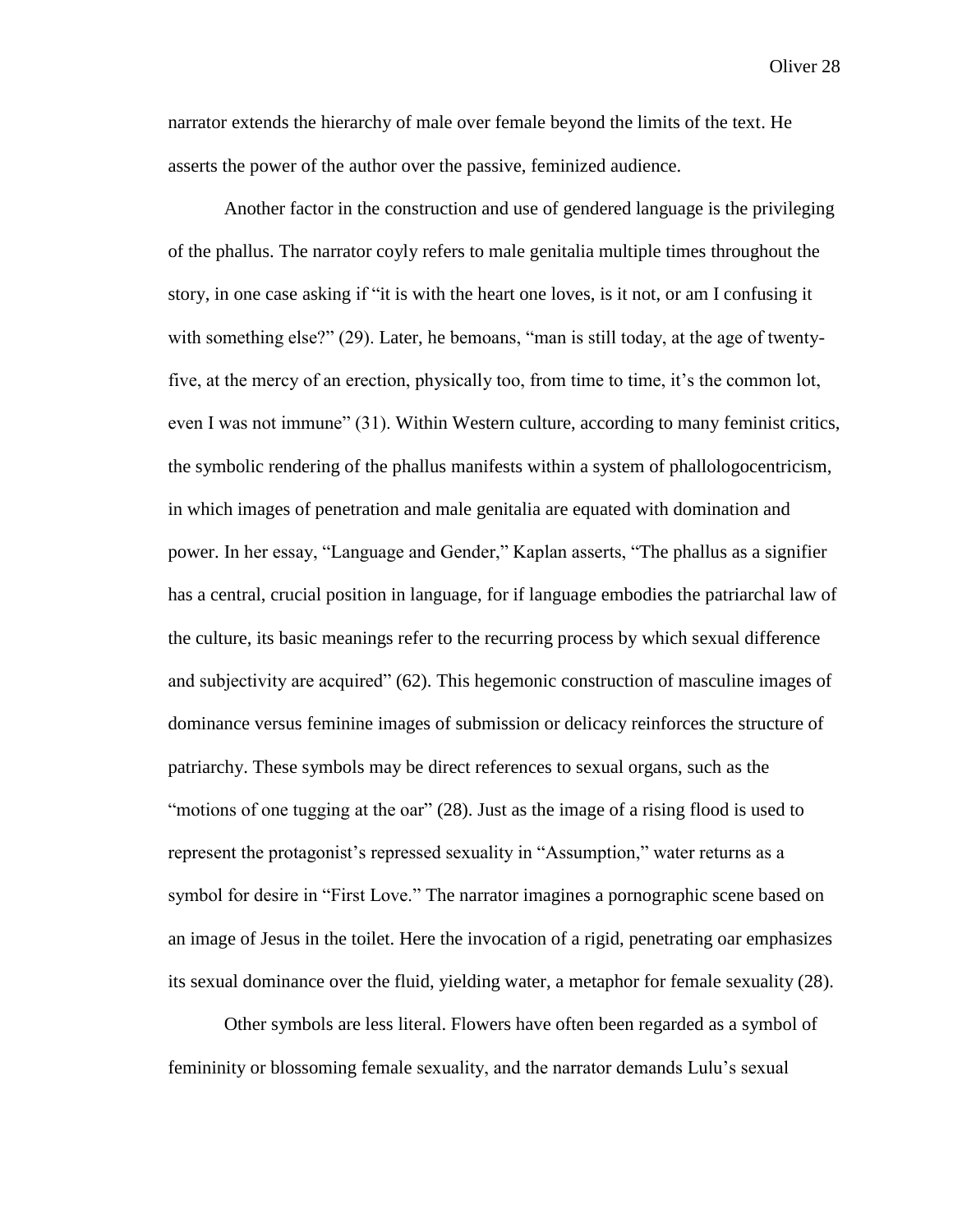narrator extends the hierarchy of male over female beyond the limits of the text. He asserts the power of the author over the passive, feminized audience.

Another factor in the construction and use of gendered language is the privileging of the phallus. The narrator coyly refers to male genitalia multiple times throughout the story, in one case asking if "it is with the heart one loves, is it not, or am I confusing it with something else?" (29). Later, he bemoans, "man is still today, at the age of twenty-five, at the mercy of an erection, physically too, from time to time, it's the common lot, even I was not immune" (31). Within Western culture, according to many feminist critics, the symbolic rendering of the phallus manifests within a system of phallologocentricism, in which images of penetration and male genitalia are equated with domination and power. In her essay, "Language and Gender," Kaplan asserts, "The phallus as a signifier has a central, crucial position in language, for if language embodies the patriarchal law of the culture, its basic meanings refer to the recurring process by which sexual difference and subjectivity are acquired" (62). This hegemonic construction of masculine images of dominance versus feminine images of submission or delicacy reinforces the structure of patriarchy. These symbols may be direct references to sexual organs, such as the "motions of one tugging at the oar" (28). Just as the image of a rising flood is used to represent the protagonist's repressed sexuality in "Assumption," water returns as a symbol for desire in "First Love." The narrator imagines a pornographic scene based on an image of Jesus in the toilet. Here the invocation of a rigid, penetrating oar emphasizes its sexual dominance over the fluid, yielding water, a metaphor for female sexuality (28).

Other symbols are less literal. Flowers have often been regarded as a symbol of femininity or blossoming female sexuality, and the narrator demands Lulu's sexual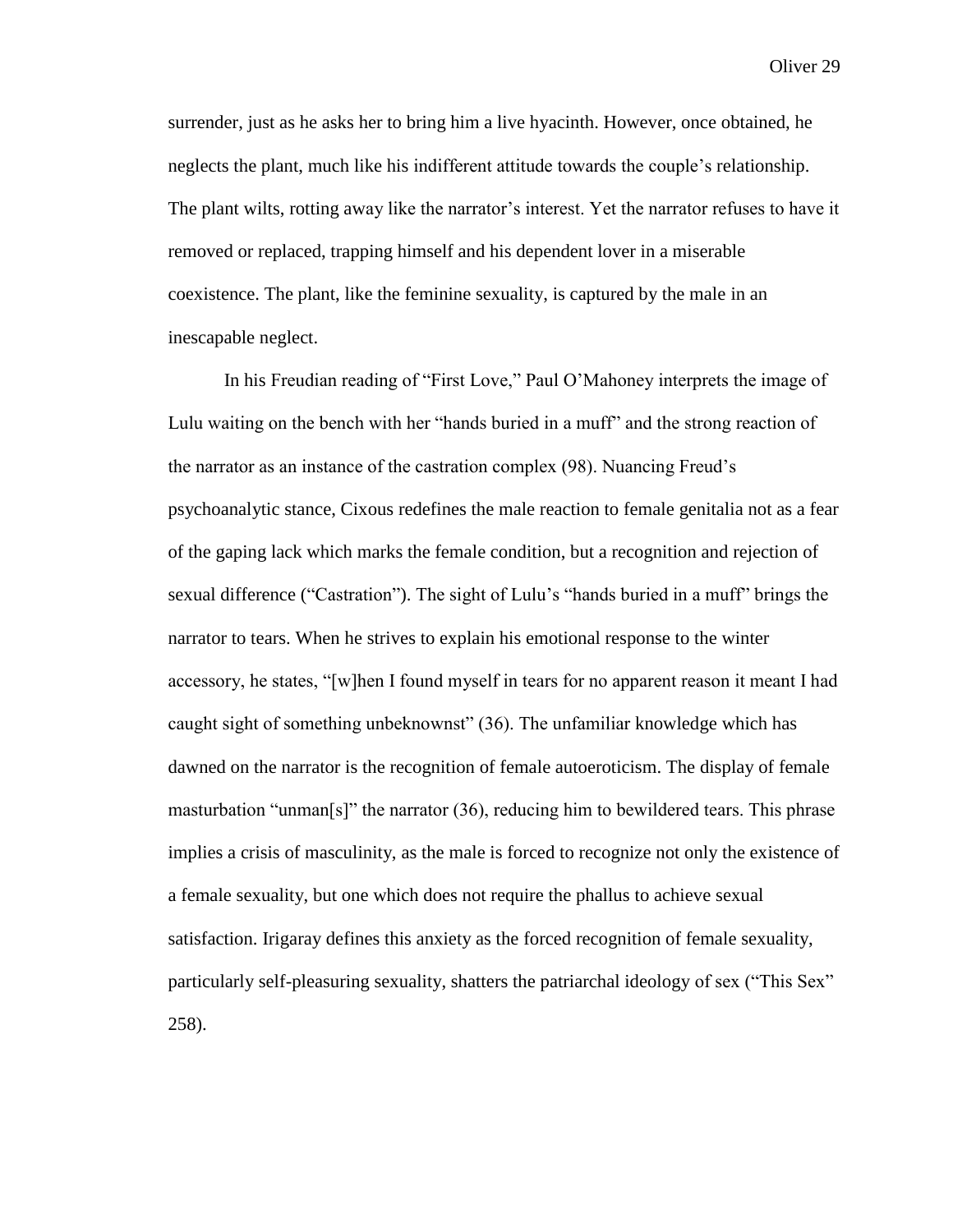surrender, just as he asks her to bring him a live hyacinth. However, once obtained, he neglects the plant, much like his indifferent attitude towards the couple's relationship. The plant wilts, rotting away like the narrator's interest. Yet the narrator refuses to have it removed or replaced, trapping himself and his dependent lover in a miserable coexistence. The plant, like the feminine sexuality, is captured by the male in an inescapable neglect.

In his Freudian reading of "First Love," Paul O'Mahoney interprets the image of Lulu waiting on the bench with her "hands buried in a muff" and the strong reaction of the narrator as an instance of the castration complex (98). Nuancing Freud's psychoanalytic stance, Cixous redefines the male reaction to female genitalia not as a fear of the gaping lack which marks the female condition, but a recognition and rejection of sexual difference ("Castration"). The sight of Lulu's "hands buried in a muff" brings the narrator to tears. When he strives to explain his emotional response to the winter accessory, he states, "[w]hen I found myself in tears for no apparent reason it meant I had caught sight of something unbeknownst" (36). The unfamiliar knowledge which has dawned on the narrator is the recognition of female autoeroticism. The display of female masturbation "unman[s]" the narrator (36), reducing him to bewildered tears. This phrase implies a crisis of masculinity, as the male is forced to recognize not only the existence of a female sexuality, but one which does not require the phallus to achieve sexual satisfaction. Irigaray defines this anxiety as the forced recognition of female sexuality, particularly self-pleasuring sexuality, shatters the patriarchal ideology of sex ("This Sex" 258).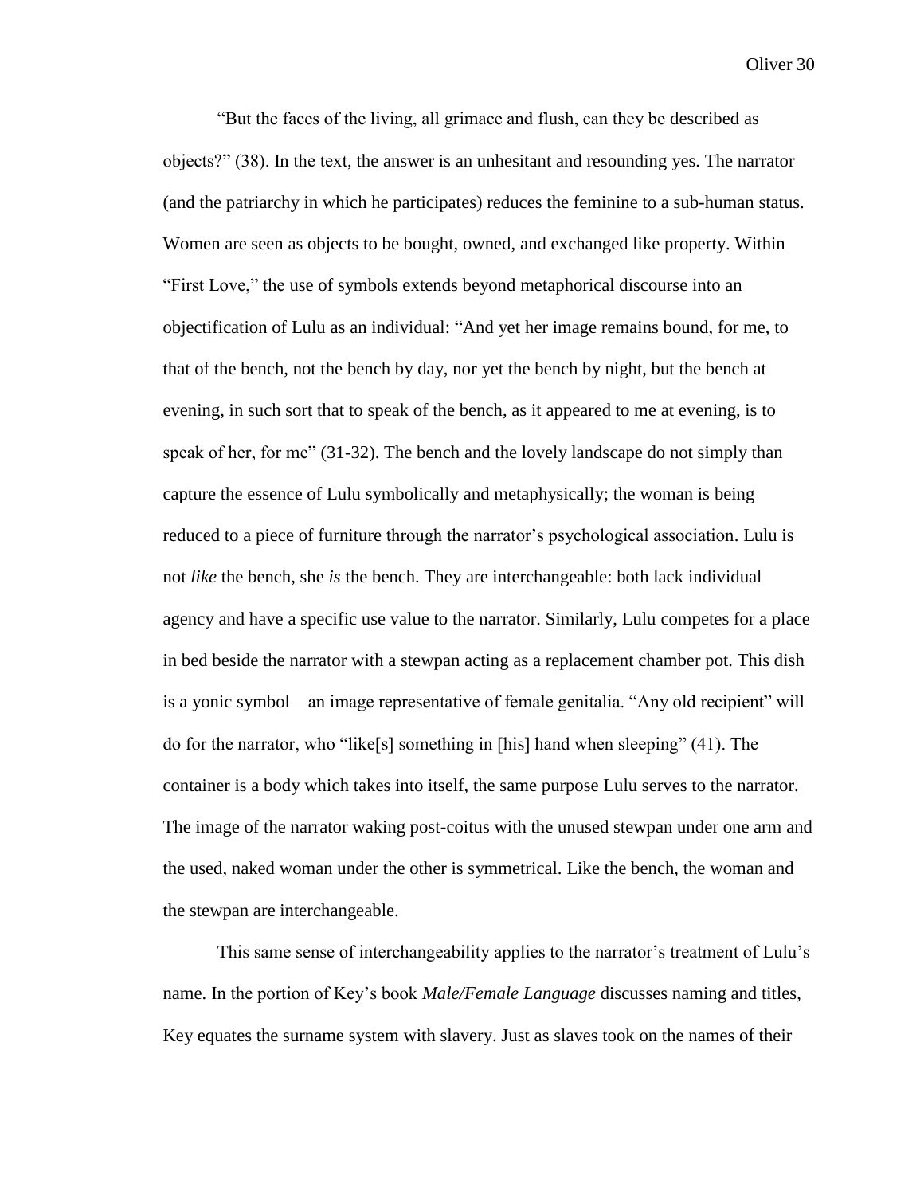"But the faces of the living, all grimace and flush, can they be described as objects?" (38). In the text, the answer is an unhesitant and resounding yes. The narrator (and the patriarchy in which he participates) reduces the feminine to a sub-human status. Women are seen as objects to be bought, owned, and exchanged like property. Within "First Love," the use of symbols extends beyond metaphorical discourse into an objectification of Lulu as an individual: "And yet her image remains bound, for me, to that of the bench, not the bench by day, nor yet the bench by night, but the bench at evening, in such sort that to speak of the bench, as it appeared to me at evening, is to speak of her, for me" (31-32). The bench and the lovely landscape do not simply than capture the essence of Lulu symbolically and metaphysically; the woman is being reduced to a piece of furniture through the narrator's psychological association. Lulu is not *like* the bench, she *is* the bench. They are interchangeable: both lack individual agency and have a specific use value to the narrator. Similarly, Lulu competes for a place in bed beside the narrator with a stewpan acting as a replacement chamber pot. This dish is a yonic symbol—an image representative of female genitalia. "Any old recipient" will do for the narrator, who "like[s] something in [his] hand when sleeping" (41). The container is a body which takes into itself, the same purpose Lulu serves to the narrator. The image of the narrator waking post-coitus with the unused stewpan under one arm and the used, naked woman under the other is symmetrical. Like the bench, the woman and the stewpan are interchangeable.

This same sense of interchangeability applies to the narrator's treatment of Lulu's name. In the portion of Key's book *Male/Female Language* discusses naming and titles, Key equates the surname system with slavery. Just as slaves took on the names of their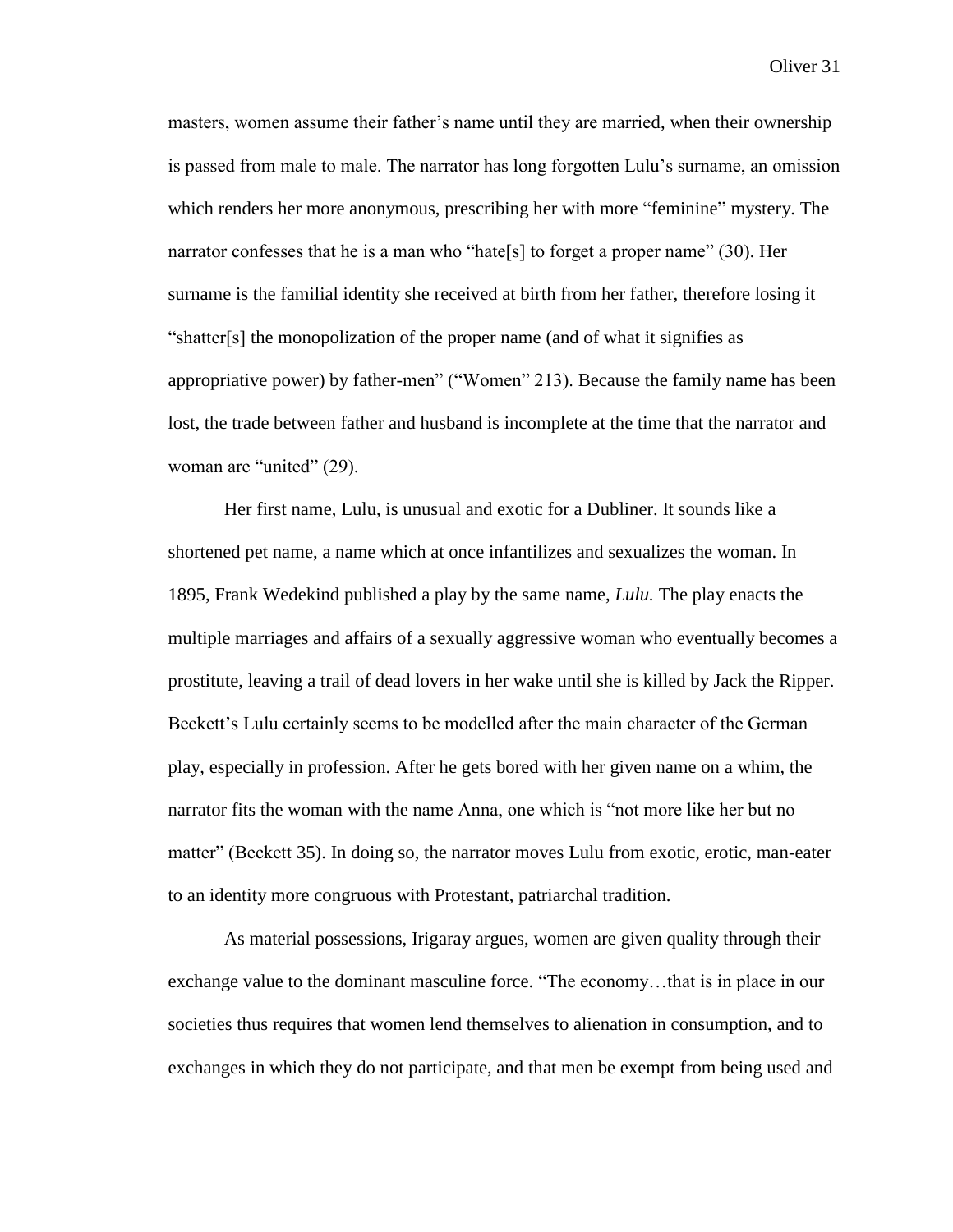masters, women assume their father's name until they are married, when their ownership is passed from male to male. The narrator has long forgotten Lulu's surname, an omission which renders her more anonymous, prescribing her with more "feminine" mystery. The narrator confesses that he is a man who "hate[s] to forget a proper name" (30). Her surname is the familial identity she received at birth from her father, therefore losing it "shatter[s] the monopolization of the proper name (and of what it signifies as appropriative power) by father-men" ("Women" 213). Because the family name has been lost, the trade between father and husband is incomplete at the time that the narrator and woman are "united" (29).

Her first name, Lulu, is unusual and exotic for a Dubliner. It sounds like a shortened pet name, a name which at once infantilizes and sexualizes the woman. In 1895, Frank Wedekind published a play by the same name, *Lulu.* The play enacts the multiple marriages and affairs of a sexually aggressive woman who eventually becomes a prostitute, leaving a trail of dead lovers in her wake until she is killed by Jack the Ripper. Beckett's Lulu certainly seems to be modelled after the main character of the German play, especially in profession. After he gets bored with her given name on a whim, the narrator fits the woman with the name Anna, one which is "not more like her but no matter" (Beckett 35). In doing so, the narrator moves Lulu from exotic, erotic, man-eater to an identity more congruous with Protestant, patriarchal tradition.

As material possessions, Irigaray argues, women are given quality through their exchange value to the dominant masculine force. "The economy…that is in place in our societies thus requires that women lend themselves to alienation in consumption, and to exchanges in which they do not participate, and that men be exempt from being used and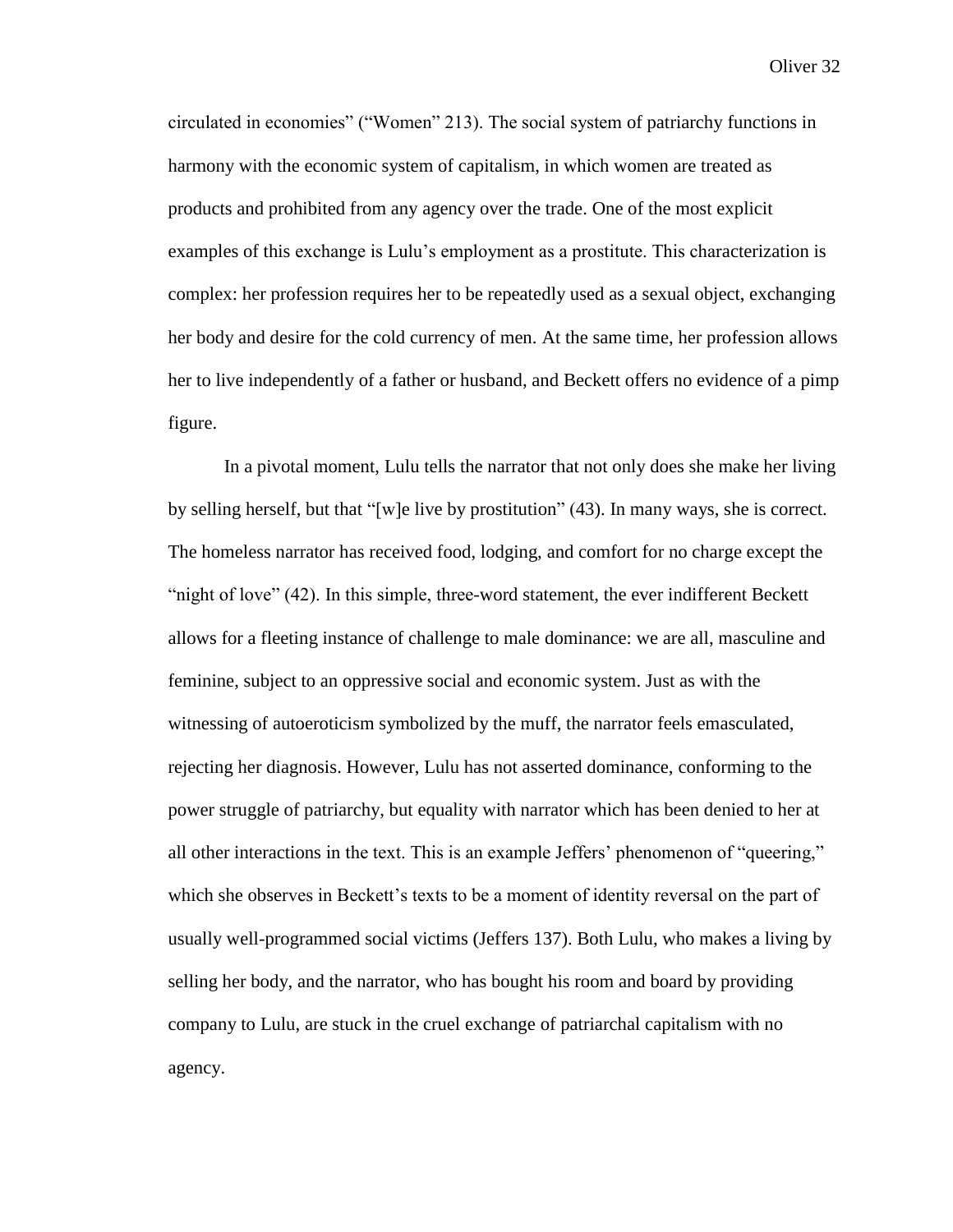circulated in economies" ("Women" 213). The social system of patriarchy functions in harmony with the economic system of capitalism, in which women are treated as products and prohibited from any agency over the trade. One of the most explicit examples of this exchange is Lulu's employment as a prostitute. This characterization is complex: her profession requires her to be repeatedly used as a sexual object, exchanging her body and desire for the cold currency of men. At the same time, her profession allows her to live independently of a father or husband, and Beckett offers no evidence of a pimp figure.

In a pivotal moment, Lulu tells the narrator that not only does she make her living by selling herself, but that "[w]e live by prostitution" (43). In many ways, she is correct. The homeless narrator has received food, lodging, and comfort for no charge except the "night of love" (42). In this simple, three-word statement, the ever indifferent Beckett allows for a fleeting instance of challenge to male dominance: we are all, masculine and feminine, subject to an oppressive social and economic system. Just as with the witnessing of autoeroticism symbolized by the muff, the narrator feels emasculated, rejecting her diagnosis. However, Lulu has not asserted dominance, conforming to the power struggle of patriarchy, but equality with narrator which has been denied to her at all other interactions in the text. This is an example Jeffers' phenomenon of "queering," which she observes in Beckett's texts to be a moment of identity reversal on the part of usually well-programmed social victims (Jeffers 137). Both Lulu, who makes a living by selling her body, and the narrator, who has bought his room and board by providing company to Lulu, are stuck in the cruel exchange of patriarchal capitalism with no agency.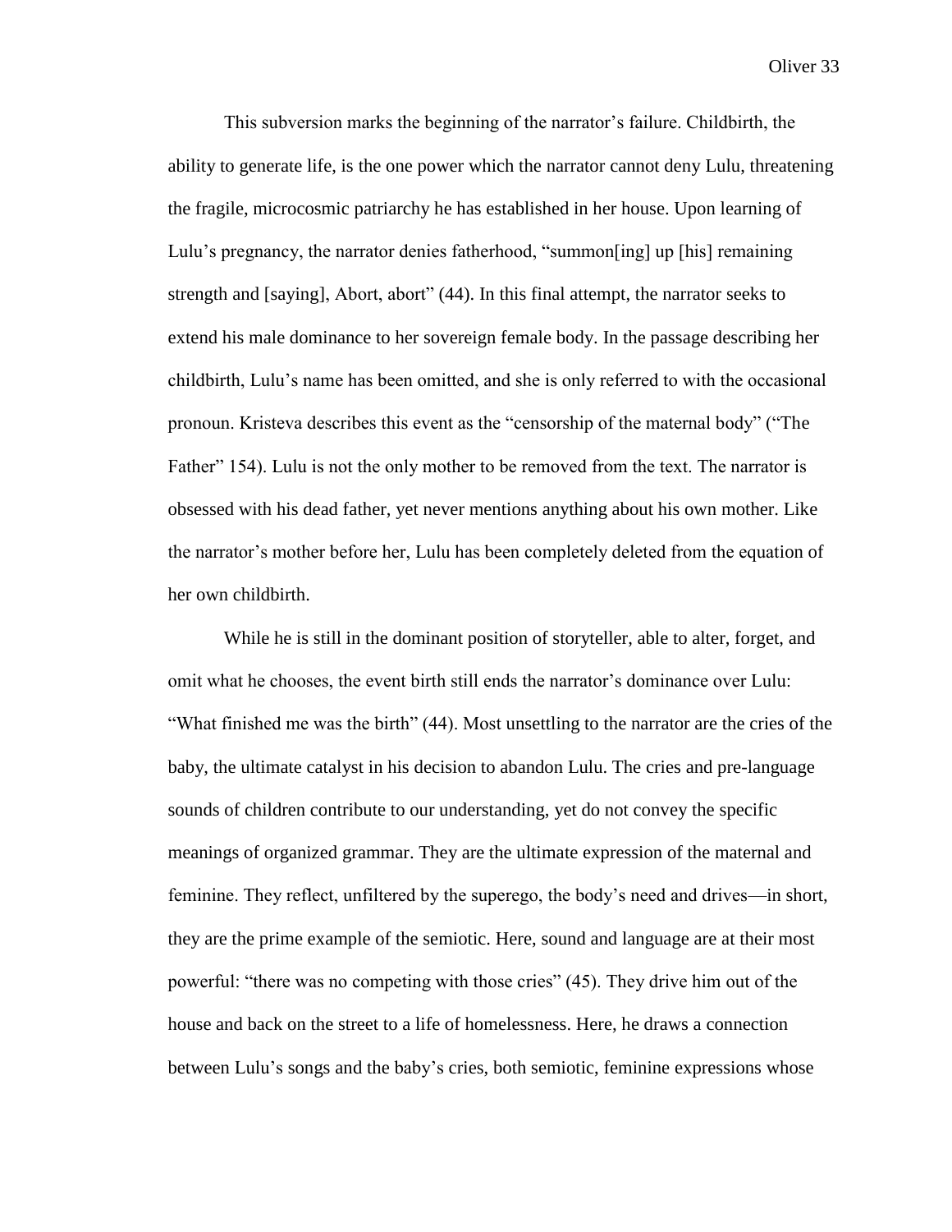This subversion marks the beginning of the narrator's failure. Childbirth, the ability to generate life, is the one power which the narrator cannot deny Lulu, threatening the fragile, microcosmic patriarchy he has established in her house. Upon learning of Lulu's pregnancy, the narrator denies fatherhood, "summon[ing] up [his] remaining strength and [saying], Abort, abort" (44). In this final attempt, the narrator seeks to extend his male dominance to her sovereign female body. In the passage describing her childbirth, Lulu's name has been omitted, and she is only referred to with the occasional pronoun. Kristeva describes this event as the "censorship of the maternal body" ("The Father" 154). Lulu is not the only mother to be removed from the text. The narrator is obsessed with his dead father, yet never mentions anything about his own mother. Like the narrator's mother before her, Lulu has been completely deleted from the equation of her own childbirth.

While he is still in the dominant position of storyteller, able to alter, forget, and omit what he chooses, the event birth still ends the narrator's dominance over Lulu: "What finished me was the birth" (44). Most unsettling to the narrator are the cries of the baby, the ultimate catalyst in his decision to abandon Lulu. The cries and pre-language sounds of children contribute to our understanding, yet do not convey the specific meanings of organized grammar. They are the ultimate expression of the maternal and feminine. They reflect, unfiltered by the superego, the body's need and drives—in short, they are the prime example of the semiotic. Here, sound and language are at their most powerful: "there was no competing with those cries" (45). They drive him out of the house and back on the street to a life of homelessness. Here, he draws a connection between Lulu's songs and the baby's cries, both semiotic, feminine expressions whose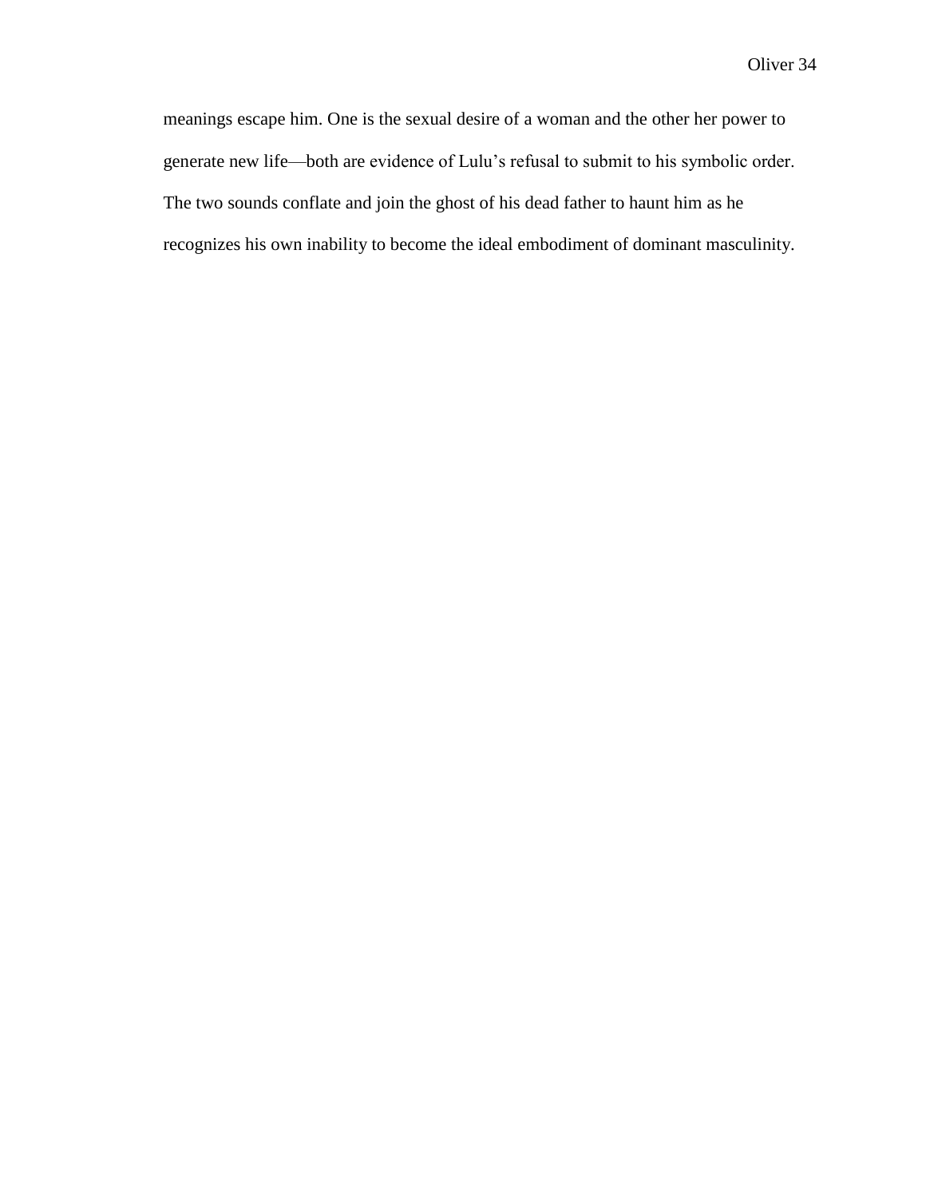meanings escape him. One is the sexual desire of a woman and the other her power to generate new life—both are evidence of Lulu's refusal to submit to his symbolic order. The two sounds conflate and join the ghost of his dead father to haunt him as he recognizes his own inability to become the ideal embodiment of dominant masculinity.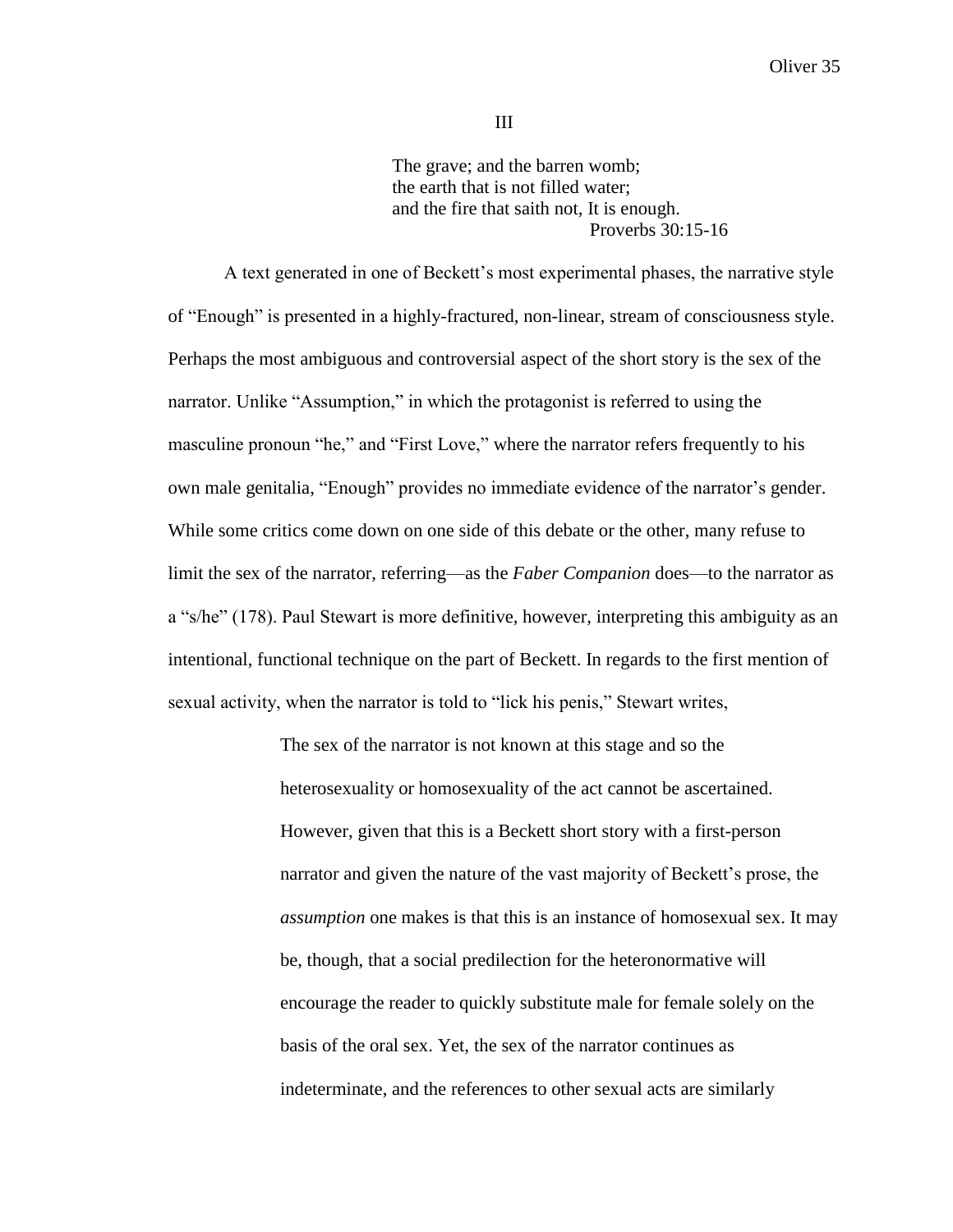## III

> The grave; and the barren womb;
> the earth that is not filled water;
> and the fire that saith not, It is enough.
>
> Proverbs 30:15-16

A text generated in one of Beckett's most experimental phases, the narrative style of "Enough" is presented in a highly-fractured, non-linear, stream of consciousness style. Perhaps the most ambiguous and controversial aspect of the short story is the sex of the narrator. Unlike "Assumption," in which the protagonist is referred to using the masculine pronoun "he," and "First Love," where the narrator refers frequently to his own male genitalia, "Enough" provides no immediate evidence of the narrator's gender. While some critics come down on one side of this debate or the other, many refuse to limit the sex of the narrator, referring—as the *Faber Companion* does—to the narrator as a "s/he" (178). Paul Stewart is more definitive, however, interpreting this ambiguity as an intentional, functional technique on the part of Beckett. In regards to the first mention of sexual activity, when the narrator is told to "lick his penis," Stewart writes,

> The sex of the narrator is not known at this stage and so the heterosexuality or homosexuality of the act cannot be ascertained. However, given that this is a Beckett short story with a first-person narrator and given the nature of the vast majority of Beckett's prose, the *assumption* one makes is that this is an instance of homosexual sex. It may be, though, that a social predilection for the heteronormative will encourage the reader to quickly substitute male for female solely on the basis of the oral sex. Yet, the sex of the narrator continues as indeterminate, and the references to other sexual acts are similarly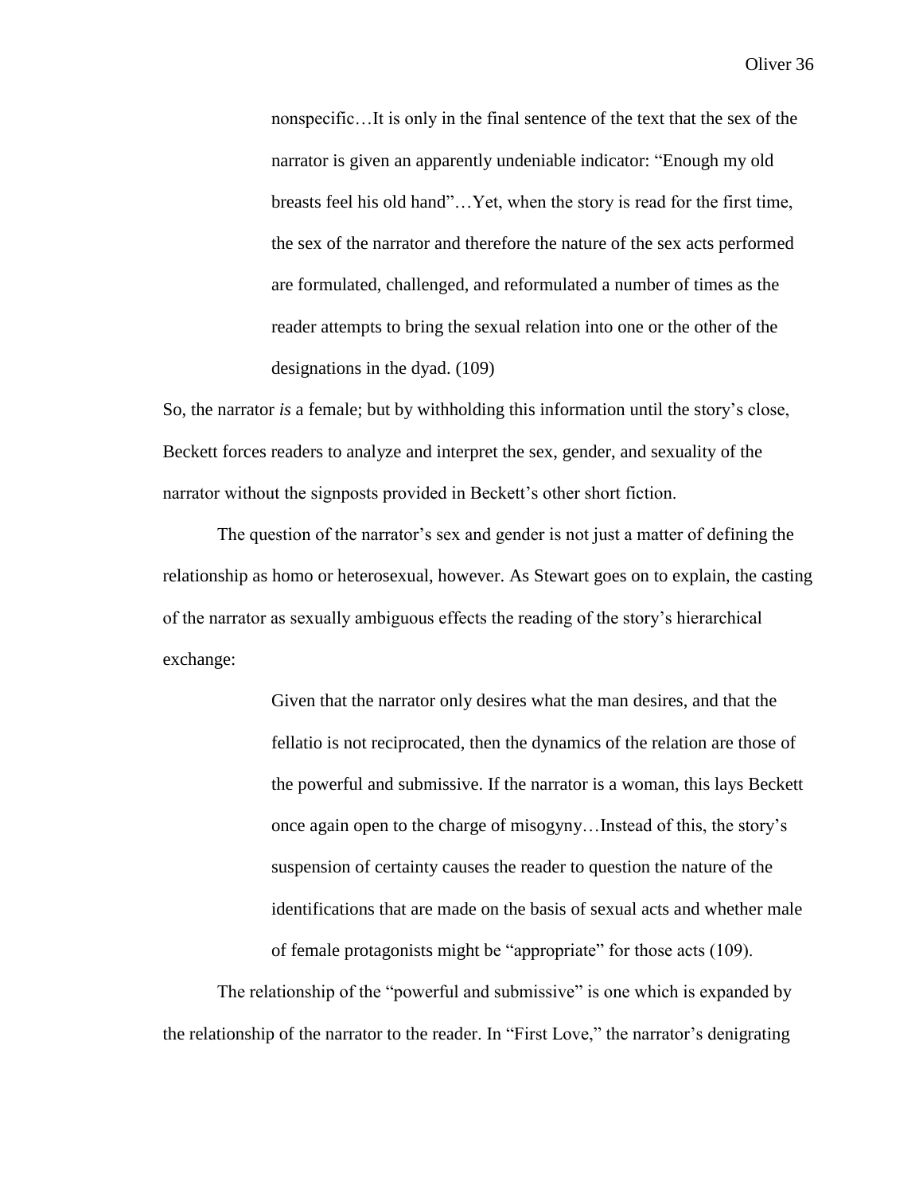> nonspecific…It is only in the final sentence of the text that the sex of the narrator is given an apparently undeniable indicator: "Enough my old breasts feel his old hand"…Yet, when the story is read for the first time, the sex of the narrator and therefore the nature of the sex acts performed are formulated, challenged, and reformulated a number of times as the reader attempts to bring the sexual relation into one or the other of the designations in the dyad. (109)

So, the narrator *is* a female; but by withholding this information until the story's close, Beckett forces readers to analyze and interpret the sex, gender, and sexuality of the narrator without the signposts provided in Beckett's other short fiction.

The question of the narrator's sex and gender is not just a matter of defining the relationship as homo or heterosexual, however. As Stewart goes on to explain, the casting of the narrator as sexually ambiguous effects the reading of the story's hierarchical exchange:

> Given that the narrator only desires what the man desires, and that the fellatio is not reciprocated, then the dynamics of the relation are those of the powerful and submissive. If the narrator is a woman, this lays Beckett once again open to the charge of misogyny…Instead of this, the story's suspension of certainty causes the reader to question the nature of the identifications that are made on the basis of sexual acts and whether male of female protagonists might be "appropriate" for those acts (109).

The relationship of the "powerful and submissive" is one which is expanded by the relationship of the narrator to the reader. In "First Love," the narrator's denigrating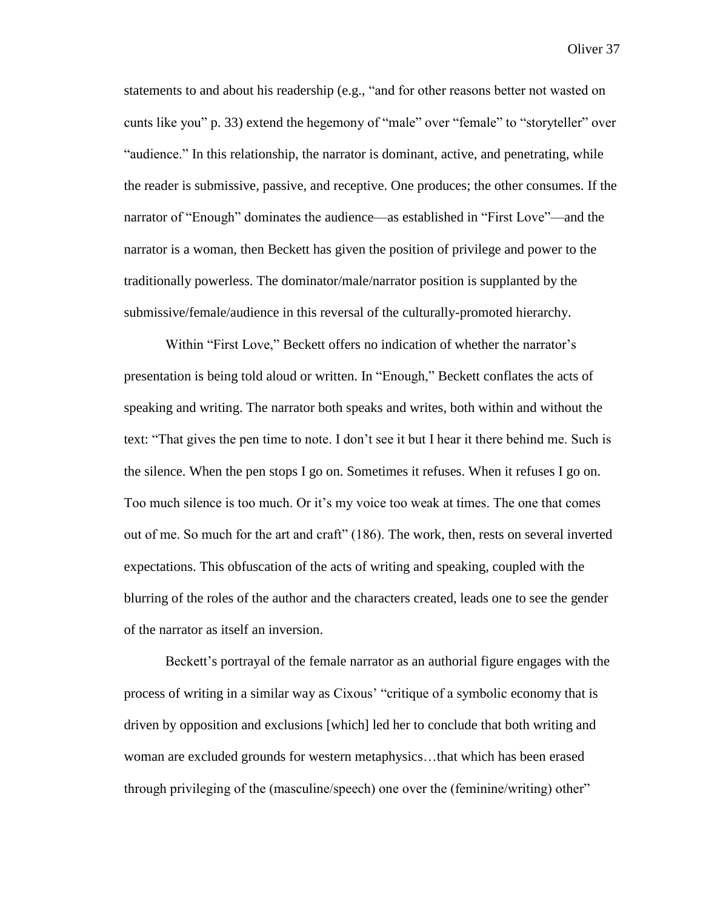statements to and about his readership (e.g., "and for other reasons better not wasted on cunts like you" p. 33) extend the hegemony of "male" over "female" to "storyteller" over "audience." In this relationship, the narrator is dominant, active, and penetrating, while the reader is submissive, passive, and receptive. One produces; the other consumes. If the narrator of "Enough" dominates the audience—as established in "First Love"—and the narrator is a woman, then Beckett has given the position of privilege and power to the traditionally powerless. The dominator/male/narrator position is supplanted by the submissive/female/audience in this reversal of the culturally-promoted hierarchy.

Within "First Love," Beckett offers no indication of whether the narrator's presentation is being told aloud or written. In "Enough," Beckett conflates the acts of speaking and writing. The narrator both speaks and writes, both within and without the text: "That gives the pen time to note. I don't see it but I hear it there behind me. Such is the silence. When the pen stops I go on. Sometimes it refuses. When it refuses I go on. Too much silence is too much. Or it's my voice too weak at times. The one that comes out of me. So much for the art and craft" (186). The work, then, rests on several inverted expectations. This obfuscation of the acts of writing and speaking, coupled with the blurring of the roles of the author and the characters created, leads one to see the gender of the narrator as itself an inversion.

Beckett's portrayal of the female narrator as an authorial figure engages with the process of writing in a similar way as Cixous' "critique of a symbolic economy that is driven by opposition and exclusions [which] led her to conclude that both writing and woman are excluded grounds for western metaphysics…that which has been erased through privileging of the (masculine/speech) one over the (feminine/writing) other"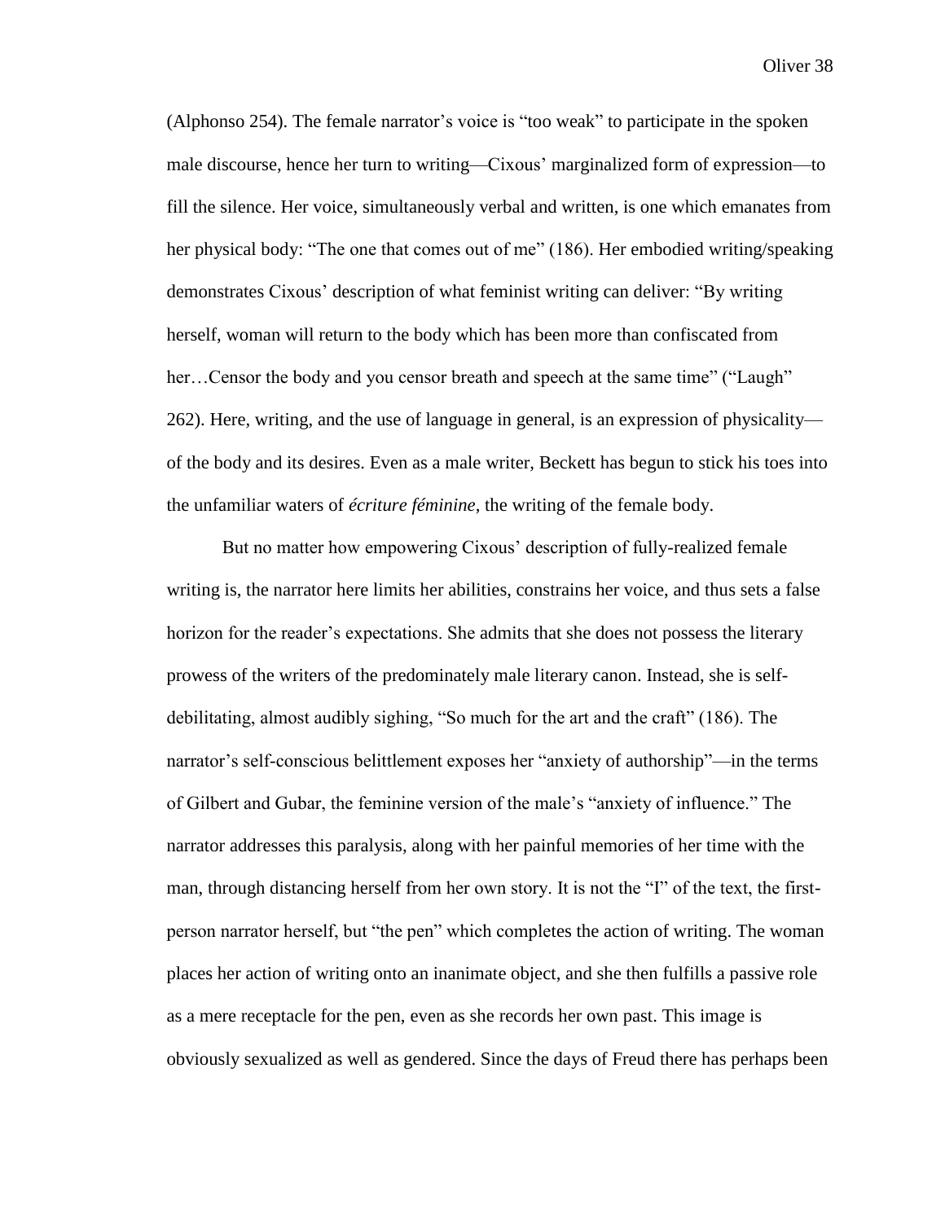(Alphonso 254). The female narrator's voice is "too weak" to participate in the spoken male discourse, hence her turn to writing—Cixous' marginalized form of expression—to fill the silence. Her voice, simultaneously verbal and written, is one which emanates from her physical body: "The one that comes out of me" (186). Her embodied writing/speaking demonstrates Cixous' description of what feminist writing can deliver: "By writing herself, woman will return to the body which has been more than confiscated from her…Censor the body and you censor breath and speech at the same time" ("Laugh" 262). Here, writing, and the use of language in general, is an expression of physicality—of the body and its desires. Even as a male writer, Beckett has begun to stick his toes into the unfamiliar waters of *écriture féminine*, the writing of the female body.

But no matter how empowering Cixous' description of fully-realized female writing is, the narrator here limits her abilities, constrains her voice, and thus sets a false horizon for the reader's expectations. She admits that she does not possess the literary prowess of the writers of the predominately male literary canon. Instead, she is self-debilitating, almost audibly sighing, "So much for the art and the craft" (186). The narrator's self-conscious belittlement exposes her "anxiety of authorship"—in the terms of Gilbert and Gubar, the feminine version of the male's "anxiety of influence." The narrator addresses this paralysis, along with her painful memories of her time with the man, through distancing herself from her own story. It is not the "I" of the text, the first-person narrator herself, but "the pen" which completes the action of writing. The woman places her action of writing onto an inanimate object, and she then fulfills a passive role as a mere receptacle for the pen, even as she records her own past. This image is obviously sexualized as well as gendered. Since the days of Freud there has perhaps been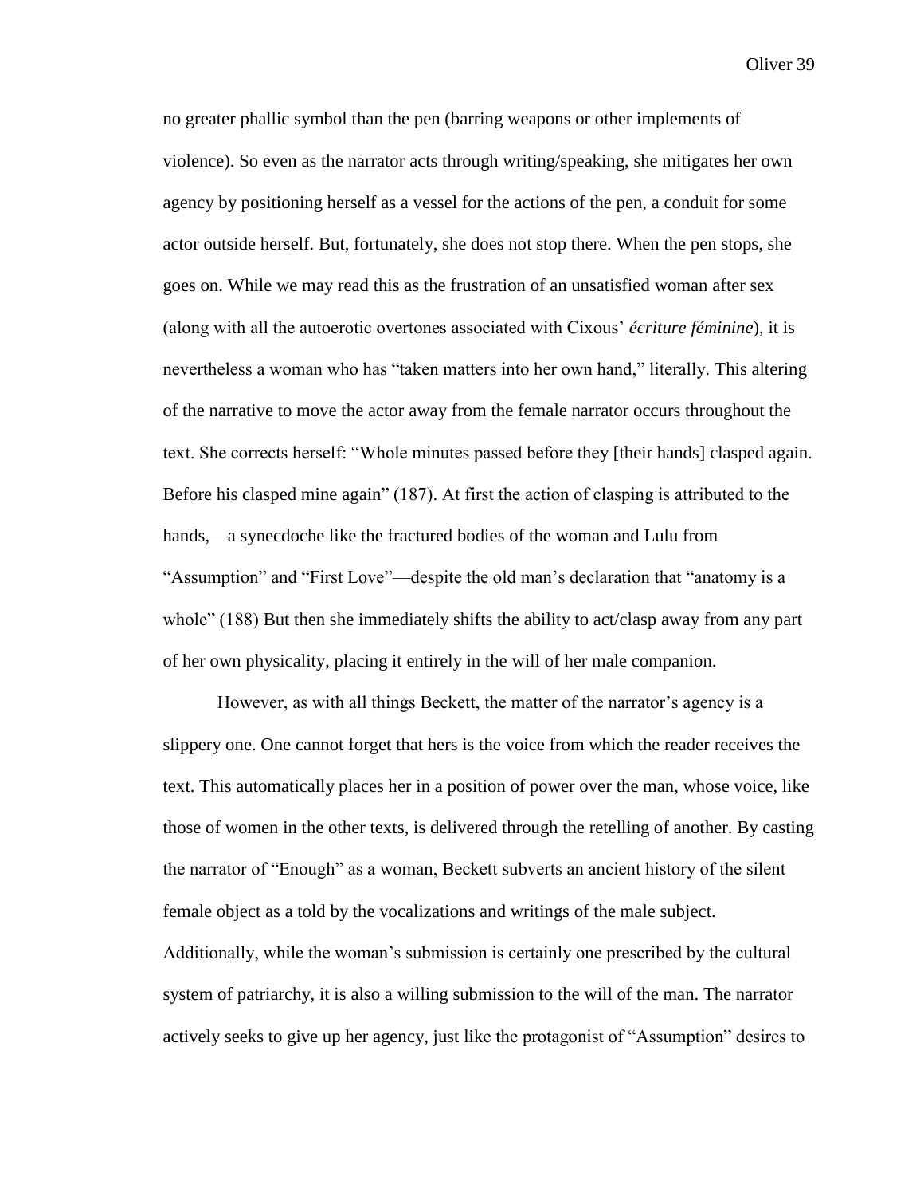no greater phallic symbol than the pen (barring weapons or other implements of violence). So even as the narrator acts through writing/speaking, she mitigates her own agency by positioning herself as a vessel for the actions of the pen, a conduit for some actor outside herself. But, fortunately, she does not stop there. When the pen stops, she goes on. While we may read this as the frustration of an unsatisfied woman after sex (along with all the autoerotic overtones associated with Cixous' *écriture féminine*), it is nevertheless a woman who has "taken matters into her own hand," literally. This altering of the narrative to move the actor away from the female narrator occurs throughout the text. She corrects herself: "Whole minutes passed before they [their hands] clasped again. Before his clasped mine again" (187). At first the action of clasping is attributed to the hands,—a synecdoche like the fractured bodies of the woman and Lulu from "Assumption" and "First Love"—despite the old man's declaration that "anatomy is a whole" (188) But then she immediately shifts the ability to act/clasp away from any part of her own physicality, placing it entirely in the will of her male companion.

However, as with all things Beckett, the matter of the narrator's agency is a slippery one. One cannot forget that hers is the voice from which the reader receives the text. This automatically places her in a position of power over the man, whose voice, like those of women in the other texts, is delivered through the retelling of another. By casting the narrator of "Enough" as a woman, Beckett subverts an ancient history of the silent female object as a told by the vocalizations and writings of the male subject. Additionally, while the woman's submission is certainly one prescribed by the cultural system of patriarchy, it is also a willing submission to the will of the man. The narrator actively seeks to give up her agency, just like the protagonist of "Assumption" desires to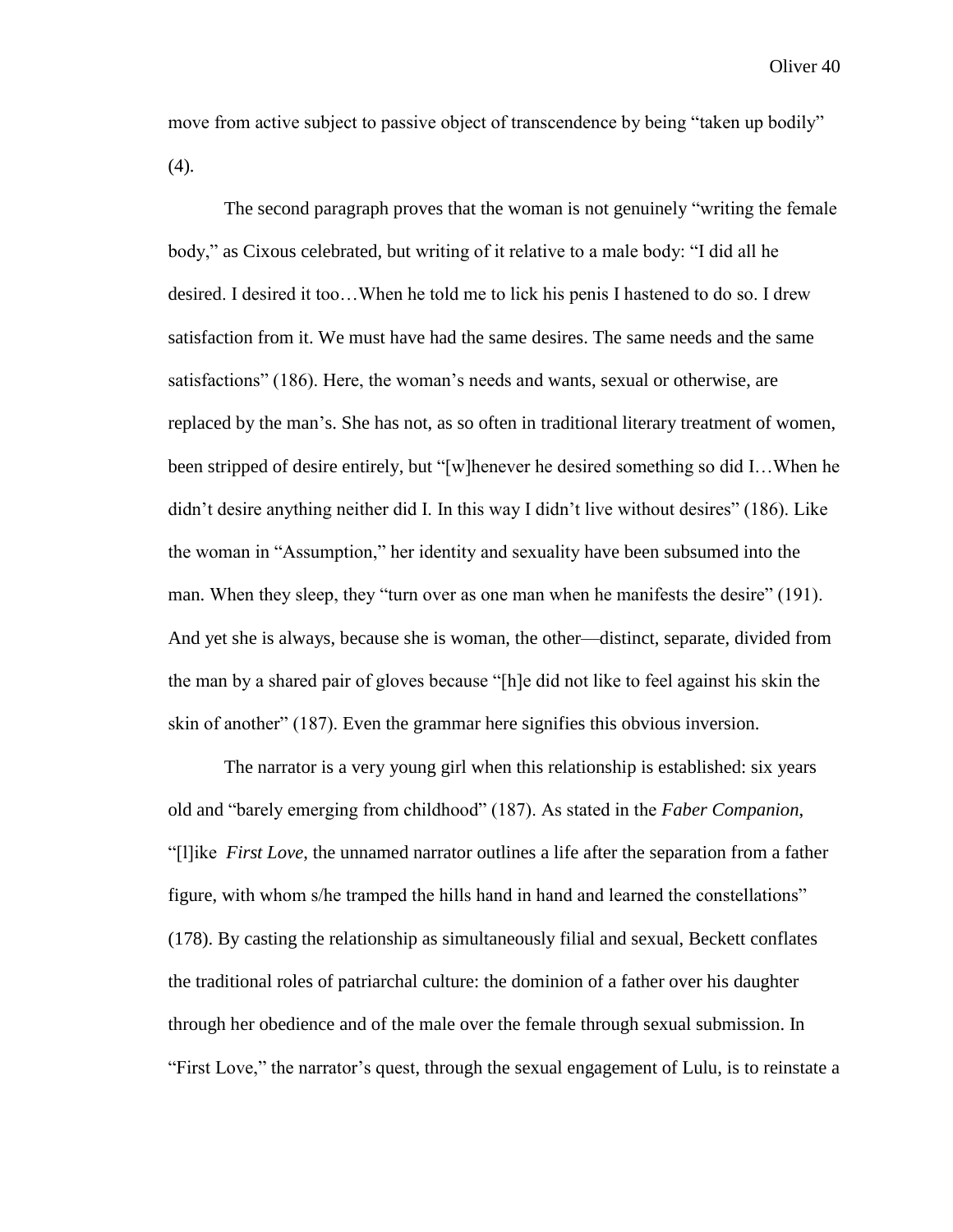move from active subject to passive object of transcendence by being "taken up bodily" (4).

The second paragraph proves that the woman is not genuinely "writing the female body," as Cixous celebrated, but writing of it relative to a male body: "I did all he desired. I desired it too…When he told me to lick his penis I hastened to do so. I drew satisfaction from it. We must have had the same desires. The same needs and the same satisfactions" (186). Here, the woman's needs and wants, sexual or otherwise, are replaced by the man's. She has not, as so often in traditional literary treatment of women, been stripped of desire entirely, but "[w]henever he desired something so did I…When he didn't desire anything neither did I. In this way I didn't live without desires" (186). Like the woman in "Assumption," her identity and sexuality have been subsumed into the man. When they sleep, they "turn over as one man when he manifests the desire" (191). And yet she is always, because she is woman, the other—distinct, separate, divided from the man by a shared pair of gloves because "[h]e did not like to feel against his skin the skin of another" (187). Even the grammar here signifies this obvious inversion.

The narrator is a very young girl when this relationship is established: six years old and "barely emerging from childhood" (187). As stated in the *Faber Companion*, "[l]ike *First Love*, the unnamed narrator outlines a life after the separation from a father figure, with whom s/he tramped the hills hand in hand and learned the constellations" (178). By casting the relationship as simultaneously filial and sexual, Beckett conflates the traditional roles of patriarchal culture: the dominion of a father over his daughter through her obedience and of the male over the female through sexual submission. In "First Love," the narrator's quest, through the sexual engagement of Lulu, is to reinstate a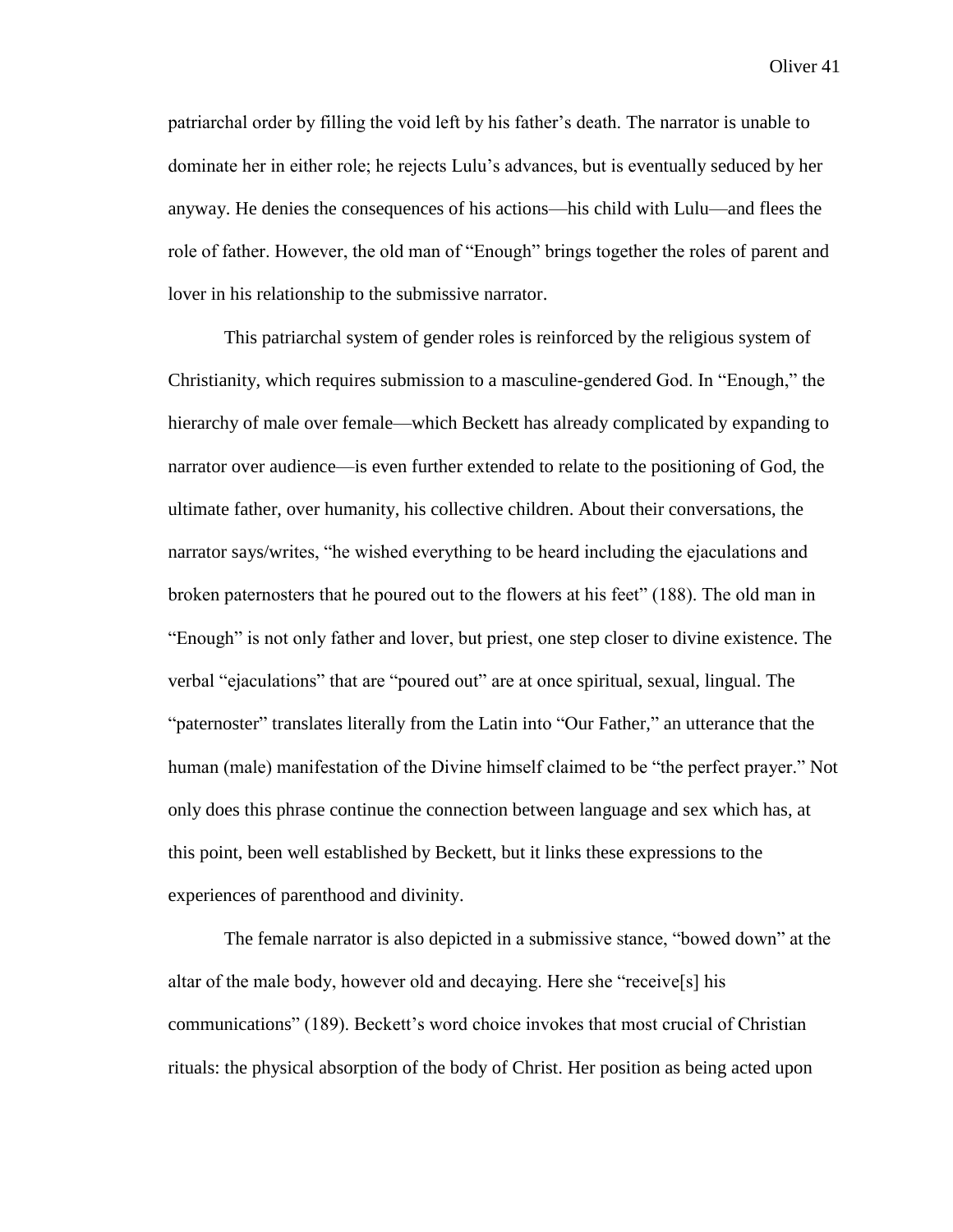patriarchal order by filling the void left by his father's death. The narrator is unable to dominate her in either role; he rejects Lulu's advances, but is eventually seduced by her anyway. He denies the consequences of his actions—his child with Lulu—and flees the role of father. However, the old man of "Enough" brings together the roles of parent and lover in his relationship to the submissive narrator.

This patriarchal system of gender roles is reinforced by the religious system of Christianity, which requires submission to a masculine-gendered God. In "Enough," the hierarchy of male over female—which Beckett has already complicated by expanding to narrator over audience—is even further extended to relate to the positioning of God, the ultimate father, over humanity, his collective children. About their conversations, the narrator says/writes, "he wished everything to be heard including the ejaculations and broken paternosters that he poured out to the flowers at his feet" (188). The old man in "Enough" is not only father and lover, but priest, one step closer to divine existence. The verbal "ejaculations" that are "poured out" are at once spiritual, sexual, lingual. The "paternoster" translates literally from the Latin into "Our Father," an utterance that the human (male) manifestation of the Divine himself claimed to be "the perfect prayer." Not only does this phrase continue the connection between language and sex which has, at this point, been well established by Beckett, but it links these expressions to the experiences of parenthood and divinity.

The female narrator is also depicted in a submissive stance, "bowed down" at the altar of the male body, however old and decaying. Here she "receive[s] his communications" (189). Beckett's word choice invokes that most crucial of Christian rituals: the physical absorption of the body of Christ. Her position as being acted upon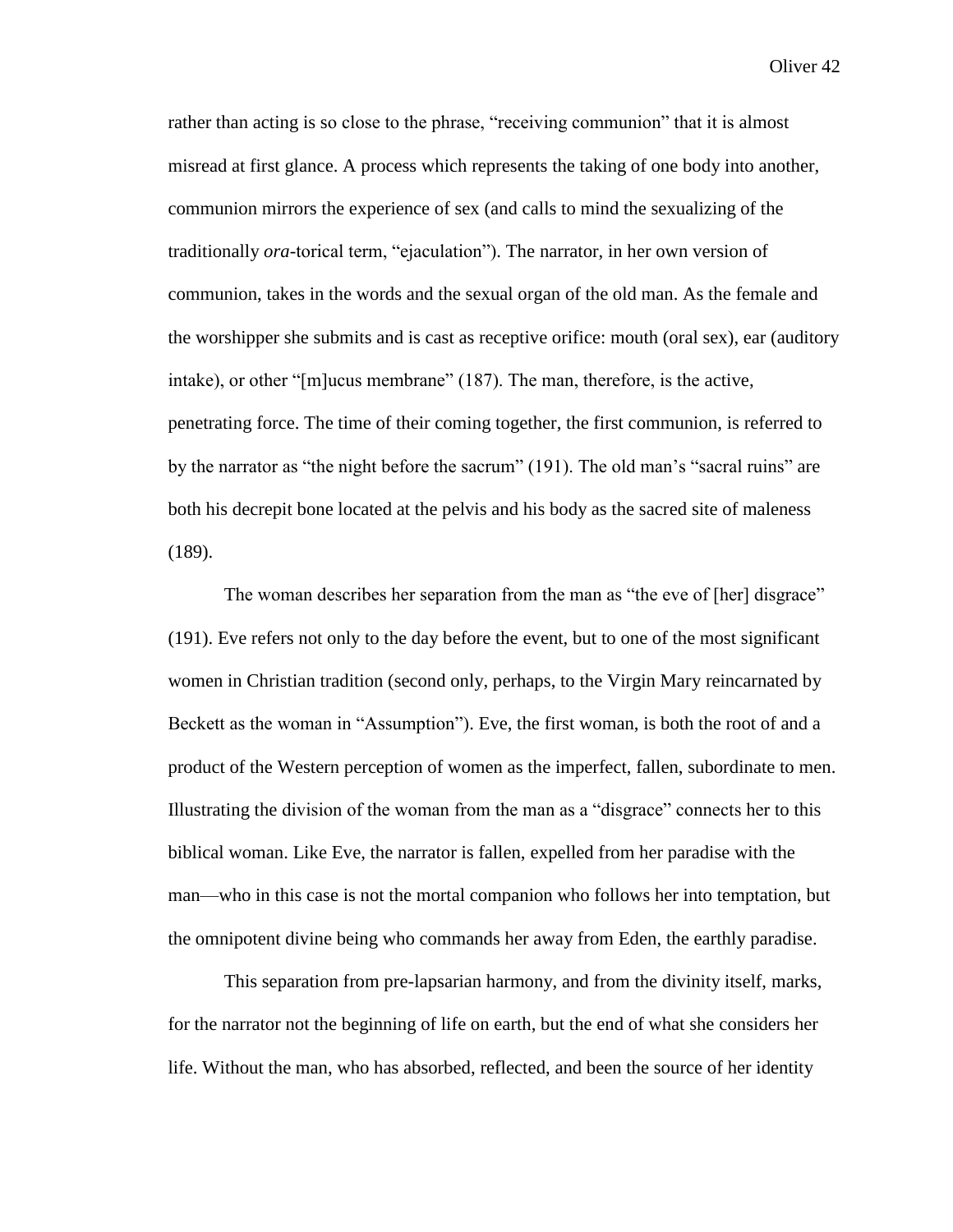rather than acting is so close to the phrase, "receiving communion" that it is almost misread at first glance. A process which represents the taking of one body into another, communion mirrors the experience of sex (and calls to mind the sexualizing of the traditionally *ora*-torical term, "ejaculation"). The narrator, in her own version of communion, takes in the words and the sexual organ of the old man. As the female and the worshipper she submits and is cast as receptive orifice: mouth (oral sex), ear (auditory intake), or other "[m]ucus membrane" (187). The man, therefore, is the active, penetrating force. The time of their coming together, the first communion, is referred to by the narrator as "the night before the sacrum" (191). The old man's "sacral ruins" are both his decrepit bone located at the pelvis and his body as the sacred site of maleness (189).

The woman describes her separation from the man as "the eve of [her] disgrace" (191). Eve refers not only to the day before the event, but to one of the most significant women in Christian tradition (second only, perhaps, to the Virgin Mary reincarnated by Beckett as the woman in "Assumption"). Eve, the first woman, is both the root of and a product of the Western perception of women as the imperfect, fallen, subordinate to men. Illustrating the division of the woman from the man as a "disgrace" connects her to this biblical woman. Like Eve, the narrator is fallen, expelled from her paradise with the man—who in this case is not the mortal companion who follows her into temptation, but the omnipotent divine being who commands her away from Eden, the earthly paradise.

This separation from pre-lapsarian harmony, and from the divinity itself, marks, for the narrator not the beginning of life on earth, but the end of what she considers her life. Without the man, who has absorbed, reflected, and been the source of her identity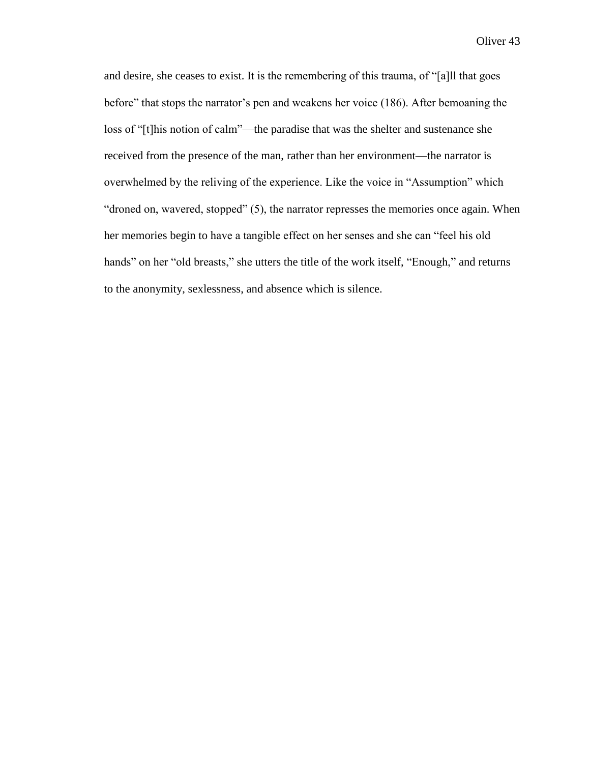and desire, she ceases to exist. It is the remembering of this trauma, of "[a]ll that goes before" that stops the narrator's pen and weakens her voice (186). After bemoaning the loss of "[t]his notion of calm"—the paradise that was the shelter and sustenance she received from the presence of the man, rather than her environment—the narrator is overwhelmed by the reliving of the experience. Like the voice in "Assumption" which "droned on, wavered, stopped" (5), the narrator represses the memories once again. When her memories begin to have a tangible effect on her senses and she can "feel his old hands" on her "old breasts," she utters the title of the work itself, "Enough," and returns to the anonymity, sexlessness, and absence which is silence.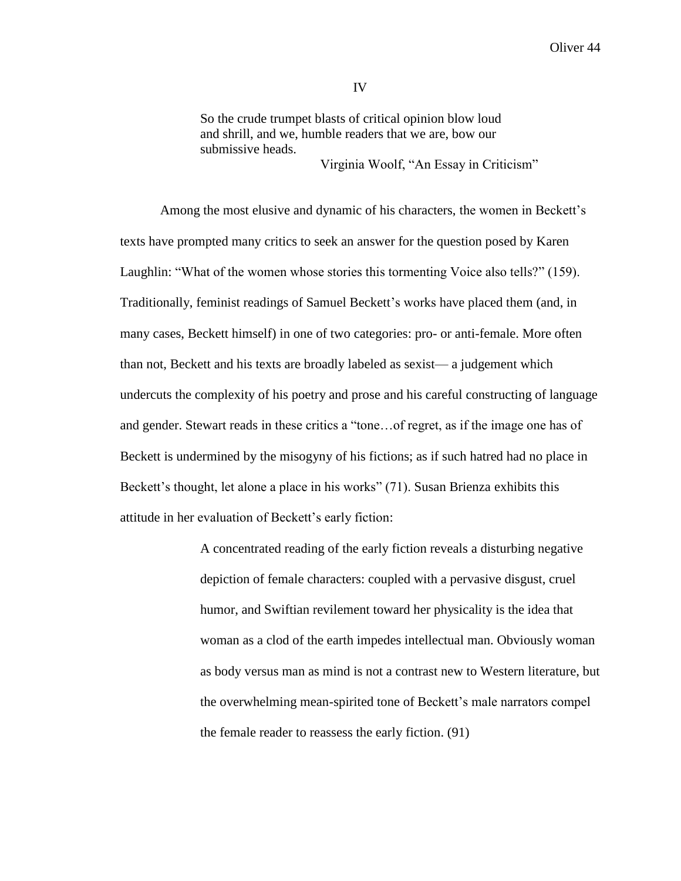## IV

> So the crude trumpet blasts of critical opinion blow loud and shrill, and we, humble readers that we are, bow our submissive heads.
>
> Virginia Woolf, "An Essay in Criticism"

Among the most elusive and dynamic of his characters, the women in Beckett's texts have prompted many critics to seek an answer for the question posed by Karen Laughlin: "What of the women whose stories this tormenting Voice also tells?" (159). Traditionally, feminist readings of Samuel Beckett's works have placed them (and, in many cases, Beckett himself) in one of two categories: pro- or anti-female. More often than not, Beckett and his texts are broadly labeled as sexist— a judgement which undercuts the complexity of his poetry and prose and his careful constructing of language and gender. Stewart reads in these critics a "tone…of regret, as if the image one has of Beckett is undermined by the misogyny of his fictions; as if such hatred had no place in Beckett's thought, let alone a place in his works" (71). Susan Brienza exhibits this attitude in her evaluation of Beckett's early fiction:

> A concentrated reading of the early fiction reveals a disturbing negative depiction of female characters: coupled with a pervasive disgust, cruel humor, and Swiftian revilement toward her physicality is the idea that woman as a clod of the earth impedes intellectual man. Obviously woman as body versus man as mind is not a contrast new to Western literature, but the overwhelming mean-spirited tone of Beckett's male narrators compel the female reader to reassess the early fiction. (91)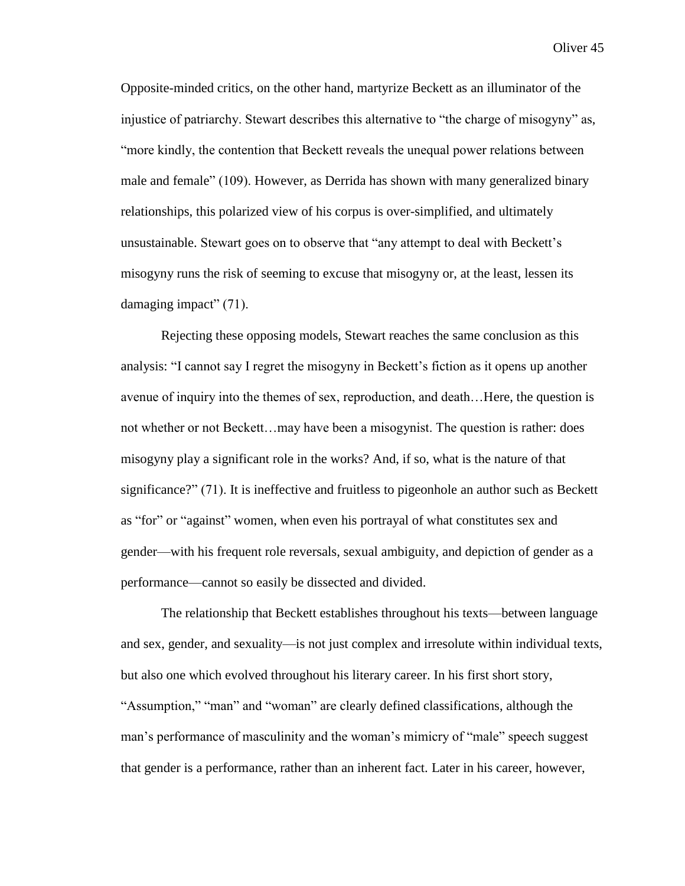Opposite-minded critics, on the other hand, martyrize Beckett as an illuminator of the injustice of patriarchy. Stewart describes this alternative to "the charge of misogyny" as, "more kindly, the contention that Beckett reveals the unequal power relations between male and female" (109). However, as Derrida has shown with many generalized binary relationships, this polarized view of his corpus is over-simplified, and ultimately unsustainable. Stewart goes on to observe that "any attempt to deal with Beckett's misogyny runs the risk of seeming to excuse that misogyny or, at the least, lessen its damaging impact" (71).

Rejecting these opposing models, Stewart reaches the same conclusion as this analysis: "I cannot say I regret the misogyny in Beckett's fiction as it opens up another avenue of inquiry into the themes of sex, reproduction, and death…Here, the question is not whether or not Beckett…may have been a misogynist. The question is rather: does misogyny play a significant role in the works? And, if so, what is the nature of that significance?" (71). It is ineffective and fruitless to pigeonhole an author such as Beckett as "for" or "against" women, when even his portrayal of what constitutes sex and gender—with his frequent role reversals, sexual ambiguity, and depiction of gender as a performance—cannot so easily be dissected and divided.

The relationship that Beckett establishes throughout his texts—between language and sex, gender, and sexuality—is not just complex and irresolute within individual texts, but also one which evolved throughout his literary career. In his first short story, "Assumption," "man" and "woman" are clearly defined classifications, although the man's performance of masculinity and the woman's mimicry of "male" speech suggest that gender is a performance, rather than an inherent fact. Later in his career, however,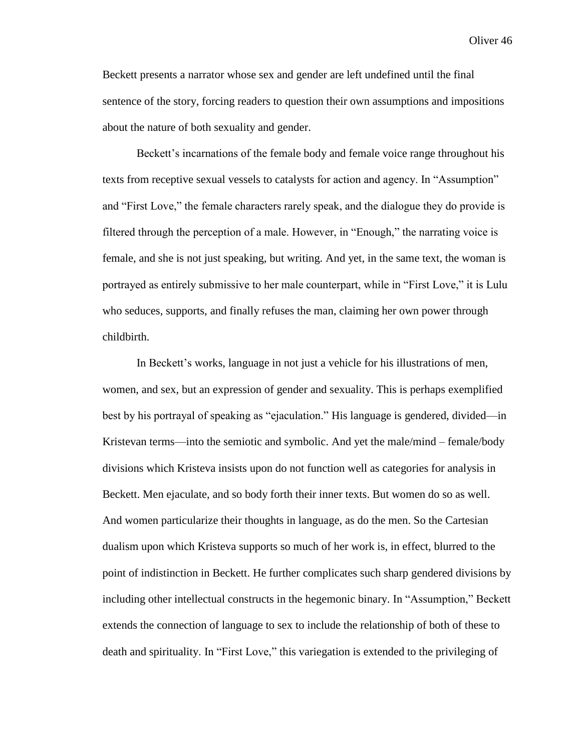Beckett presents a narrator whose sex and gender are left undefined until the final sentence of the story, forcing readers to question their own assumptions and impositions about the nature of both sexuality and gender.

Beckett's incarnations of the female body and female voice range throughout his texts from receptive sexual vessels to catalysts for action and agency. In "Assumption" and "First Love," the female characters rarely speak, and the dialogue they do provide is filtered through the perception of a male. However, in "Enough," the narrating voice is female, and she is not just speaking, but writing. And yet, in the same text, the woman is portrayed as entirely submissive to her male counterpart, while in "First Love," it is Lulu who seduces, supports, and finally refuses the man, claiming her own power through childbirth.

In Beckett's works, language in not just a vehicle for his illustrations of men, women, and sex, but an expression of gender and sexuality. This is perhaps exemplified best by his portrayal of speaking as "ejaculation." His language is gendered, divided—in Kristevan terms—into the semiotic and symbolic. And yet the male/mind – female/body divisions which Kristeva insists upon do not function well as categories for analysis in Beckett. Men ejaculate, and so body forth their inner texts. But women do so as well. And women particularize their thoughts in language, as do the men. So the Cartesian dualism upon which Kristeva supports so much of her work is, in effect, blurred to the point of indistinction in Beckett. He further complicates such sharp gendered divisions by including other intellectual constructs in the hegemonic binary. In "Assumption," Beckett extends the connection of language to sex to include the relationship of both of these to death and spirituality. In "First Love," this variegation is extended to the privileging of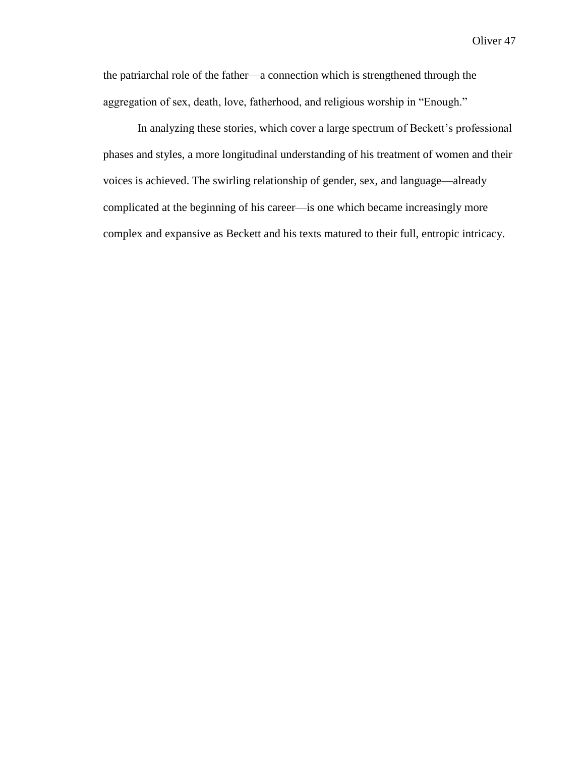the patriarchal role of the father—a connection which is strengthened through the aggregation of sex, death, love, fatherhood, and religious worship in "Enough."

In analyzing these stories, which cover a large spectrum of Beckett's professional phases and styles, a more longitudinal understanding of his treatment of women and their voices is achieved. The swirling relationship of gender, sex, and language—already complicated at the beginning of his career—is one which became increasingly more complex and expansive as Beckett and his texts matured to their full, entropic intricacy.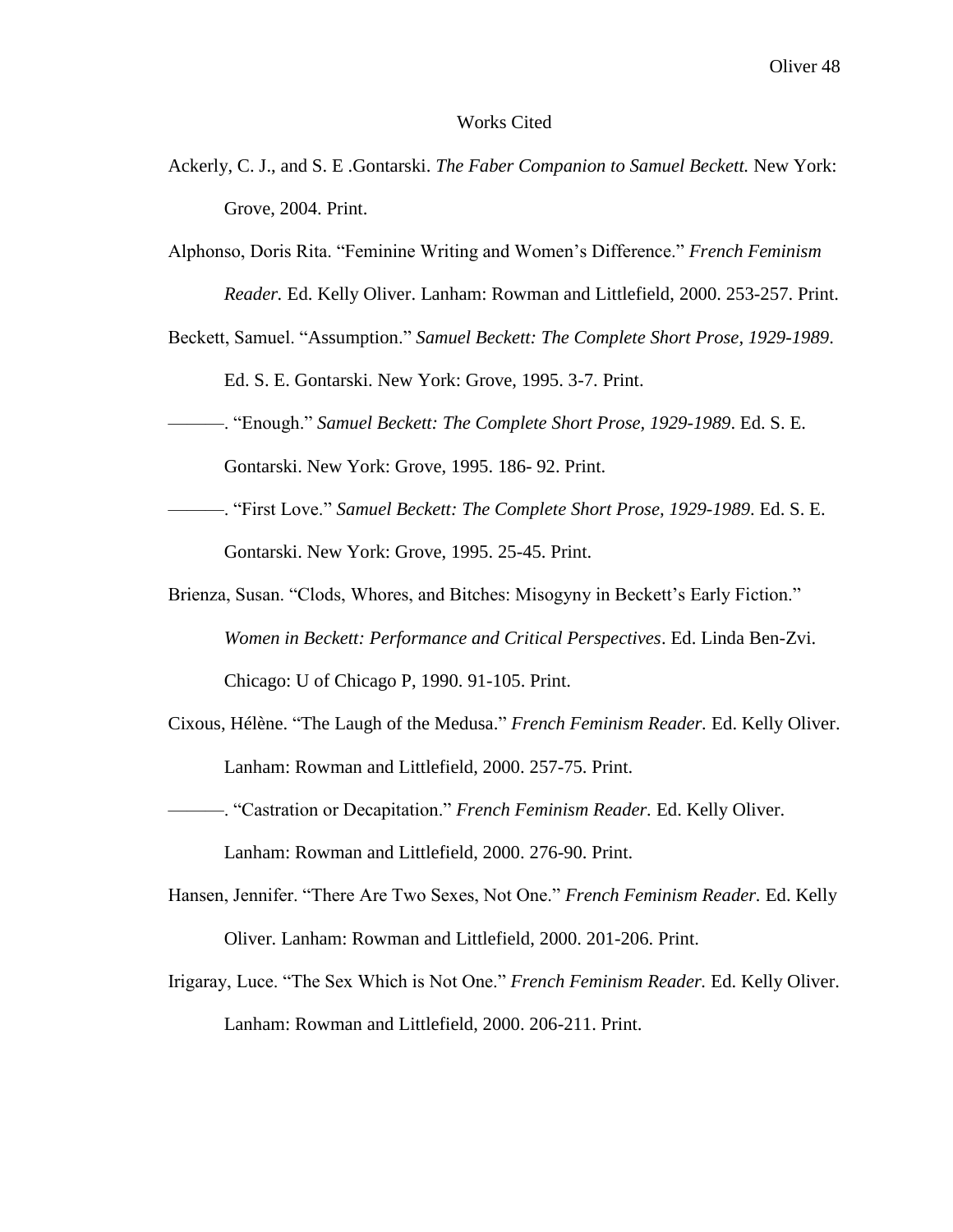# Works Cited

Ackerly, C. J., and S. E .Gontarski. *The Faber Companion to Samuel Beckett.* New York: Grove, 2004. Print.

Alphonso, Doris Rita. "Feminine Writing and Women's Difference." *French Feminism Reader.* Ed. Kelly Oliver. Lanham: Rowman and Littlefield, 2000. 253-257. Print.

Beckett, Samuel. "Assumption." *Samuel Beckett: The Complete Short Prose, 1929-1989*. Ed. S. E. Gontarski. New York: Grove, 1995. 3-7. Print.

———. "Enough." *Samuel Beckett: The Complete Short Prose, 1929-1989*. Ed. S. E. Gontarski. New York: Grove, 1995. 186- 92. Print.

———. "First Love." *Samuel Beckett: The Complete Short Prose, 1929-1989*. Ed. S. E. Gontarski. New York: Grove, 1995. 25-45. Print.

Brienza, Susan. "Clods, Whores, and Bitches: Misogyny in Beckett's Early Fiction." *Women in Beckett: Performance and Critical Perspectives*. Ed. Linda Ben-Zvi. Chicago: U of Chicago P, 1990. 91-105. Print.

Cixous, Hélène. "The Laugh of the Medusa." *French Feminism Reader.* Ed. Kelly Oliver. Lanham: Rowman and Littlefield, 2000. 257-75. Print.

———. "Castration or Decapitation." *French Feminism Reader.* Ed. Kelly Oliver. Lanham: Rowman and Littlefield, 2000. 276-90. Print.

Hansen, Jennifer. "There Are Two Sexes, Not One." *French Feminism Reader.* Ed. Kelly Oliver. Lanham: Rowman and Littlefield, 2000. 201-206. Print.

Irigaray, Luce. "The Sex Which is Not One." *French Feminism Reader.* Ed. Kelly Oliver. Lanham: Rowman and Littlefield, 2000. 206-211. Print.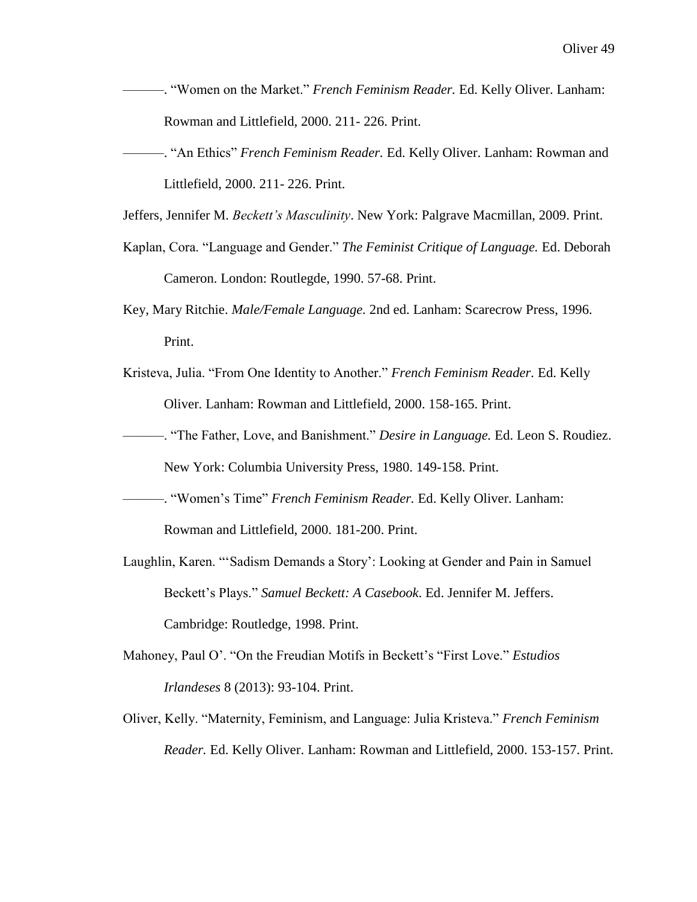———. "Women on the Market." *French Feminism Reader.* Ed. Kelly Oliver. Lanham: Rowman and Littlefield, 2000. 211- 226. Print.

———. "An Ethics" *French Feminism Reader.* Ed. Kelly Oliver. Lanham: Rowman and Littlefield, 2000. 211- 226. Print.

Jeffers, Jennifer M. *Beckett's Masculinity*. New York: Palgrave Macmillan, 2009. Print.

Kaplan, Cora. "Language and Gender." *The Feminist Critique of Language.* Ed. Deborah Cameron. London: Routlegde, 1990. 57-68. Print.

Key, Mary Ritchie. *Male/Female Language.* 2nd ed. Lanham: Scarecrow Press, 1996. Print.

Kristeva, Julia. "From One Identity to Another." *French Feminism Reader*. Ed. Kelly Oliver. Lanham: Rowman and Littlefield, 2000. 158-165. Print.

———. "The Father, Love, and Banishment." *Desire in Language.* Ed. Leon S. Roudiez. New York: Columbia University Press, 1980. 149-158. Print.

———. "Women's Time" *French Feminism Reader.* Ed. Kelly Oliver. Lanham: Rowman and Littlefield, 2000. 181-200. Print.

Laughlin, Karen. "'Sadism Demands a Story': Looking at Gender and Pain in Samuel Beckett's Plays." *Samuel Beckett: A Casebook*. Ed. Jennifer M. Jeffers. Cambridge: Routledge, 1998. Print.

Mahoney, Paul O'. "On the Freudian Motifs in Beckett's "First Love." *Estudios Irlandeses* 8 (2013): 93-104. Print.

Oliver, Kelly. "Maternity, Feminism, and Language: Julia Kristeva." *French Feminism Reader.* Ed. Kelly Oliver. Lanham: Rowman and Littlefield, 2000. 153-157. Print.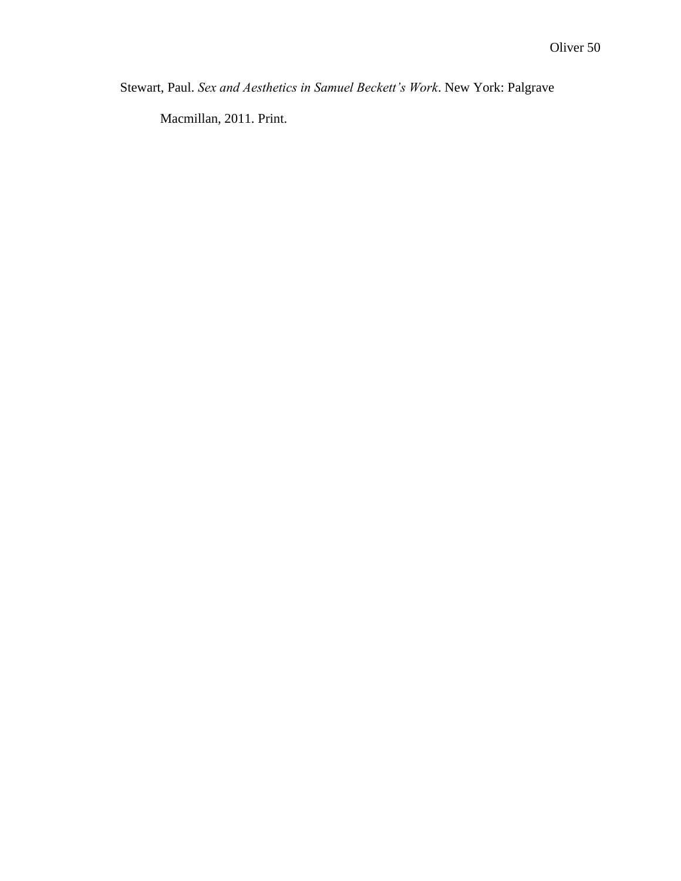Stewart, Paul. *Sex and Aesthetics in Samuel Beckett's Work*. New York: Palgrave Macmillan, 2011. Print.